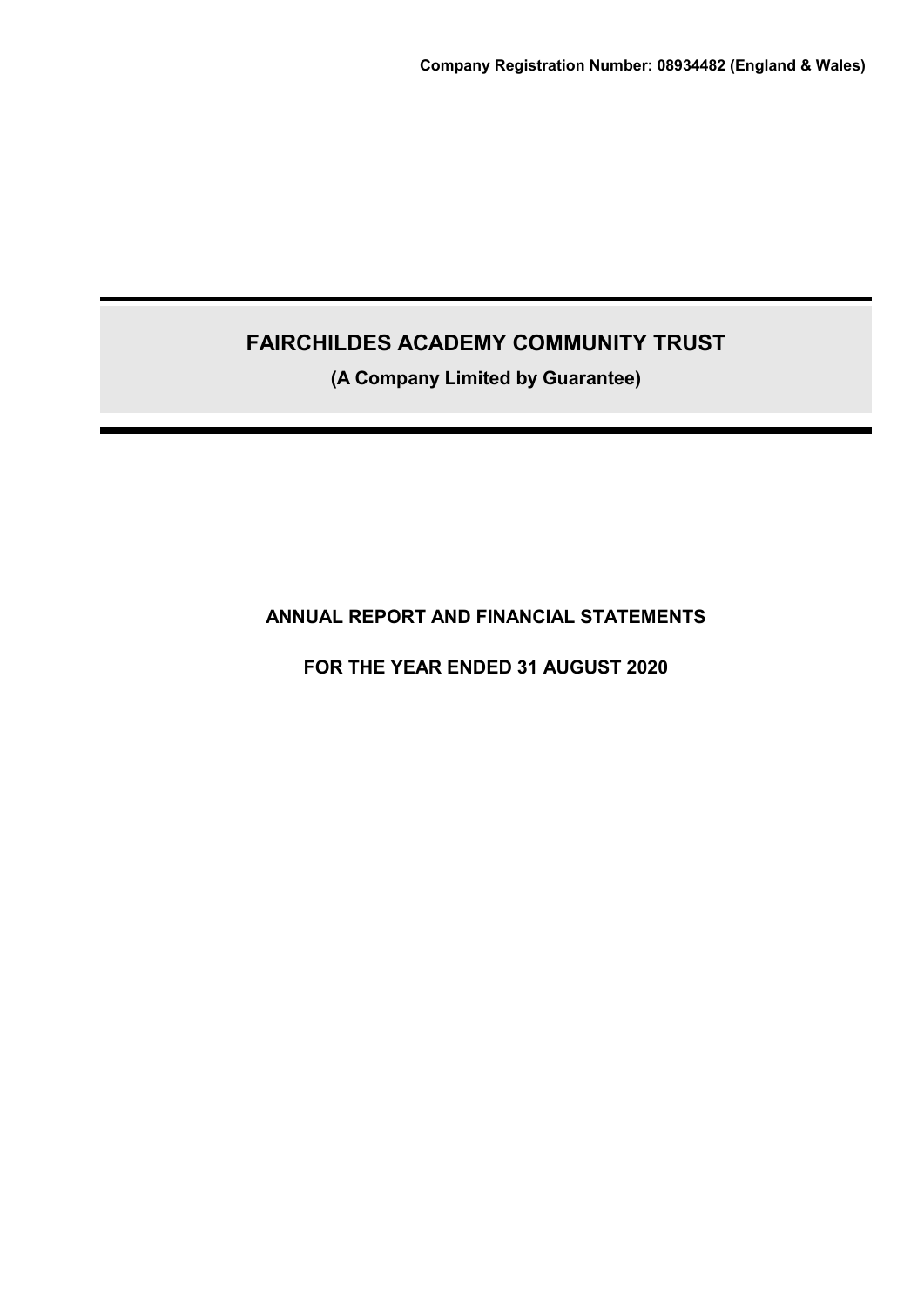**Company Registration Number: 08934482 (England & Wales)**

# FAIRCHILDES ACADEMY COMMUNITY TRUST

**(A Company Limited by Guarantee)**

## ANNUAL REPORT AND FINANCIAL STATEMENTS

## FOR THE YEAR ENDED 31 AUGUST 2020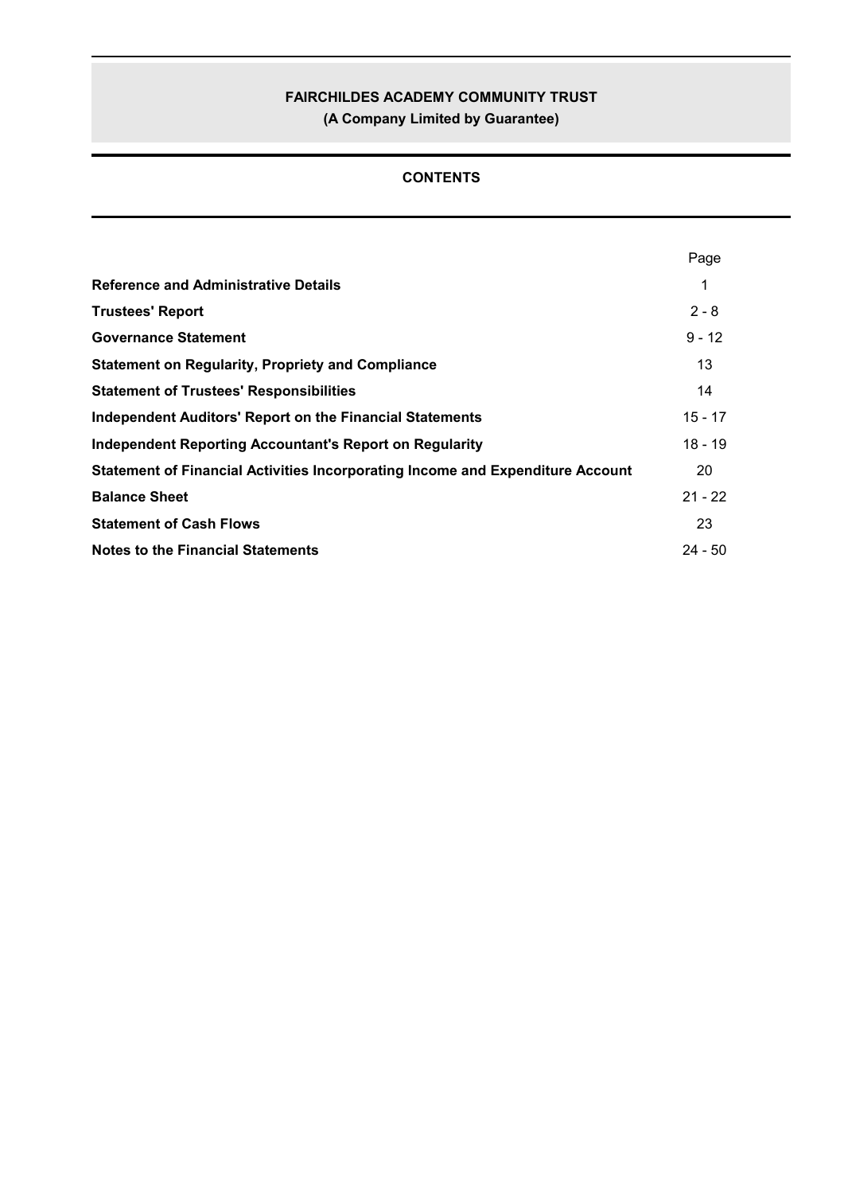**FAIRCHILDES ACADEMY COMMUNITY TRUST**

**(A Company Limited by Guarantee)**

**CONTENTS**

| | Page |
|---|---|
| **Reference and Administrative Details** | 1 |
| **Trustees' Report** | 2 - 8 |
| **Governance Statement** | 9 - 12 |
| **Statement on Regularity, Propriety and Compliance** | 13 |
| **Statement of Trustees' Responsibilities** | 14 |
| **Independent Auditors' Report on the Financial Statements** | 15 - 17 |
| **Independent Reporting Accountant's Report on Regularity** | 18 - 19 |
| **Statement of Financial Activities Incorporating Income and Expenditure Account** | 20 |
| **Balance Sheet** | 21 - 22 |
| **Statement of Cash Flows** | 23 |
| **Notes to the Financial Statements** | 24 - 50 |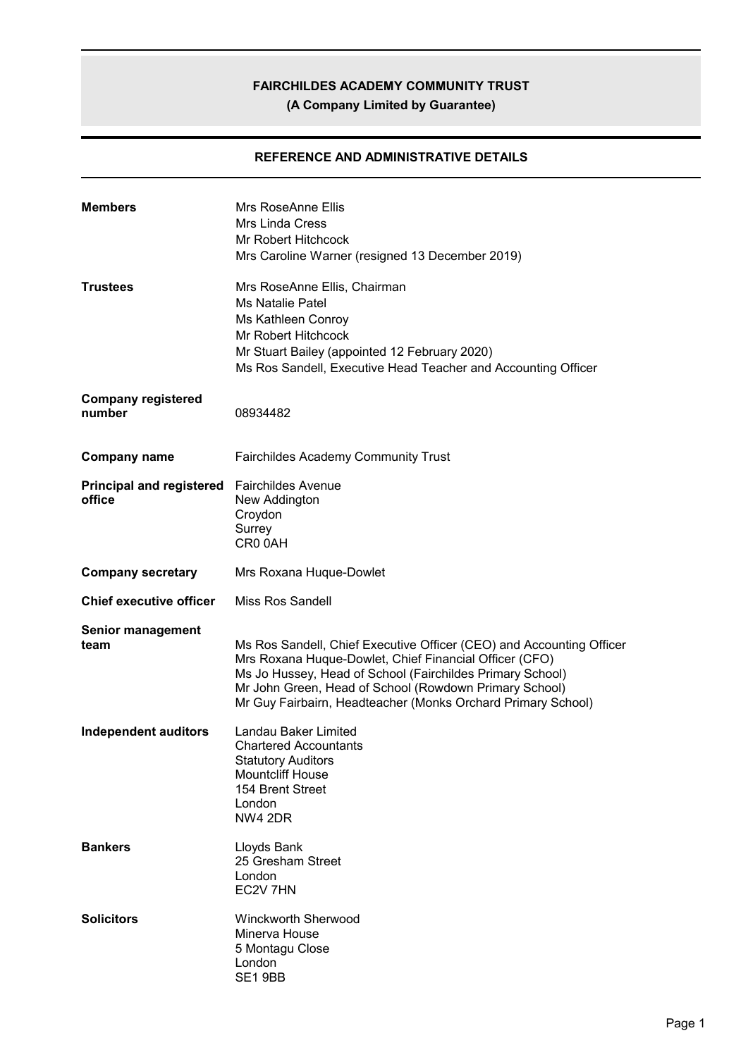# FAIRCHILDES ACADEMY COMMUNITY TRUST

**(A Company Limited by Guarantee)**

## REFERENCE AND ADMINISTRATIVE DETAILS

| | |
|---|---|
| **Members** | Mrs RoseAnne Ellis<br>Mrs Linda Cress<br>Mr Robert Hitchcock<br>Mrs Caroline Warner (resigned 13 December 2019) |
| **Trustees** | Mrs RoseAnne Ellis, Chairman<br>Ms Natalie Patel<br>Ms Kathleen Conroy<br>Mr Robert Hitchcock<br>Mr Stuart Bailey (appointed 12 February 2020)<br>Ms Ros Sandell, Executive Head Teacher and Accounting Officer |
| **Company registered number** | 08934482 |
| **Company name** | Fairchildes Academy Community Trust |
| **Principal and registered office** | Fairchildes Avenue<br>New Addington<br>Croydon<br>Surrey<br>CR0 0AH |
| **Company secretary** | Mrs Roxana Huque-Dowlet |
| **Chief executive officer** | Miss Ros Sandell |
| **Senior management team** | Ms Ros Sandell, Chief Executive Officer (CEO) and Accounting Officer<br>Mrs Roxana Huque-Dowlet, Chief Financial Officer (CFO)<br>Ms Jo Hussey, Head of School (Fairchildes Primary School)<br>Mr John Green, Head of School (Rowdown Primary School)<br>Mr Guy Fairbairn, Headteacher (Monks Orchard Primary School) |
| **Independent auditors** | Landau Baker Limited<br>Chartered Accountants<br>Statutory Auditors<br>Mountcliff House<br>154 Brent Street<br>London<br>NW4 2DR |
| **Bankers** | Lloyds Bank<br>25 Gresham Street<br>London<br>EC2V 7HN |
| **Solicitors** | Winckworth Sherwood<br>Minerva House<br>5 Montagu Close<br>London<br>SE1 9BB |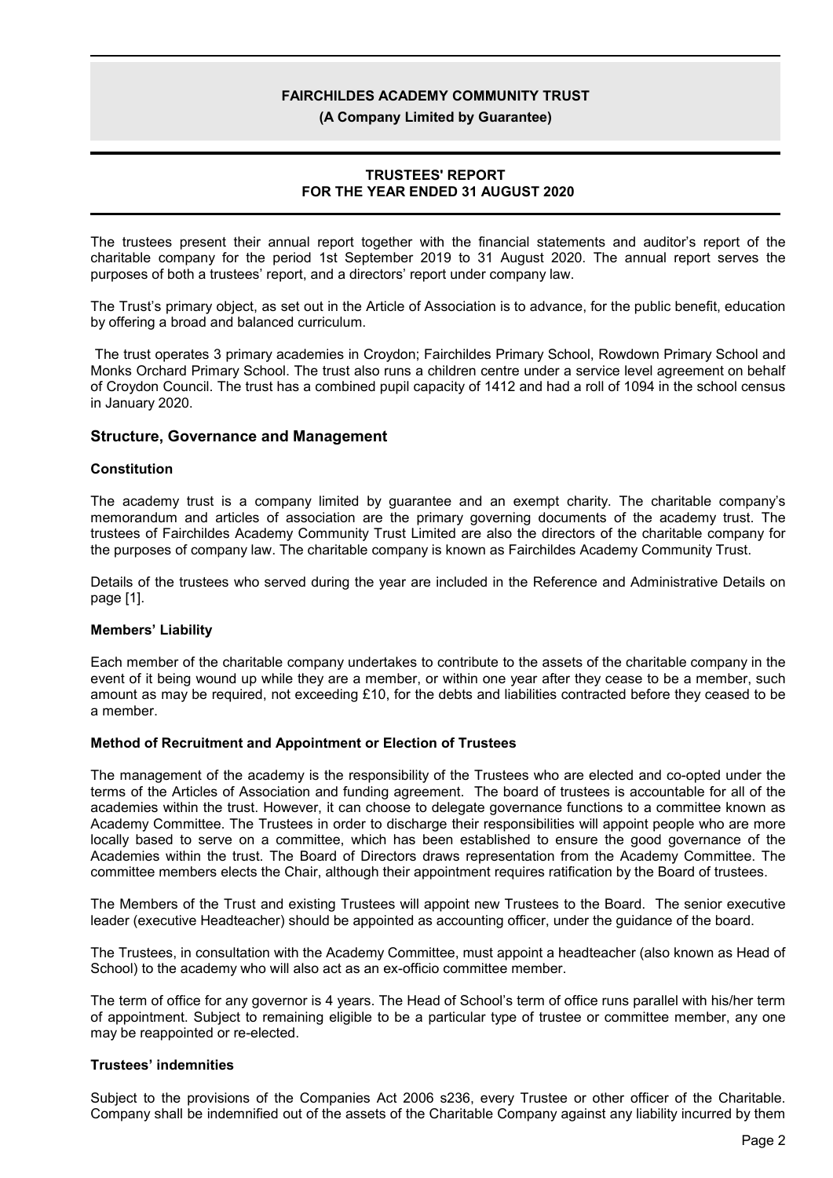**FAIRCHILDES ACADEMY COMMUNITY TRUST**

**(A Company Limited by Guarantee)**

**TRUSTEES' REPORT**
**FOR THE YEAR ENDED 31 AUGUST 2020**

The trustees present their annual report together with the financial statements and auditor's report of the charitable company for the period 1st September 2019 to 31 August 2020. The annual report serves the purposes of both a trustees' report, and a directors' report under company law.

The Trust's primary object, as set out in the Article of Association is to advance, for the public benefit, education by offering a broad and balanced curriculum.

The trust operates 3 primary academies in Croydon; Fairchildes Primary School, Rowdown Primary School and Monks Orchard Primary School. The trust also runs a children centre under a service level agreement on behalf of Croydon Council. The trust has a combined pupil capacity of 1412 and had a roll of 1094 in the school census in January 2020.

## Structure, Governance and Management

### Constitution

The academy trust is a company limited by guarantee and an exempt charity. The charitable company's memorandum and articles of association are the primary governing documents of the academy trust. The trustees of Fairchildes Academy Community Trust Limited are also the directors of the charitable company for the purposes of company law. The charitable company is known as Fairchildes Academy Community Trust.

Details of the trustees who served during the year are included in the Reference and Administrative Details on page [1].

### Members' Liability

Each member of the charitable company undertakes to contribute to the assets of the charitable company in the event of it being wound up while they are a member, or within one year after they cease to be a member, such amount as may be required, not exceeding £10, for the debts and liabilities contracted before they ceased to be a member.

### Method of Recruitment and Appointment or Election of Trustees

The management of the academy is the responsibility of the Trustees who are elected and co-opted under the terms of the Articles of Association and funding agreement. The board of trustees is accountable for all of the academies within the trust. However, it can choose to delegate governance functions to a committee known as Academy Committee. The Trustees in order to discharge their responsibilities will appoint people who are more locally based to serve on a committee, which has been established to ensure the good governance of the Academies within the trust. The Board of Directors draws representation from the Academy Committee. The committee members elects the Chair, although their appointment requires ratification by the Board of trustees.

The Members of the Trust and existing Trustees will appoint new Trustees to the Board. The senior executive leader (executive Headteacher) should be appointed as accounting officer, under the guidance of the board.

The Trustees, in consultation with the Academy Committee, must appoint a headteacher (also known as Head of School) to the academy who will also act as an ex-officio committee member.

The term of office for any governor is 4 years. The Head of School's term of office runs parallel with his/her term of appointment. Subject to remaining eligible to be a particular type of trustee or committee member, any one may be reappointed or re-elected.

### Trustees' indemnities

Subject to the provisions of the Companies Act 2006 s236, every Trustee or other officer of the Charitable. Company shall be indemnified out of the assets of the Charitable Company against any liability incurred by them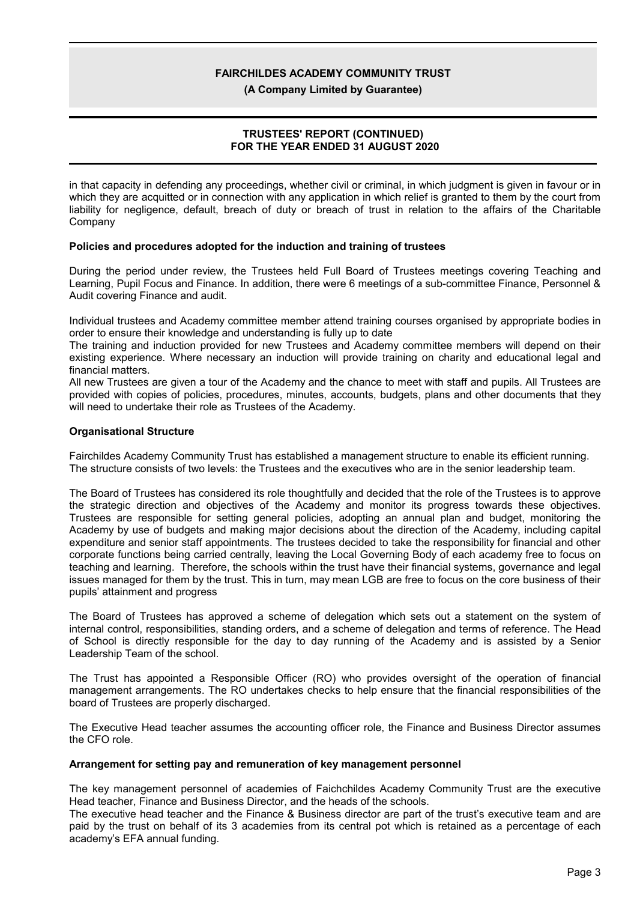in that capacity in defending any proceedings, whether civil or criminal, in which judgment is given in favour or in which they are acquitted or in connection with any application in which relief is granted to them by the court from liability for negligence, default, breach of duty or breach of trust in relation to the affairs of the Charitable Company

**Policies and procedures adopted for the induction and training of trustees**

During the period under review, the Trustees held Full Board of Trustees meetings covering Teaching and Learning, Pupil Focus and Finance. In addition, there were 6 meetings of a sub-committee Finance, Personnel & Audit covering Finance and audit.

Individual trustees and Academy committee member attend training courses organised by appropriate bodies in order to ensure their knowledge and understanding is fully up to date

The training and induction provided for new Trustees and Academy committee members will depend on their existing experience. Where necessary an induction will provide training on charity and educational legal and financial matters.

All new Trustees are given a tour of the Academy and the chance to meet with staff and pupils. All Trustees are provided with copies of policies, procedures, minutes, accounts, budgets, plans and other documents that they will need to undertake their role as Trustees of the Academy.

**Organisational Structure**

Fairchildes Academy Community Trust has established a management structure to enable its efficient running. The structure consists of two levels: the Trustees and the executives who are in the senior leadership team.

The Board of Trustees has considered its role thoughtfully and decided that the role of the Trustees is to approve the strategic direction and objectives of the Academy and monitor its progress towards these objectives. Trustees are responsible for setting general policies, adopting an annual plan and budget, monitoring the Academy by use of budgets and making major decisions about the direction of the Academy, including capital expenditure and senior staff appointments. The trustees decided to take the responsibility for financial and other corporate functions being carried centrally, leaving the Local Governing Body of each academy free to focus on teaching and learning. Therefore, the schools within the trust have their financial systems, governance and legal issues managed for them by the trust. This in turn, may mean LGB are free to focus on the core business of their pupils' attainment and progress

The Board of Trustees has approved a scheme of delegation which sets out a statement on the system of internal control, responsibilities, standing orders, and a scheme of delegation and terms of reference. The Head of School is directly responsible for the day to day running of the Academy and is assisted by a Senior Leadership Team of the school.

The Trust has appointed a Responsible Officer (RO) who provides oversight of the operation of financial management arrangements. The RO undertakes checks to help ensure that the financial responsibilities of the board of Trustees are properly discharged.

The Executive Head teacher assumes the accounting officer role, the Finance and Business Director assumes the CFO role.

**Arrangement for setting pay and remuneration of key management personnel**

The key management personnel of academies of Faichchildes Academy Community Trust are the executive Head teacher, Finance and Business Director, and the heads of the schools.

The executive head teacher and the Finance & Business director are part of the trust's executive team and are paid by the trust on behalf of its 3 academies from its central pot which is retained as a percentage of each academy's EFA annual funding.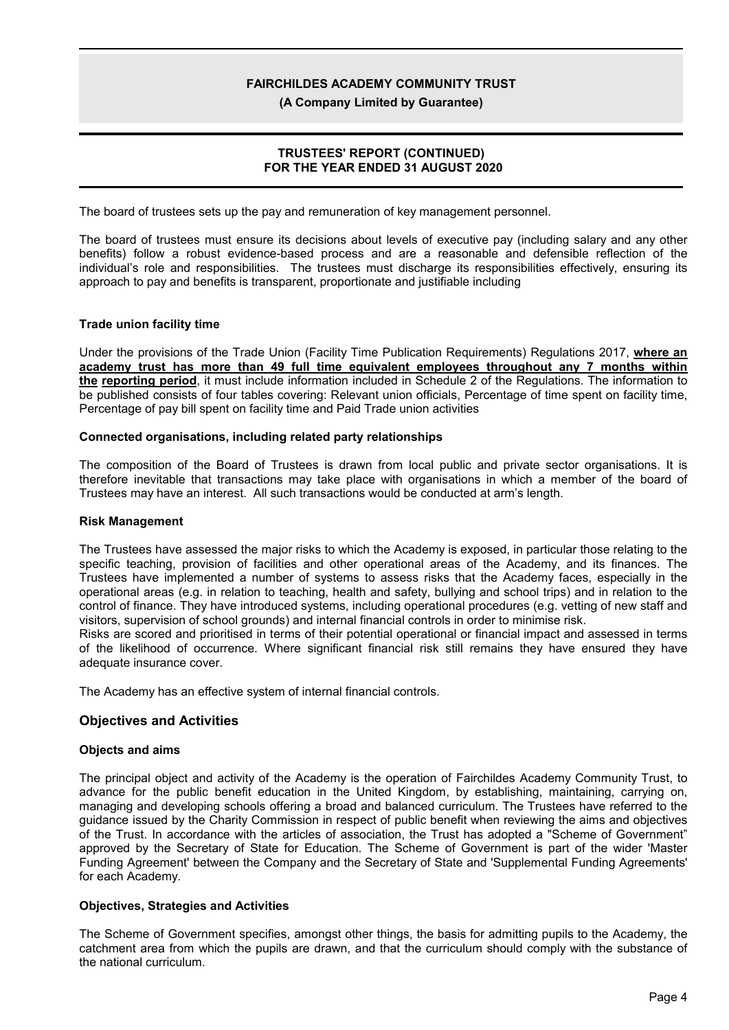The board of trustees sets up the pay and remuneration of key management personnel.

The board of trustees must ensure its decisions about levels of executive pay (including salary and any other benefits) follow a robust evidence-based process and are a reasonable and defensible reflection of the individual's role and responsibilities. The trustees must discharge its responsibilities effectively, ensuring its approach to pay and benefits is transparent, proportionate and justifiable including

### Trade union facility time

Under the provisions of the Trade Union (Facility Time Publication Requirements) Regulations 2017, **where an academy trust has more than 49 full time equivalent employees throughout any 7 months within the reporting period**, it must include information included in Schedule 2 of the Regulations. The information to be published consists of four tables covering: Relevant union officials, Percentage of time spent on facility time, Percentage of pay bill spent on facility time and Paid Trade union activities

### Connected organisations, including related party relationships

The composition of the Board of Trustees is drawn from local public and private sector organisations. It is therefore inevitable that transactions may take place with organisations in which a member of the board of Trustees may have an interest. All such transactions would be conducted at arm's length.

### Risk Management

The Trustees have assessed the major risks to which the Academy is exposed, in particular those relating to the specific teaching, provision of facilities and other operational areas of the Academy, and its finances. The Trustees have implemented a number of systems to assess risks that the Academy faces, especially in the operational areas (e.g. in relation to teaching, health and safety, bullying and school trips) and in relation to the control of finance. They have introduced systems, including operational procedures (e.g. vetting of new staff and visitors, supervision of school grounds) and internal financial controls in order to minimise risk.

Risks are scored and prioritised in terms of their potential operational or financial impact and assessed in terms of the likelihood of occurrence. Where significant financial risk still remains they have ensured they have adequate insurance cover.

The Academy has an effective system of internal financial controls.

## Objectives and Activities

### Objects and aims

The principal object and activity of the Academy is the operation of Fairchildes Academy Community Trust, to advance for the public benefit education in the United Kingdom, by establishing, maintaining, carrying on, managing and developing schools offering a broad and balanced curriculum. The Trustees have referred to the guidance issued by the Charity Commission in respect of public benefit when reviewing the aims and objectives of the Trust. In accordance with the articles of association, the Trust has adopted a "Scheme of Government" approved by the Secretary of State for Education. The Scheme of Government is part of the wider 'Master Funding Agreement' between the Company and the Secretary of State and 'Supplemental Funding Agreements' for each Academy.

### Objectives, Strategies and Activities

The Scheme of Government specifies, amongst other things, the basis for admitting pupils to the Academy, the catchment area from which the pupils are drawn, and that the curriculum should comply with the substance of the national curriculum.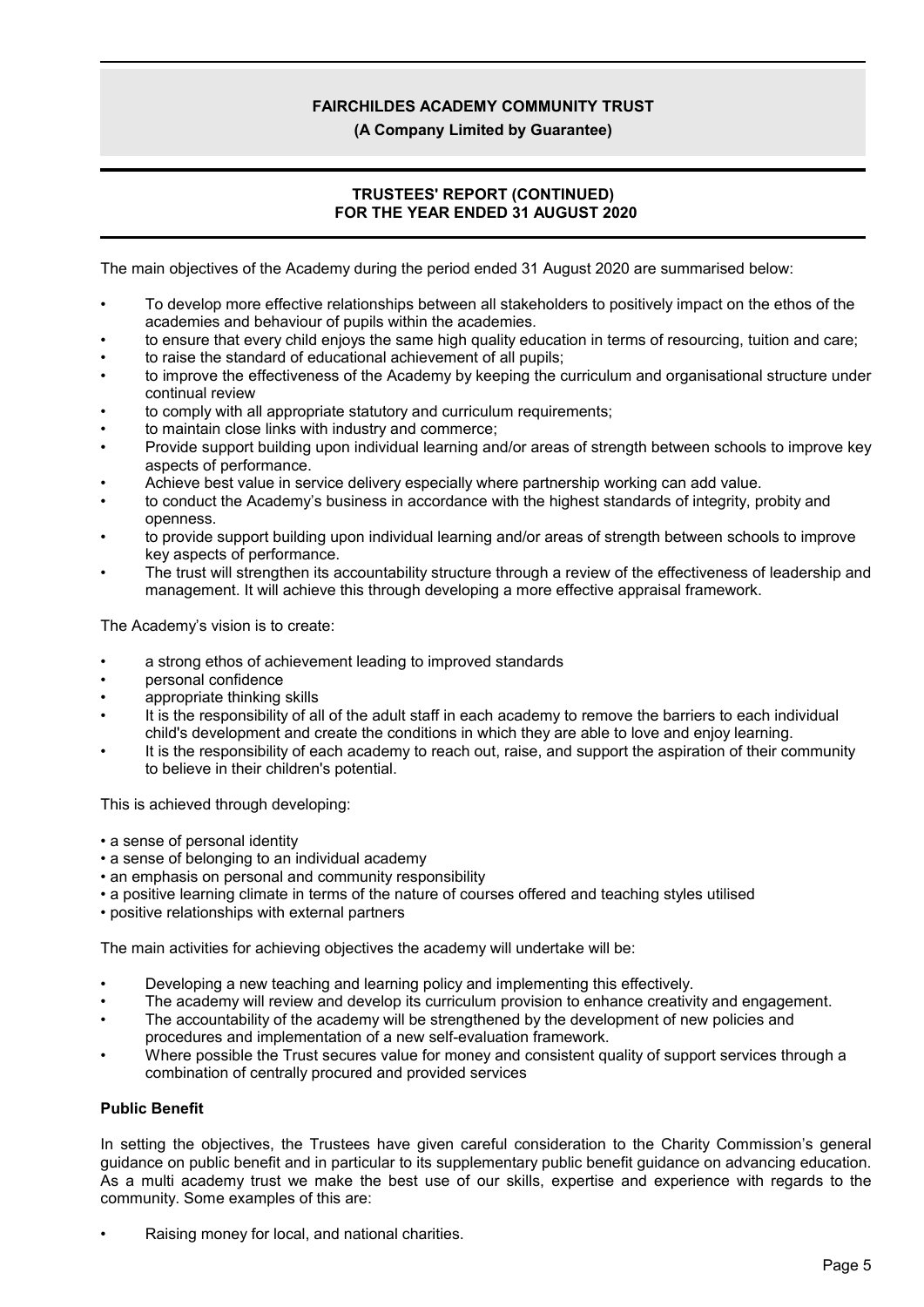The main objectives of the Academy during the period ended 31 August 2020 are summarised below:

- To develop more effective relationships between all stakeholders to positively impact on the ethos of the academies and behaviour of pupils within the academies.
- to ensure that every child enjoys the same high quality education in terms of resourcing, tuition and care;
- to raise the standard of educational achievement of all pupils;
- to improve the effectiveness of the Academy by keeping the curriculum and organisational structure under continual review
- to comply with all appropriate statutory and curriculum requirements;
- to maintain close links with industry and commerce;
- Provide support building upon individual learning and/or areas of strength between schools to improve key aspects of performance.
- Achieve best value in service delivery especially where partnership working can add value.
- to conduct the Academy's business in accordance with the highest standards of integrity, probity and openness.
- to provide support building upon individual learning and/or areas of strength between schools to improve key aspects of performance.
- The trust will strengthen its accountability structure through a review of the effectiveness of leadership and management. It will achieve this through developing a more effective appraisal framework.

The Academy's vision is to create:

- a strong ethos of achievement leading to improved standards
- personal confidence
- appropriate thinking skills
- It is the responsibility of all of the adult staff in each academy to remove the barriers to each individual child's development and create the conditions in which they are able to love and enjoy learning.
- It is the responsibility of each academy to reach out, raise, and support the aspiration of their community to believe in their children's potential.

This is achieved through developing:

- a sense of personal identity
- a sense of belonging to an individual academy
- an emphasis on personal and community responsibility
- a positive learning climate in terms of the nature of courses offered and teaching styles utilised
- positive relationships with external partners

The main activities for achieving objectives the academy will undertake will be:

- Developing a new teaching and learning policy and implementing this effectively.
- The academy will review and develop its curriculum provision to enhance creativity and engagement.
- The accountability of the academy will be strengthened by the development of new policies and procedures and implementation of a new self-evaluation framework.
- Where possible the Trust secures value for money and consistent quality of support services through a combination of centrally procured and provided services

**Public Benefit**

In setting the objectives, the Trustees have given careful consideration to the Charity Commission's general guidance on public benefit and in particular to its supplementary public benefit guidance on advancing education. As a multi academy trust we make the best use of our skills, expertise and experience with regards to the community. Some examples of this are:

- Raising money for local, and national charities.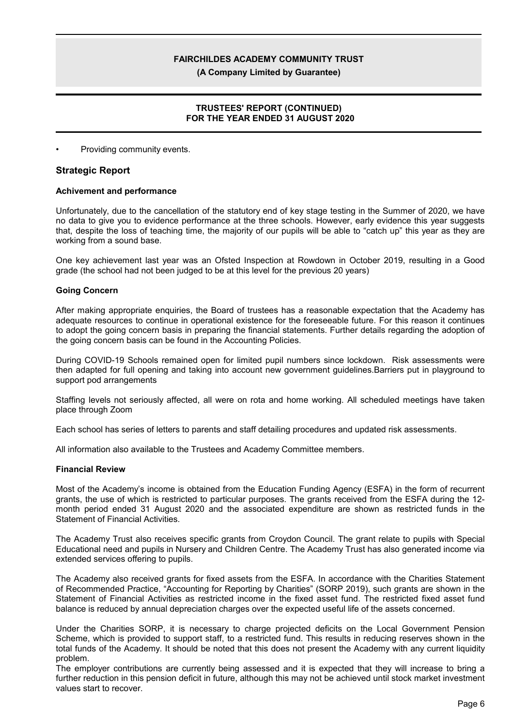- Providing community events.

## Strategic Report

### Achivement and performance

Unfortunately, due to the cancellation of the statutory end of key stage testing in the Summer of 2020, we have no data to give you to evidence performance at the three schools. However, early evidence this year suggests that, despite the loss of teaching time, the majority of our pupils will be able to “catch up” this year as they are working from a sound base.

One key achievement last year was an Ofsted Inspection at Rowdown in October 2019, resulting in a Good grade (the school had not been judged to be at this level for the previous 20 years)

### Going Concern

After making appropriate enquiries, the Board of trustees has a reasonable expectation that the Academy has adequate resources to continue in operational existence for the foreseeable future. For this reason it continues to adopt the going concern basis in preparing the financial statements. Further details regarding the adoption of the going concern basis can be found in the Accounting Policies.

During COVID-19 Schools remained open for limited pupil numbers since lockdown. Risk assessments were then adapted for full opening and taking into account new government guidelines.Barriers put in playground to support pod arrangements

Staffing levels not seriously affected, all were on rota and home working. All scheduled meetings have taken place through Zoom

Each school has series of letters to parents and staff detailing procedures and updated risk assessments.

All information also available to the Trustees and Academy Committee members.

### Financial Review

Most of the Academy’s income is obtained from the Education Funding Agency (ESFA) in the form of recurrent grants, the use of which is restricted to particular purposes. The grants received from the ESFA during the 12-month period ended 31 August 2020 and the associated expenditure are shown as restricted funds in the Statement of Financial Activities.

The Academy Trust also receives specific grants from Croydon Council. The grant relate to pupils with Special Educational need and pupils in Nursery and Children Centre. The Academy Trust has also generated income via extended services offering to pupils.

The Academy also received grants for fixed assets from the ESFA. In accordance with the Charities Statement of Recommended Practice, “Accounting for Reporting by Charities” (SORP 2019), such grants are shown in the Statement of Financial Activities as restricted income in the fixed asset fund. The restricted fixed asset fund balance is reduced by annual depreciation charges over the expected useful life of the assets concerned.

Under the Charities SORP, it is necessary to charge projected deficits on the Local Government Pension Scheme, which is provided to support staff, to a restricted fund. This results in reducing reserves shown in the total funds of the Academy. It should be noted that this does not present the Academy with any current liquidity problem.

The employer contributions are currently being assessed and it is expected that they will increase to bring a further reduction in this pension deficit in future, although this may not be achieved until stock market investment values start to recover.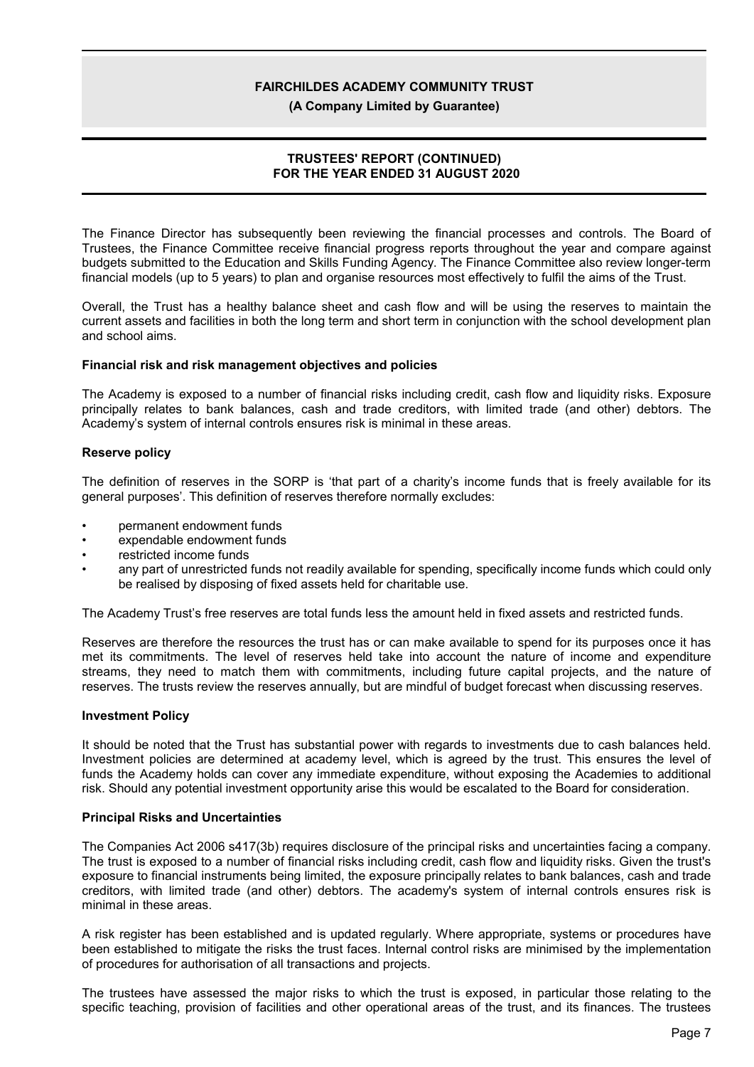The Finance Director has subsequently been reviewing the financial processes and controls. The Board of Trustees, the Finance Committee receive financial progress reports throughout the year and compare against budgets submitted to the Education and Skills Funding Agency. The Finance Committee also review longer-term financial models (up to 5 years) to plan and organise resources most effectively to fulfil the aims of the Trust.

Overall, the Trust has a healthy balance sheet and cash flow and will be using the reserves to maintain the current assets and facilities in both the long term and short term in conjunction with the school development plan and school aims.

**Financial risk and risk management objectives and policies**

The Academy is exposed to a number of financial risks including credit, cash flow and liquidity risks. Exposure principally relates to bank balances, cash and trade creditors, with limited trade (and other) debtors. The Academy's system of internal controls ensures risk is minimal in these areas.

**Reserve policy**

The definition of reserves in the SORP is 'that part of a charity's income funds that is freely available for its general purposes'. This definition of reserves therefore normally excludes:

- permanent endowment funds
- expendable endowment funds
- restricted income funds
- any part of unrestricted funds not readily available for spending, specifically income funds which could only be realised by disposing of fixed assets held for charitable use.

The Academy Trust's free reserves are total funds less the amount held in fixed assets and restricted funds.

Reserves are therefore the resources the trust has or can make available to spend for its purposes once it has met its commitments. The level of reserves held take into account the nature of income and expenditure streams, they need to match them with commitments, including future capital projects, and the nature of reserves. The trusts review the reserves annually, but are mindful of budget forecast when discussing reserves.

**Investment Policy**

It should be noted that the Trust has substantial power with regards to investments due to cash balances held. Investment policies are determined at academy level, which is agreed by the trust. This ensures the level of funds the Academy holds can cover any immediate expenditure, without exposing the Academies to additional risk. Should any potential investment opportunity arise this would be escalated to the Board for consideration.

**Principal Risks and Uncertainties**

The Companies Act 2006 s417(3b) requires disclosure of the principal risks and uncertainties facing a company. The trust is exposed to a number of financial risks including credit, cash flow and liquidity risks. Given the trust's exposure to financial instruments being limited, the exposure principally relates to bank balances, cash and trade creditors, with limited trade (and other) debtors. The academy's system of internal controls ensures risk is minimal in these areas.

A risk register has been established and is updated regularly. Where appropriate, systems or procedures have been established to mitigate the risks the trust faces. Internal control risks are minimised by the implementation of procedures for authorisation of all transactions and projects.

The trustees have assessed the major risks to which the trust is exposed, in particular those relating to the specific teaching, provision of facilities and other operational areas of the trust, and its finances. The trustees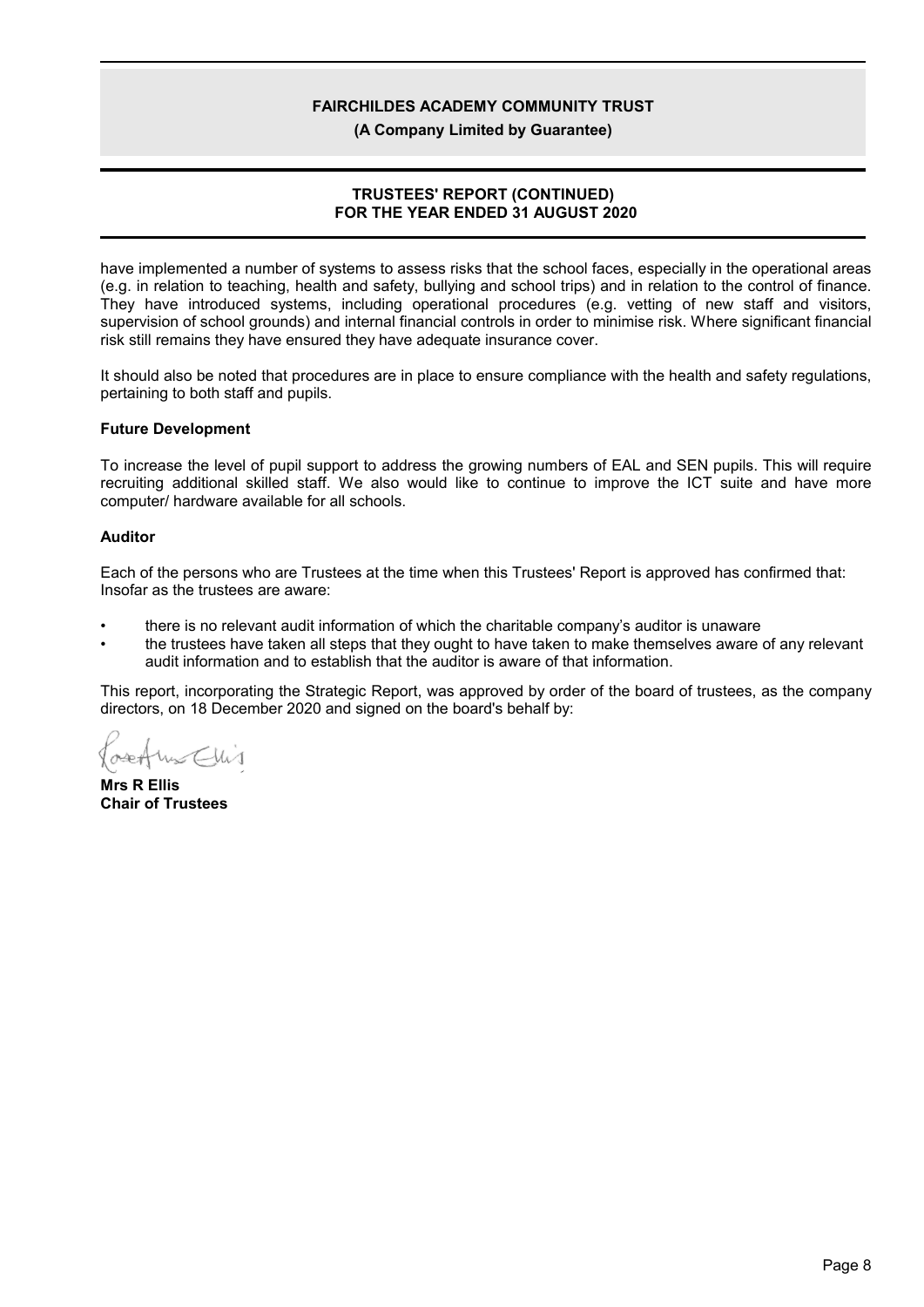have implemented a number of systems to assess risks that the school faces, especially in the operational areas (e.g. in relation to teaching, health and safety, bullying and school trips) and in relation to the control of finance. They have introduced systems, including operational procedures (e.g. vetting of new staff and visitors, supervision of school grounds) and internal financial controls in order to minimise risk. Where significant financial risk still remains they have ensured they have adequate insurance cover.

It should also be noted that procedures are in place to ensure compliance with the health and safety regulations, pertaining to both staff and pupils.

### Future Development

To increase the level of pupil support to address the growing numbers of EAL and SEN pupils. This will require recruiting additional skilled staff. We also would like to continue to improve the ICT suite and have more computer/ hardware available for all schools.

### Auditor

Each of the persons who are Trustees at the time when this Trustees' Report is approved has confirmed that: Insofar as the trustees are aware:

- there is no relevant audit information of which the charitable company's auditor is unaware
- the trustees have taken all steps that they ought to have taken to make themselves aware of any relevant audit information and to establish that the auditor is aware of that information.

This report, incorporating the Strategic Report, was approved by order of the board of trustees, as the company directors, on 18 December 2020 and signed on the board's behalf by:

**Mrs R Ellis**
**Chair of Trustees**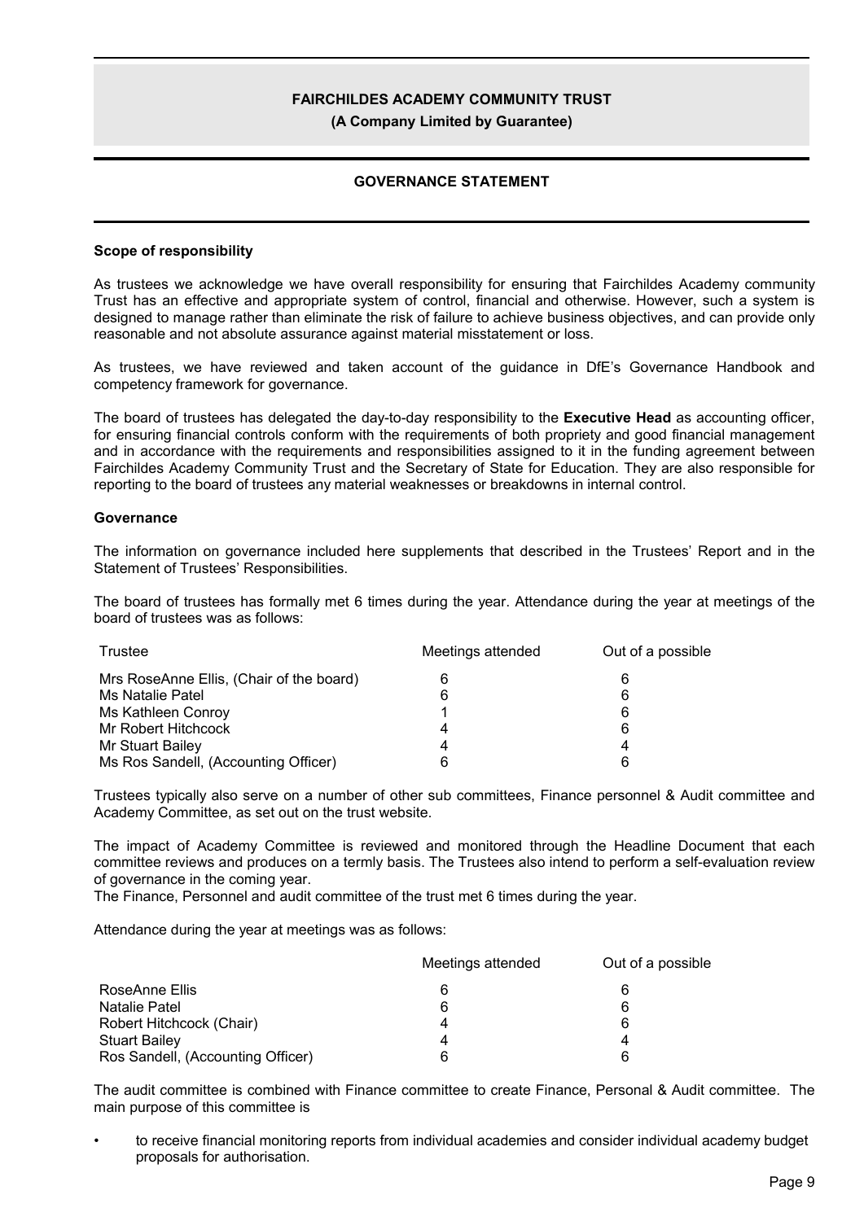# FAIRCHILDES ACADEMY COMMUNITY TRUST

**(A Company Limited by Guarantee)**

## GOVERNANCE STATEMENT

### Scope of responsibility

As trustees we acknowledge we have overall responsibility for ensuring that Fairchildes Academy community Trust has an effective and appropriate system of control, financial and otherwise. However, such a system is designed to manage rather than eliminate the risk of failure to achieve business objectives, and can provide only reasonable and not absolute assurance against material misstatement or loss.

As trustees, we have reviewed and taken account of the guidance in DfE's Governance Handbook and competency framework for governance.

The board of trustees has delegated the day-to-day responsibility to the **Executive Head** as accounting officer, for ensuring financial controls conform with the requirements of both propriety and good financial management and in accordance with the requirements and responsibilities assigned to it in the funding agreement between Fairchildes Academy Community Trust and the Secretary of State for Education. They are also responsible for reporting to the board of trustees any material weaknesses or breakdowns in internal control.

### Governance

The information on governance included here supplements that described in the Trustees' Report and in the Statement of Trustees' Responsibilities.

The board of trustees has formally met 6 times during the year. Attendance during the year at meetings of the board of trustees was as follows:

| Trustee | Meetings attended | Out of a possible |
|---|---|---|
| Mrs RoseAnne Ellis, (Chair of the board) | 6 | 6 |
| Ms Natalie Patel | 6 | 6 |
| Ms Kathleen Conroy | 1 | 6 |
| Mr Robert Hitchcock | 4 | 6 |
| Mr Stuart Bailey | 4 | 4 |
| Ms Ros Sandell, (Accounting Officer) | 6 | 6 |

Trustees typically also serve on a number of other sub committees, Finance personnel & Audit committee and Academy Committee, as set out on the trust website.

The impact of Academy Committee is reviewed and monitored through the Headline Document that each committee reviews and produces on a termly basis. The Trustees also intend to perform a self-evaluation review of governance in the coming year.
The Finance, Personnel and audit committee of the trust met 6 times during the year.

Attendance during the year at meetings was as follows:

| | Meetings attended | Out of a possible |
|---|---|---|
| RoseAnne Ellis | 6 | 6 |
| Natalie Patel | 6 | 6 |
| Robert Hitchcock (Chair) | 4 | 6 |
| Stuart Bailey | 4 | 4 |
| Ros Sandell, (Accounting Officer) | 6 | 6 |

The audit committee is combined with Finance committee to create Finance, Personal & Audit committee. The main purpose of this committee is

- to receive financial monitoring reports from individual academies and consider individual academy budget proposals for authorisation.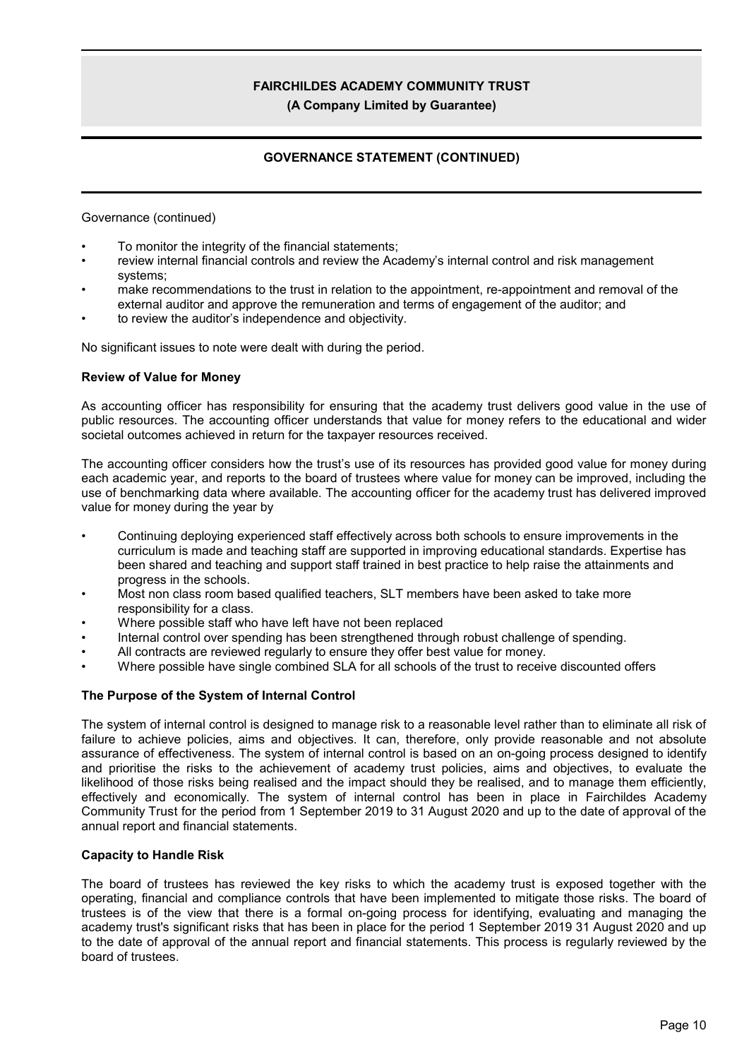Governance (continued)

- To monitor the integrity of the financial statements;
- review internal financial controls and review the Academy's internal control and risk management systems;
- make recommendations to the trust in relation to the appointment, re-appointment and removal of the external auditor and approve the remuneration and terms of engagement of the auditor; and
- to review the auditor's independence and objectivity.

No significant issues to note were dealt with during the period.

**Review of Value for Money**

As accounting officer has responsibility for ensuring that the academy trust delivers good value in the use of public resources. The accounting officer understands that value for money refers to the educational and wider societal outcomes achieved in return for the taxpayer resources received.

The accounting officer considers how the trust's use of its resources has provided good value for money during each academic year, and reports to the board of trustees where value for money can be improved, including the use of benchmarking data where available. The accounting officer for the academy trust has delivered improved value for money during the year by

- Continuing deploying experienced staff effectively across both schools to ensure improvements in the curriculum is made and teaching staff are supported in improving educational standards. Expertise has been shared and teaching and support staff trained in best practice to help raise the attainments and progress in the schools.
- Most non class room based qualified teachers, SLT members have been asked to take more responsibility for a class.
- Where possible staff who have left have not been replaced
- Internal control over spending has been strengthened through robust challenge of spending.
- All contracts are reviewed regularly to ensure they offer best value for money.
- Where possible have single combined SLA for all schools of the trust to receive discounted offers

**The Purpose of the System of Internal Control**

The system of internal control is designed to manage risk to a reasonable level rather than to eliminate all risk of failure to achieve policies, aims and objectives. It can, therefore, only provide reasonable and not absolute assurance of effectiveness. The system of internal control is based on an on-going process designed to identify and prioritise the risks to the achievement of academy trust policies, aims and objectives, to evaluate the likelihood of those risks being realised and the impact should they be realised, and to manage them efficiently, effectively and economically. The system of internal control has been in place in Fairchildes Academy Community Trust for the period from 1 September 2019 to 31 August 2020 and up to the date of approval of the annual report and financial statements.

**Capacity to Handle Risk**

The board of trustees has reviewed the key risks to which the academy trust is exposed together with the operating, financial and compliance controls that have been implemented to mitigate those risks. The board of trustees is of the view that there is a formal on-going process for identifying, evaluating and managing the academy trust's significant risks that has been in place for the period 1 September 2019 31 August 2020 and up to the date of approval of the annual report and financial statements. This process is regularly reviewed by the board of trustees.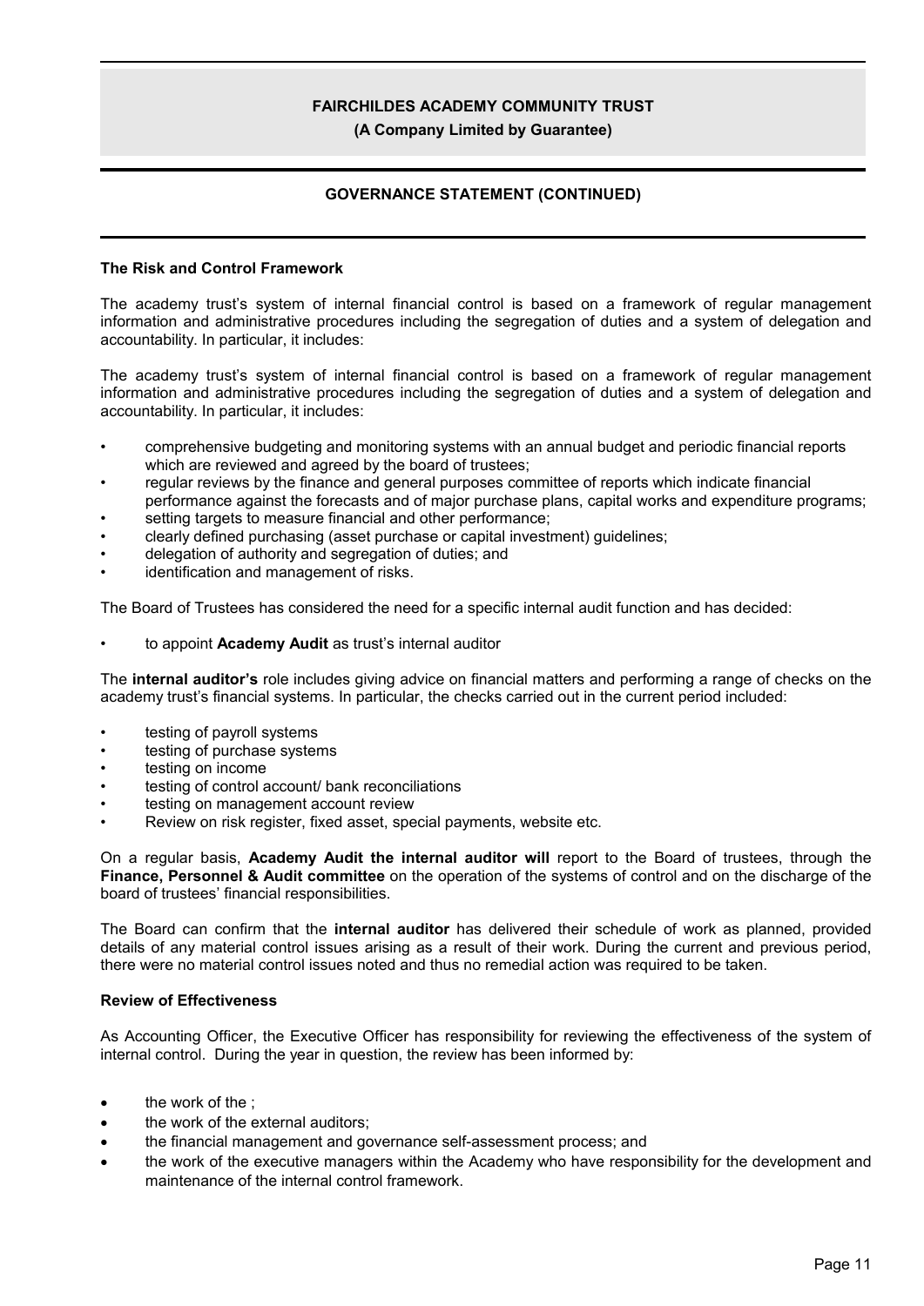## The Risk and Control Framework

The academy trust's system of internal financial control is based on a framework of regular management information and administrative procedures including the segregation of duties and a system of delegation and accountability. In particular, it includes:

The academy trust's system of internal financial control is based on a framework of regular management information and administrative procedures including the segregation of duties and a system of delegation and accountability. In particular, it includes:

- comprehensive budgeting and monitoring systems with an annual budget and periodic financial reports which are reviewed and agreed by the board of trustees;
- regular reviews by the finance and general purposes committee of reports which indicate financial performance against the forecasts and of major purchase plans, capital works and expenditure programs;
- setting targets to measure financial and other performance;
- clearly defined purchasing (asset purchase or capital investment) guidelines;
- delegation of authority and segregation of duties; and
- identification and management of risks.

The Board of Trustees has considered the need for a specific internal audit function and has decided:

- to appoint **Academy Audit** as trust's internal auditor

The **internal auditor's** role includes giving advice on financial matters and performing a range of checks on the academy trust's financial systems. In particular, the checks carried out in the current period included:

- testing of payroll systems
- testing of purchase systems
- testing on income
- testing of control account/ bank reconciliations
- testing on management account review
- Review on risk register, fixed asset, special payments, website etc.

On a regular basis, **Academy Audit the internal auditor will** report to the Board of trustees, through the **Finance, Personnel & Audit committee** on the operation of the systems of control and on the discharge of the board of trustees' financial responsibilities.

The Board can confirm that the **internal auditor** has delivered their schedule of work as planned, provided details of any material control issues arising as a result of their work. During the current and previous period, there were no material control issues noted and thus no remedial action was required to be taken.

## Review of Effectiveness

As Accounting Officer, the Executive Officer has responsibility for reviewing the effectiveness of the system of internal control. During the year in question, the review has been informed by:

- the work of the ;
- the work of the external auditors;
- the financial management and governance self-assessment process; and
- the work of the executive managers within the Academy who have responsibility for the development and maintenance of the internal control framework.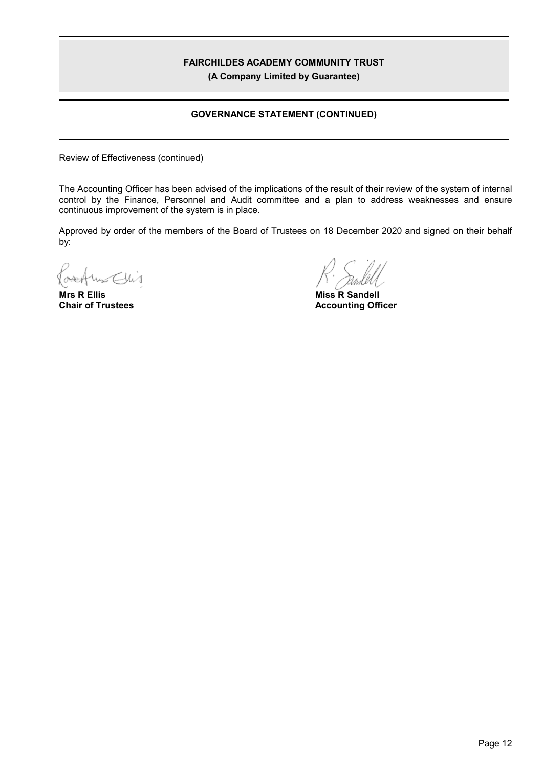Review of Effectiveness (continued)

The Accounting Officer has been advised of the implications of the result of their review of the system of internal control by the Finance, Personnel and Audit committee and a plan to address weaknesses and ensure continuous improvement of the system is in place.

Approved by order of the members of the Board of Trustees on 18 December 2020 and signed on their behalf by:

**Mrs R Ellis**
**Chair of Trustees**

**Miss R Sandell**
**Accounting Officer**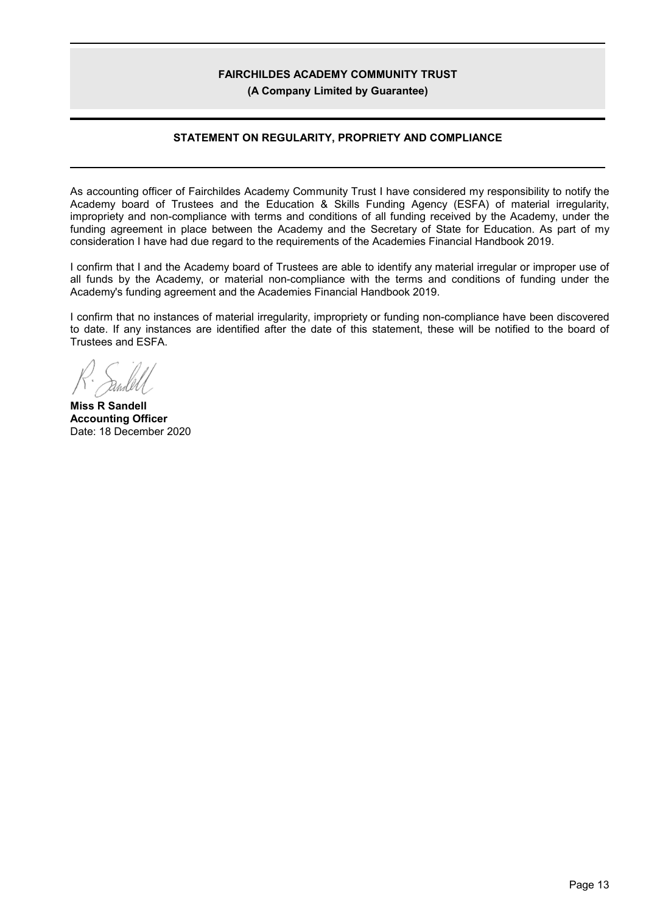**FAIRCHILDES ACADEMY COMMUNITY TRUST**

**(A Company Limited by Guarantee)**

## STATEMENT ON REGULARITY, PROPRIETY AND COMPLIANCE

As accounting officer of Fairchildes Academy Community Trust I have considered my responsibility to notify the Academy board of Trustees and the Education & Skills Funding Agency (ESFA) of material irregularity, impropriety and non-compliance with terms and conditions of all funding received by the Academy, under the funding agreement in place between the Academy and the Secretary of State for Education. As part of my consideration I have had due regard to the requirements of the Academies Financial Handbook 2019.

I confirm that I and the Academy board of Trustees are able to identify any material irregular or improper use of all funds by the Academy, or material non-compliance with the terms and conditions of funding under the Academy's funding agreement and the Academies Financial Handbook 2019.

I confirm that no instances of material irregularity, impropriety or funding non-compliance have been discovered to date. If any instances are identified after the date of this statement, these will be notified to the board of Trustees and ESFA.

**Miss R Sandell**
**Accounting Officer**
Date: 18 December 2020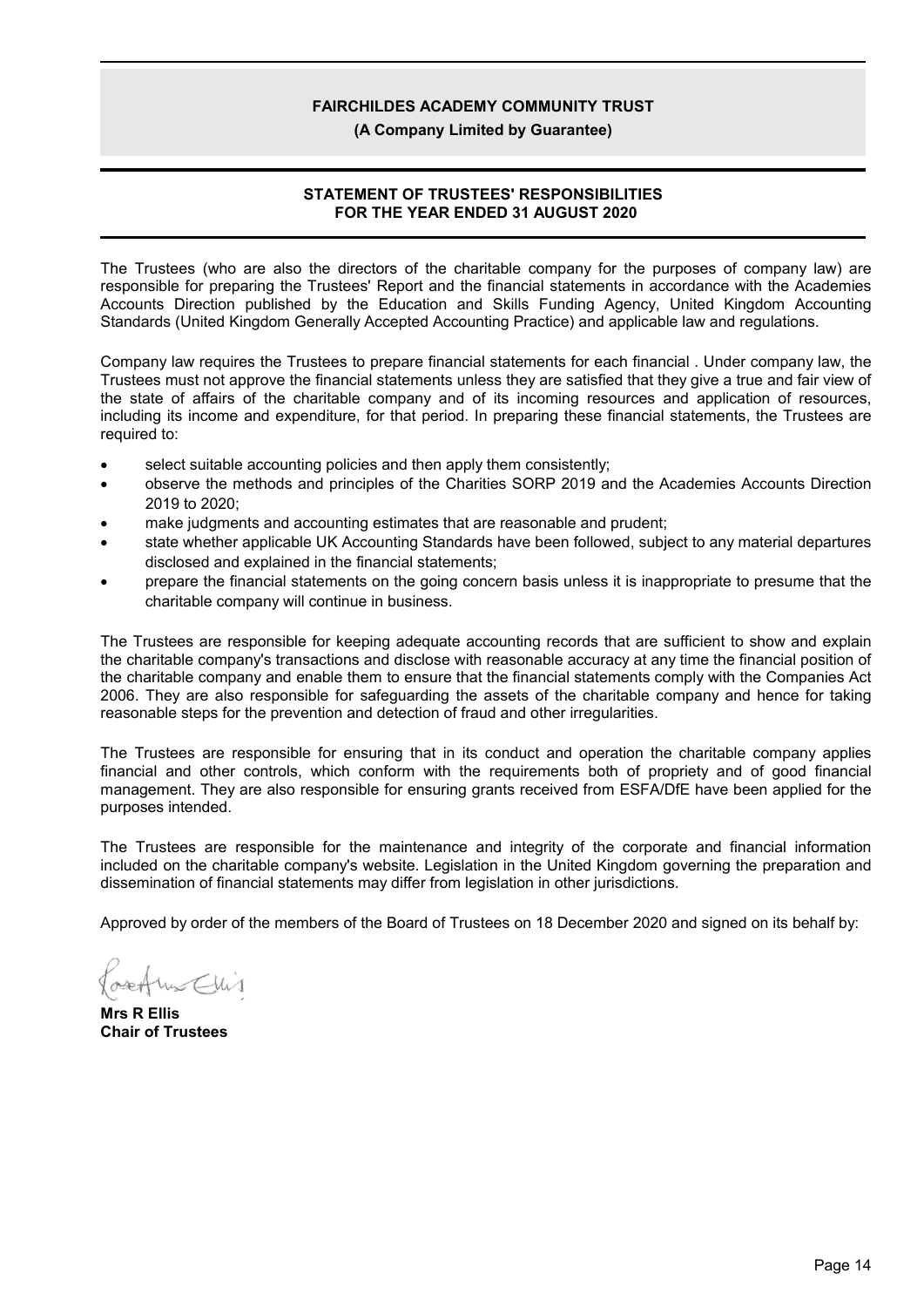**FAIRCHILDES ACADEMY COMMUNITY TRUST**

**(A Company Limited by Guarantee)**

## STATEMENT OF TRUSTEES' RESPONSIBILITIES FOR THE YEAR ENDED 31 AUGUST 2020

The Trustees (who are also the directors of the charitable company for the purposes of company law) are responsible for preparing the Trustees' Report and the financial statements in accordance with the Academies Accounts Direction published by the Education and Skills Funding Agency, United Kingdom Accounting Standards (United Kingdom Generally Accepted Accounting Practice) and applicable law and regulations.

Company law requires the Trustees to prepare financial statements for each financial . Under company law, the Trustees must not approve the financial statements unless they are satisfied that they give a true and fair view of the state of affairs of the charitable company and of its incoming resources and application of resources, including its income and expenditure, for that period. In preparing these financial statements, the Trustees are required to:

- select suitable accounting policies and then apply them consistently;
- observe the methods and principles of the Charities SORP 2019 and the Academies Accounts Direction 2019 to 2020;
- make judgments and accounting estimates that are reasonable and prudent;
- state whether applicable UK Accounting Standards have been followed, subject to any material departures disclosed and explained in the financial statements;
- prepare the financial statements on the going concern basis unless it is inappropriate to presume that the charitable company will continue in business.

The Trustees are responsible for keeping adequate accounting records that are sufficient to show and explain the charitable company's transactions and disclose with reasonable accuracy at any time the financial position of the charitable company and enable them to ensure that the financial statements comply with the Companies Act 2006. They are also responsible for safeguarding the assets of the charitable company and hence for taking reasonable steps for the prevention and detection of fraud and other irregularities.

The Trustees are responsible for ensuring that in its conduct and operation the charitable company applies financial and other controls, which conform with the requirements both of propriety and of good financial management. They are also responsible for ensuring grants received from ESFA/DfE have been applied for the purposes intended.

The Trustees are responsible for the maintenance and integrity of the corporate and financial information included on the charitable company's website. Legislation in the United Kingdom governing the preparation and dissemination of financial statements may differ from legislation in other jurisdictions.

Approved by order of the members of the Board of Trustees on 18 December 2020 and signed on its behalf by:

**Mrs R Ellis**
**Chair of Trustees**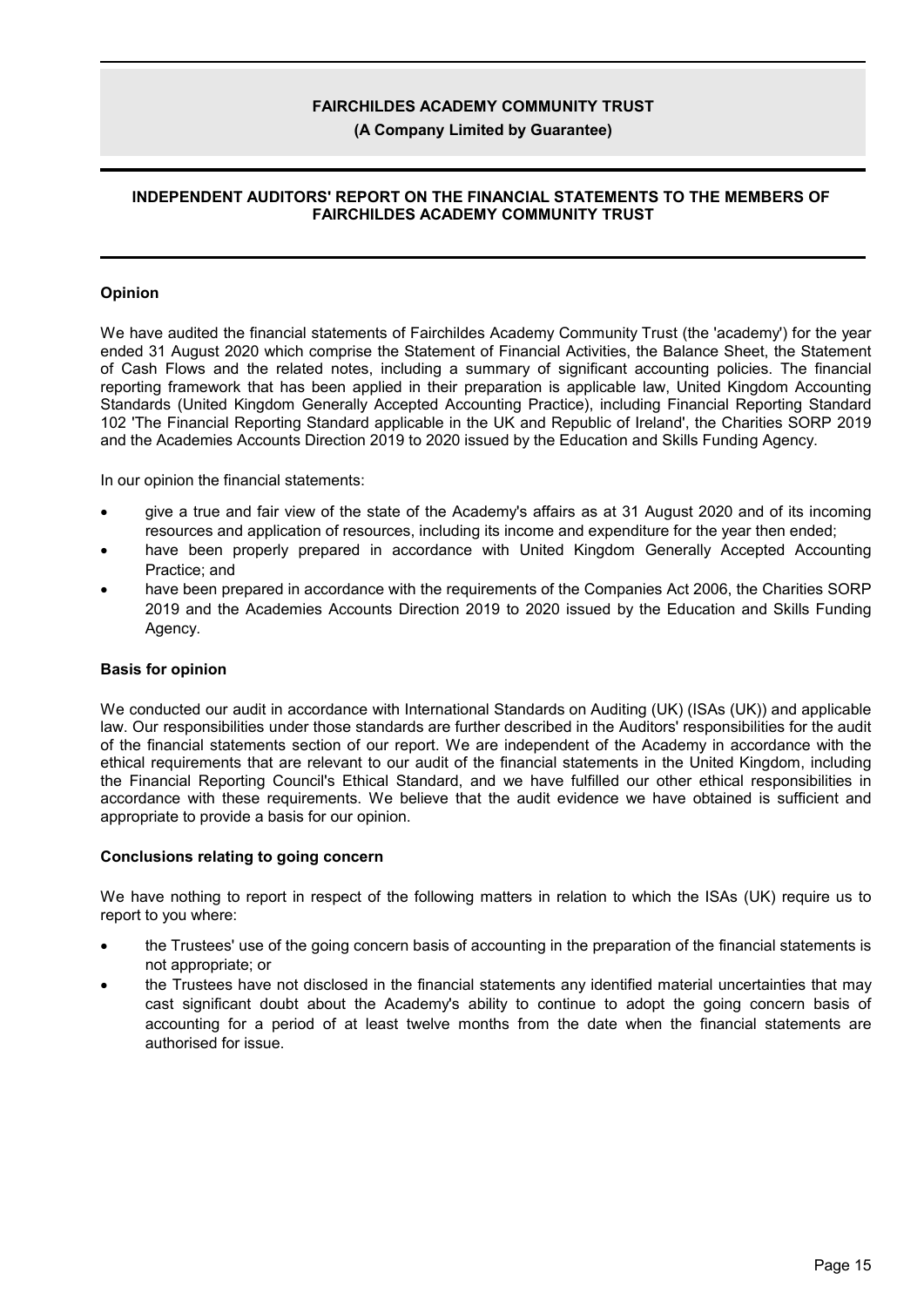**FAIRCHILDES ACADEMY COMMUNITY TRUST**

**(A Company Limited by Guarantee)**

## INDEPENDENT AUDITORS' REPORT ON THE FINANCIAL STATEMENTS TO THE MEMBERS OF FAIRCHILDES ACADEMY COMMUNITY TRUST

### Opinion

We have audited the financial statements of Fairchildes Academy Community Trust (the 'academy') for the year ended 31 August 2020 which comprise the Statement of Financial Activities, the Balance Sheet, the Statement of Cash Flows and the related notes, including a summary of significant accounting policies. The financial reporting framework that has been applied in their preparation is applicable law, United Kingdom Accounting Standards (United Kingdom Generally Accepted Accounting Practice), including Financial Reporting Standard 102 'The Financial Reporting Standard applicable in the UK and Republic of Ireland', the Charities SORP 2019 and the Academies Accounts Direction 2019 to 2020 issued by the Education and Skills Funding Agency.

In our opinion the financial statements:

- give a true and fair view of the state of the Academy's affairs as at 31 August 2020 and of its incoming resources and application of resources, including its income and expenditure for the year then ended;
- have been properly prepared in accordance with United Kingdom Generally Accepted Accounting Practice; and
- have been prepared in accordance with the requirements of the Companies Act 2006, the Charities SORP 2019 and the Academies Accounts Direction 2019 to 2020 issued by the Education and Skills Funding Agency.

### Basis for opinion

We conducted our audit in accordance with International Standards on Auditing (UK) (ISAs (UK)) and applicable law. Our responsibilities under those standards are further described in the Auditors' responsibilities for the audit of the financial statements section of our report. We are independent of the Academy in accordance with the ethical requirements that are relevant to our audit of the financial statements in the United Kingdom, including the Financial Reporting Council's Ethical Standard, and we have fulfilled our other ethical responsibilities in accordance with these requirements. We believe that the audit evidence we have obtained is sufficient and appropriate to provide a basis for our opinion.

### Conclusions relating to going concern

We have nothing to report in respect of the following matters in relation to which the ISAs (UK) require us to report to you where:

- the Trustees' use of the going concern basis of accounting in the preparation of the financial statements is not appropriate; or
- the Trustees have not disclosed in the financial statements any identified material uncertainties that may cast significant doubt about the Academy's ability to continue to adopt the going concern basis of accounting for a period of at least twelve months from the date when the financial statements are authorised for issue.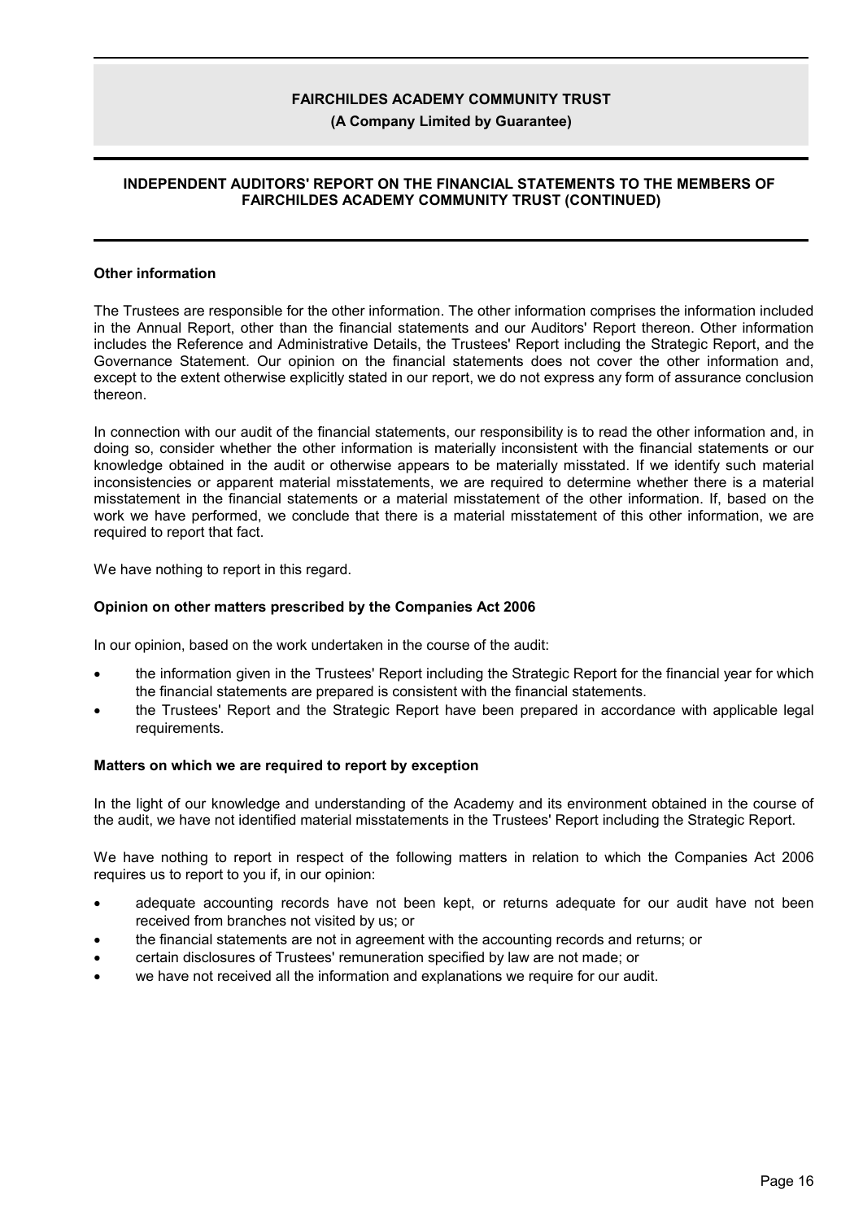## Other information

The Trustees are responsible for the other information. The other information comprises the information included in the Annual Report, other than the financial statements and our Auditors' Report thereon. Other information includes the Reference and Administrative Details, the Trustees' Report including the Strategic Report, and the Governance Statement. Our opinion on the financial statements does not cover the other information and, except to the extent otherwise explicitly stated in our report, we do not express any form of assurance conclusion thereon.

In connection with our audit of the financial statements, our responsibility is to read the other information and, in doing so, consider whether the other information is materially inconsistent with the financial statements or our knowledge obtained in the audit or otherwise appears to be materially misstated. If we identify such material inconsistencies or apparent material misstatements, we are required to determine whether there is a material misstatement in the financial statements or a material misstatement of the other information. If, based on the work we have performed, we conclude that there is a material misstatement of this other information, we are required to report that fact.

We have nothing to report in this regard.

## Opinion on other matters prescribed by the Companies Act 2006

In our opinion, based on the work undertaken in the course of the audit:

- the information given in the Trustees' Report including the Strategic Report for the financial year for which the financial statements are prepared is consistent with the financial statements.
- the Trustees' Report and the Strategic Report have been prepared in accordance with applicable legal requirements.

## Matters on which we are required to report by exception

In the light of our knowledge and understanding of the Academy and its environment obtained in the course of the audit, we have not identified material misstatements in the Trustees' Report including the Strategic Report.

We have nothing to report in respect of the following matters in relation to which the Companies Act 2006 requires us to report to you if, in our opinion:

- adequate accounting records have not been kept, or returns adequate for our audit have not been received from branches not visited by us; or
- the financial statements are not in agreement with the accounting records and returns; or
- certain disclosures of Trustees' remuneration specified by law are not made; or
- we have not received all the information and explanations we require for our audit.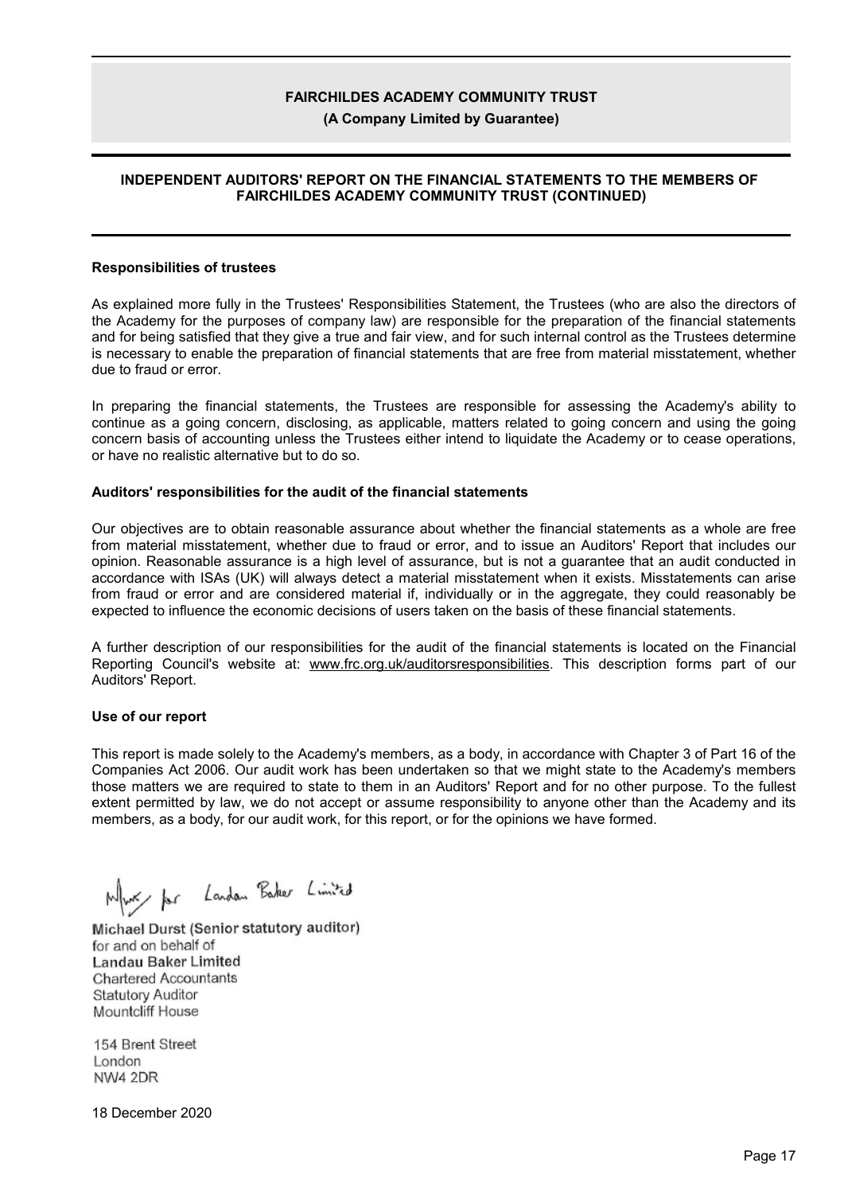# FAIRCHILDES ACADEMY COMMUNITY TRUST

**(A Company Limited by Guarantee)**

## INDEPENDENT AUDITORS' REPORT ON THE FINANCIAL STATEMENTS TO THE MEMBERS OF FAIRCHILDES ACADEMY COMMUNITY TRUST (CONTINUED)

### Responsibilities of trustees

As explained more fully in the Trustees' Responsibilities Statement, the Trustees (who are also the directors of the Academy for the purposes of company law) are responsible for the preparation of the financial statements and for being satisfied that they give a true and fair view, and for such internal control as the Trustees determine is necessary to enable the preparation of financial statements that are free from material misstatement, whether due to fraud or error.

In preparing the financial statements, the Trustees are responsible for assessing the Academy's ability to continue as a going concern, disclosing, as applicable, matters related to going concern and using the going concern basis of accounting unless the Trustees either intend to liquidate the Academy or to cease operations, or have no realistic alternative but to do so.

### Auditors' responsibilities for the audit of the financial statements

Our objectives are to obtain reasonable assurance about whether the financial statements as a whole are free from material misstatement, whether due to fraud or error, and to issue an Auditors' Report that includes our opinion. Reasonable assurance is a high level of assurance, but is not a guarantee that an audit conducted in accordance with ISAs (UK) will always detect a material misstatement when it exists. Misstatements can arise from fraud or error and are considered material if, individually or in the aggregate, they could reasonably be expected to influence the economic decisions of users taken on the basis of these financial statements.

A further description of our responsibilities for the audit of the financial statements is located on the Financial Reporting Council's website at: www.frc.org.uk/auditorsresponsibilities. This description forms part of our Auditors' Report.

### Use of our report

This report is made solely to the Academy's members, as a body, in accordance with Chapter 3 of Part 16 of the Companies Act 2006. Our audit work has been undertaken so that we might state to the Academy's members those matters we are required to state to them in an Auditors' Report and for no other purpose. To the fullest extent permitted by law, we do not accept or assume responsibility to anyone other than the Academy and its members, as a body, for our audit work, for this report, or for the opinions we have formed.

Michael Durst (Senior statutory auditor)
for and on behalf of
Landau Baker Limited
Chartered Accountants
Statutory Auditor
Mountcliff House

154 Brent Street
London
NW4 2DR

18 December 2020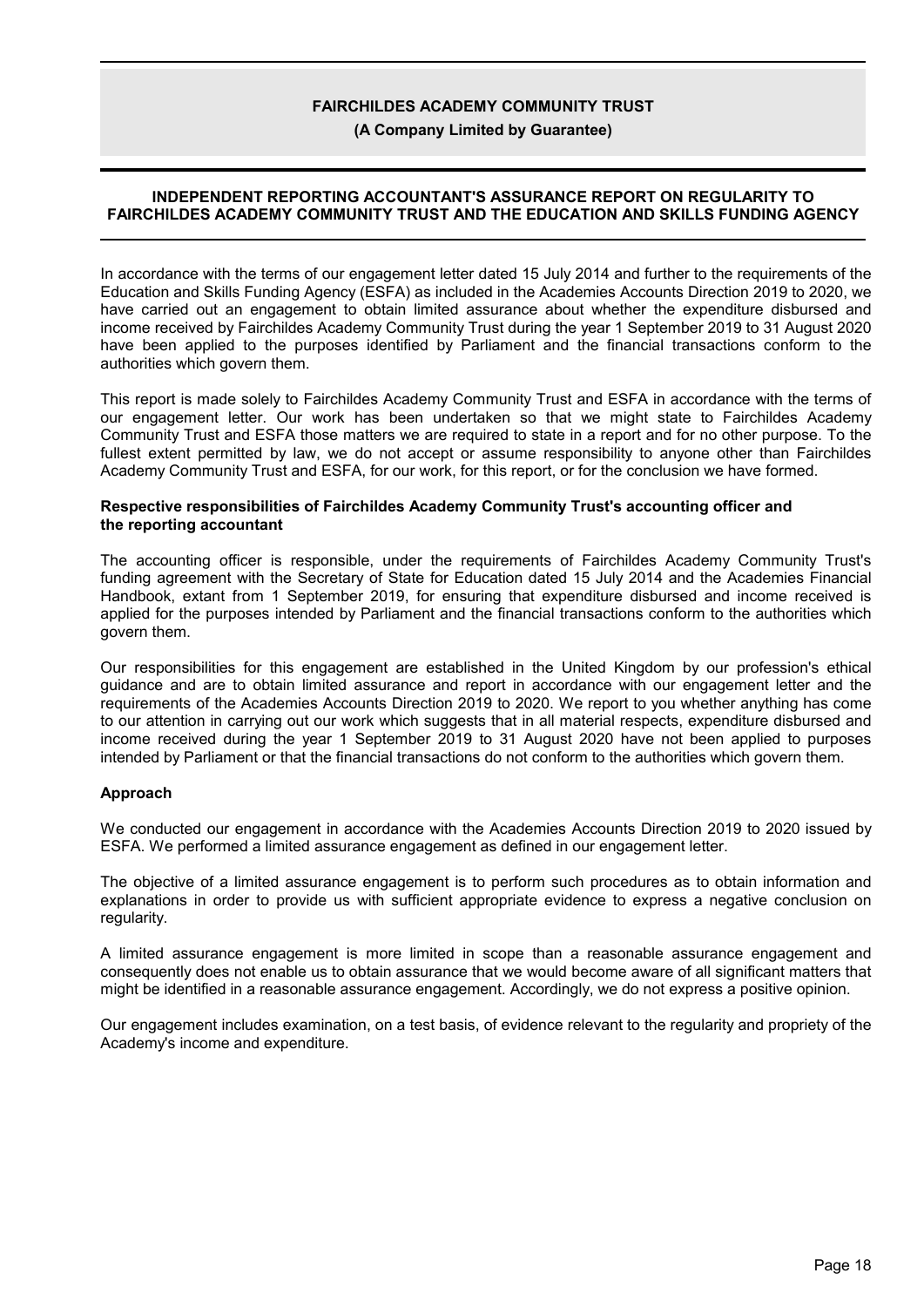**FAIRCHILDES ACADEMY COMMUNITY TRUST**

**(A Company Limited by Guarantee)**

## INDEPENDENT REPORTING ACCOUNTANT'S ASSURANCE REPORT ON REGULARITY TO FAIRCHILDES ACADEMY COMMUNITY TRUST AND THE EDUCATION AND SKILLS FUNDING AGENCY

In accordance with the terms of our engagement letter dated 15 July 2014 and further to the requirements of the Education and Skills Funding Agency (ESFA) as included in the Academies Accounts Direction 2019 to 2020, we have carried out an engagement to obtain limited assurance about whether the expenditure disbursed and income received by Fairchildes Academy Community Trust during the year 1 September 2019 to 31 August 2020 have been applied to the purposes identified by Parliament and the financial transactions conform to the authorities which govern them.

This report is made solely to Fairchildes Academy Community Trust and ESFA in accordance with the terms of our engagement letter. Our work has been undertaken so that we might state to Fairchildes Academy Community Trust and ESFA those matters we are required to state in a report and for no other purpose. To the fullest extent permitted by law, we do not accept or assume responsibility to anyone other than Fairchildes Academy Community Trust and ESFA, for our work, for this report, or for the conclusion we have formed.

### Respective responsibilities of Fairchildes Academy Community Trust's accounting officer and the reporting accountant

The accounting officer is responsible, under the requirements of Fairchildes Academy Community Trust's funding agreement with the Secretary of State for Education dated 15 July 2014 and the Academies Financial Handbook, extant from 1 September 2019, for ensuring that expenditure disbursed and income received is applied for the purposes intended by Parliament and the financial transactions conform to the authorities which govern them.

Our responsibilities for this engagement are established in the United Kingdom by our profession's ethical guidance and are to obtain limited assurance and report in accordance with our engagement letter and the requirements of the Academies Accounts Direction 2019 to 2020. We report to you whether anything has come to our attention in carrying out our work which suggests that in all material respects, expenditure disbursed and income received during the year 1 September 2019 to 31 August 2020 have not been applied to purposes intended by Parliament or that the financial transactions do not conform to the authorities which govern them.

### Approach

We conducted our engagement in accordance with the Academies Accounts Direction 2019 to 2020 issued by ESFA. We performed a limited assurance engagement as defined in our engagement letter.

The objective of a limited assurance engagement is to perform such procedures as to obtain information and explanations in order to provide us with sufficient appropriate evidence to express a negative conclusion on regularity.

A limited assurance engagement is more limited in scope than a reasonable assurance engagement and consequently does not enable us to obtain assurance that we would become aware of all significant matters that might be identified in a reasonable assurance engagement. Accordingly, we do not express a positive opinion.

Our engagement includes examination, on a test basis, of evidence relevant to the regularity and propriety of the Academy's income and expenditure.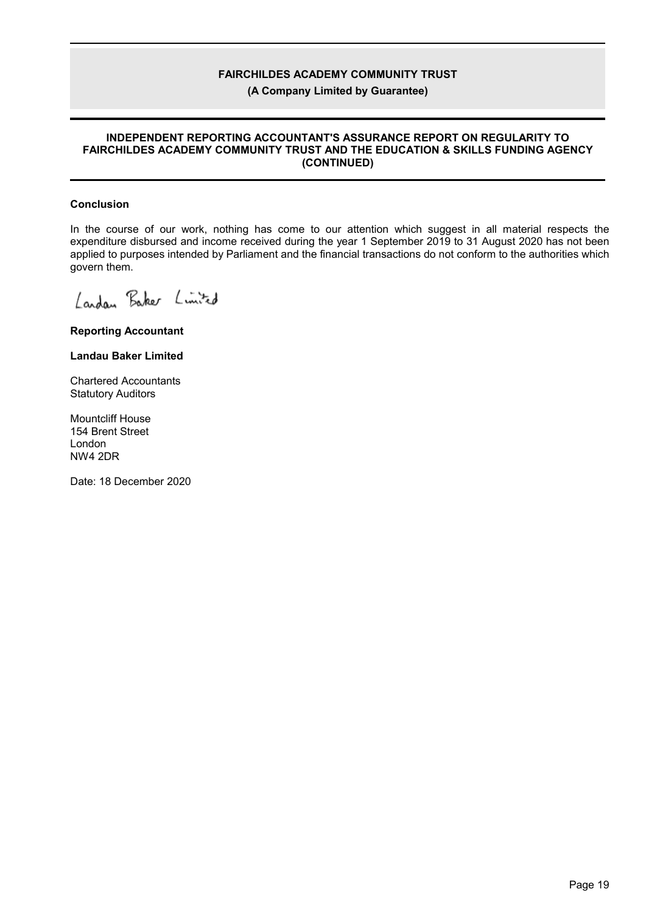**FAIRCHILDES ACADEMY COMMUNITY TRUST**

**(A Company Limited by Guarantee)**

**INDEPENDENT REPORTING ACCOUNTANT'S ASSURANCE REPORT ON REGULARITY TO FAIRCHILDES ACADEMY COMMUNITY TRUST AND THE EDUCATION & SKILLS FUNDING AGENCY (CONTINUED)**

**Conclusion**

In the course of our work, nothing has come to our attention which suggest in all material respects the expenditure disbursed and income received during the year 1 September 2019 to 31 August 2020 has not been applied to purposes intended by Parliament and the financial transactions do not conform to the authorities which govern them.

Landau Baker Limited

**Reporting Accountant**

**Landau Baker Limited**

Chartered Accountants
Statutory Auditors

Mountcliff House
154 Brent Street
London
NW4 2DR

Date: 18 December 2020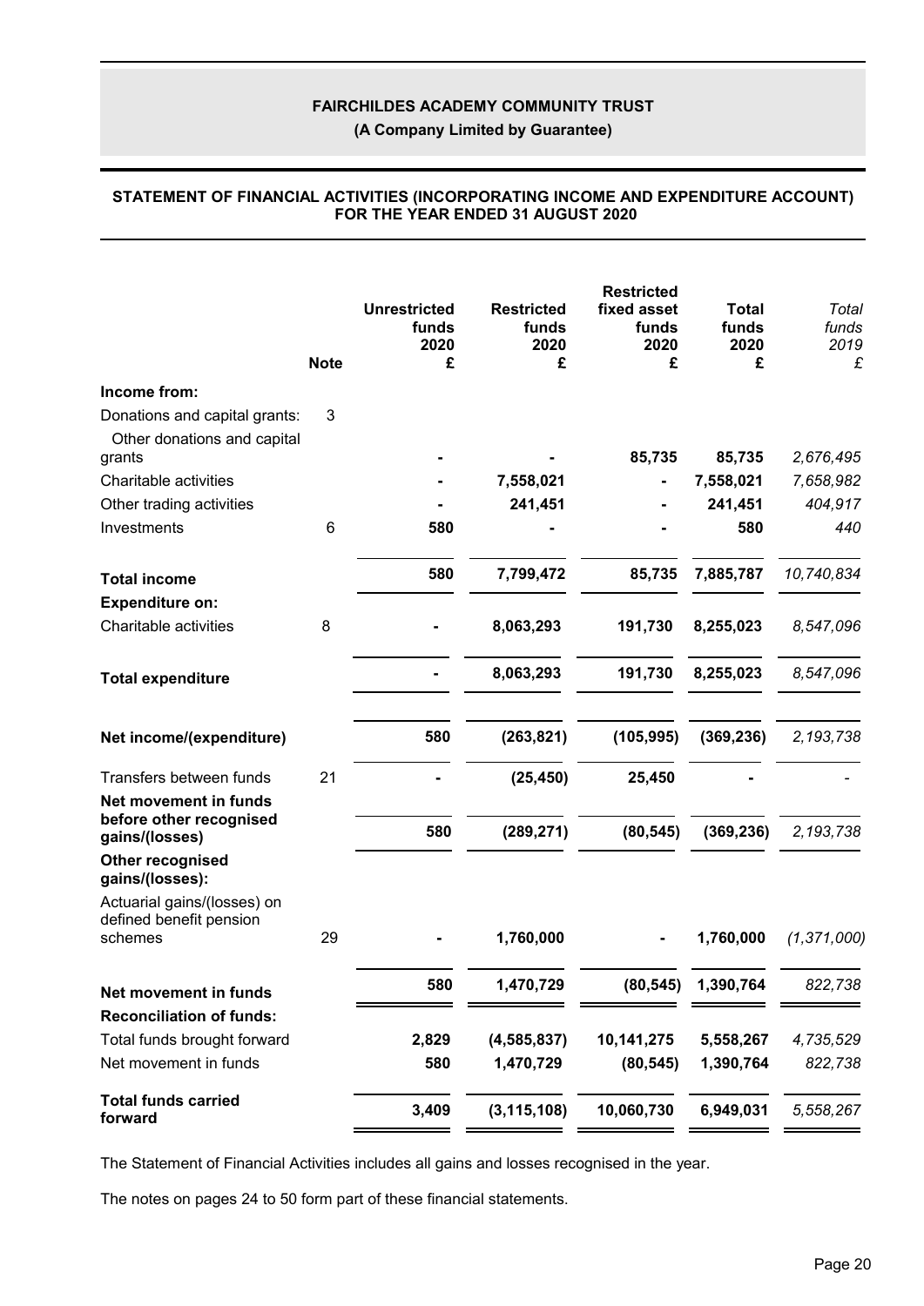**FAIRCHILDES ACADEMY COMMUNITY TRUST**

**(A Company Limited by Guarantee)**

**STATEMENT OF FINANCIAL ACTIVITIES (INCORPORATING INCOME AND EXPENDITURE ACCOUNT) FOR THE YEAR ENDED 31 AUGUST 2020**

| | Note | Unrestricted funds 2020 £ | Restricted funds 2020 £ | Restricted fixed asset funds 2020 £ | Total funds 2020 £ | *Total funds 2019 £* |
|---|---|---|---|---|---|---|
| **Income from:** | | | | | | |
| Donations and capital grants: | 3 | | | | | |
| Other donations and capital grants | | - | - | 85,735 | 85,735 | *2,676,495* |
| Charitable activities | | - | 7,558,021 | - | 7,558,021 | *7,658,982* |
| Other trading activities | | - | 241,451 | - | 241,451 | *404,917* |
| Investments | 6 | 580 | - | - | 580 | *440* |
| **Total income** | | 580 | 7,799,472 | 85,735 | 7,885,787 | *10,740,834* |
| **Expenditure on:** | | | | | | |
| Charitable activities | 8 | - | 8,063,293 | 191,730 | 8,255,023 | *8,547,096* |
| **Total expenditure** | | - | 8,063,293 | 191,730 | 8,255,023 | *8,547,096* |
| **Net income/(expenditure)** | | 580 | (263,821) | (105,995) | (369,236) | *2,193,738* |
| Transfers between funds | 21 | - | (25,450) | 25,450 | - | *-* |
| **Net movement in funds before other recognised gains/(losses)** | | 580 | (289,271) | (80,545) | (369,236) | *2,193,738* |
| **Other recognised gains/(losses):** | | | | | | |
| Actuarial gains/(losses) on defined benefit pension schemes | 29 | - | 1,760,000 | - | 1,760,000 | *(1,371,000)* |
| **Net movement in funds** | | 580 | 1,470,729 | (80,545) | 1,390,764 | *822,738* |
| **Reconciliation of funds:** | | | | | | |
| Total funds brought forward | | 2,829 | (4,585,837) | 10,141,275 | 5,558,267 | *4,735,529* |
| Net movement in funds | | 580 | 1,470,729 | (80,545) | 1,390,764 | *822,738* |
| **Total funds carried forward** | | 3,409 | (3,115,108) | 10,060,730 | 6,949,031 | *5,558,267* |

The Statement of Financial Activities includes all gains and losses recognised in the year.

The notes on pages 24 to 50 form part of these financial statements.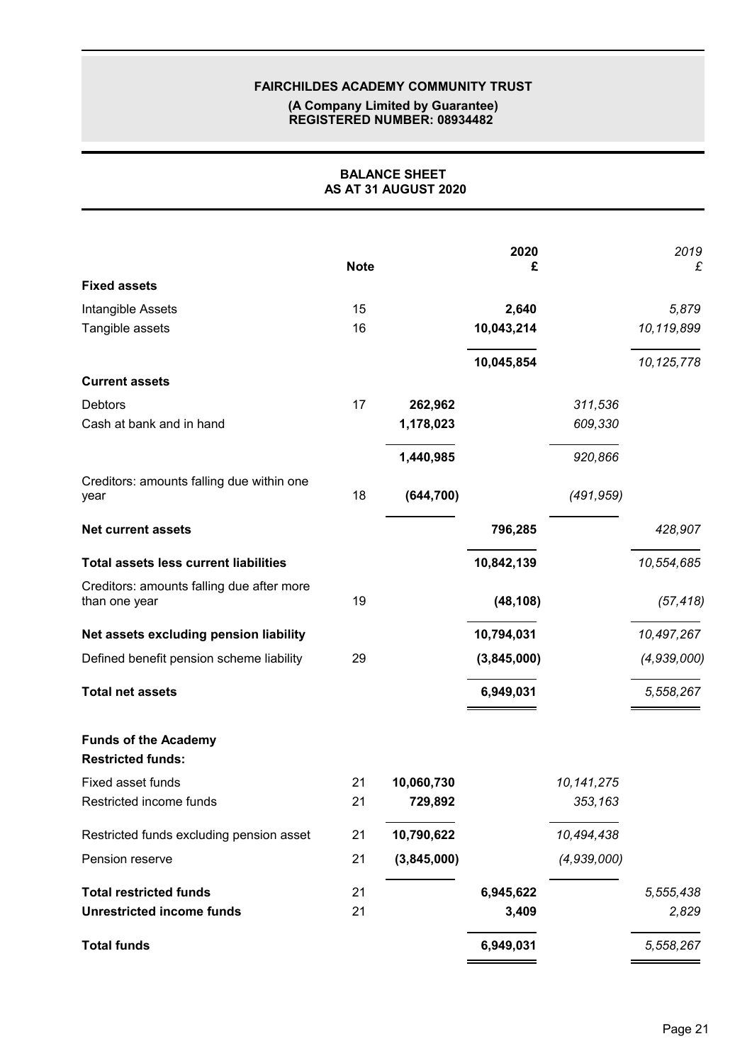**FAIRCHILDES ACADEMY COMMUNITY TRUST**

**(A Company Limited by Guarantee)**
**REGISTERED NUMBER: 08934482**

## BALANCE SHEET
## AS AT 31 AUGUST 2020

| | Note | | 2020 £ | | *2019 £* |
|---|---|---|---|---|---|
| **Fixed assets** | | | | | |
| Intangible Assets | 15 | | **2,640** | | *5,879* |
| Tangible assets | 16 | | **10,043,214** | | *10,119,899* |
| | | | **10,045,854** | | *10,125,778* |
| **Current assets** | | | | | |
| Debtors | 17 | **262,962** | | *311,536* | |
| Cash at bank and in hand | | **1,178,023** | | *609,330* | |
| | | **1,440,985** | | *920,866* | |
| Creditors: amounts falling due within one year | 18 | **(644,700)** | | *(491,959)* | |
| **Net current assets** | | | **796,285** | | *428,907* |
| **Total assets less current liabilities** | | | **10,842,139** | | *10,554,685* |
| Creditors: amounts falling due after more than one year | 19 | | **(48,108)** | | *(57,418)* |
| **Net assets excluding pension liability** | | | **10,794,031** | | *10,497,267* |
| Defined benefit pension scheme liability | 29 | | **(3,845,000)** | | *(4,939,000)* |
| **Total net assets** | | | **6,949,031** | | *5,558,267* |
| **Funds of the Academy** | | | | | |
| **Restricted funds:** | | | | | |
| Fixed asset funds | 21 | **10,060,730** | | *10,141,275* | |
| Restricted income funds | 21 | **729,892** | | *353,163* | |
| Restricted funds excluding pension asset | 21 | **10,790,622** | | *10,494,438* | |
| Pension reserve | 21 | **(3,845,000)** | | *(4,939,000)* | |
| **Total restricted funds** | 21 | | **6,945,622** | | *5,555,438* |
| **Unrestricted income funds** | 21 | | **3,409** | | *2,829* |
| **Total funds** | | | **6,949,031** | | *5,558,267* |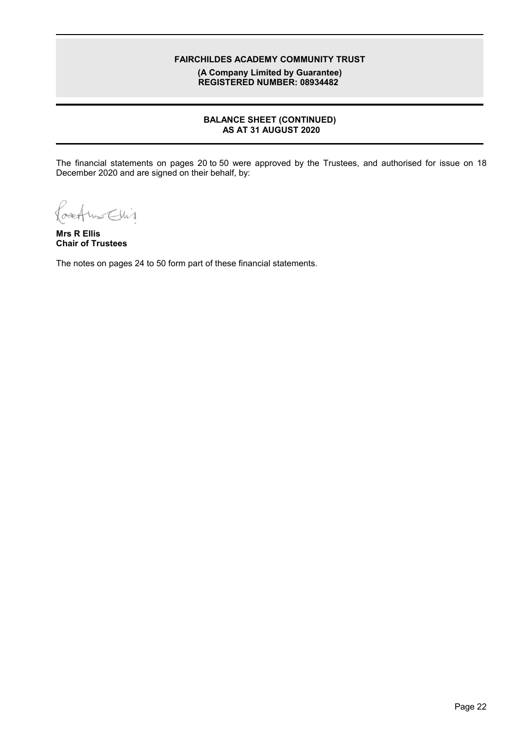# FAIRCHILDES ACADEMY COMMUNITY TRUST

**(A Company Limited by Guarantee)**
**REGISTERED NUMBER: 08934482**

## BALANCE SHEET (CONTINUED)
## AS AT 31 AUGUST 2020

The financial statements on pages 20 to 50 were approved by the Trustees, and authorised for issue on 18 December 2020 and are signed on their behalf, by:

**Mrs R Ellis**
**Chair of Trustees**

The notes on pages 24 to 50 form part of these financial statements.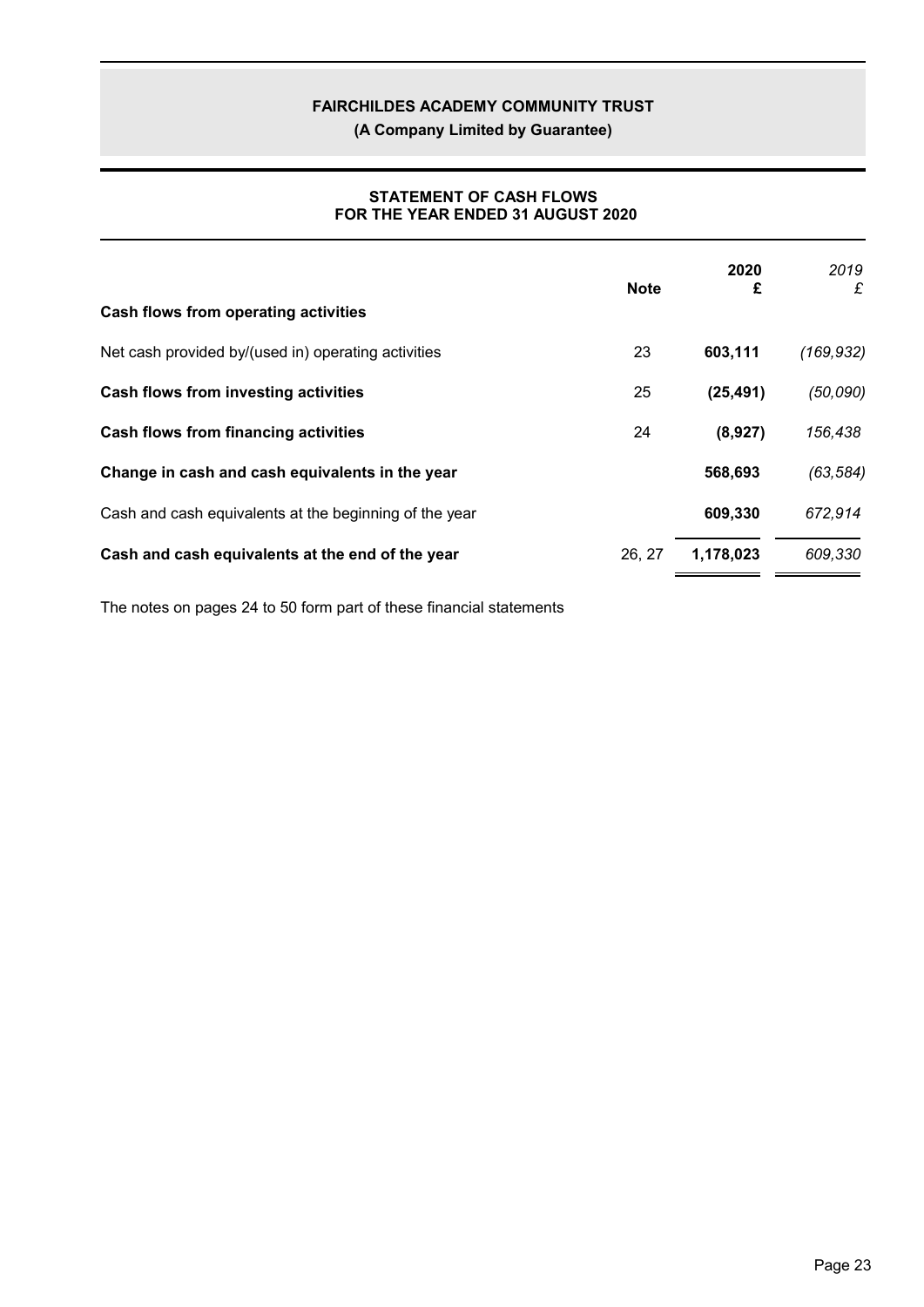# FAIRCHILDES ACADEMY COMMUNITY TRUST

**(A Company Limited by Guarantee)**

## STATEMENT OF CASH FLOWS
## FOR THE YEAR ENDED 31 AUGUST 2020

| | Note | 2020 £ | *2019 £* |
|---|---|---|---|
| **Cash flows from operating activities** | | | |
| Net cash provided by/(used in) operating activities | 23 | **603,111** | *(169,932)* |
| **Cash flows from investing activities** | 25 | **(25,491)** | *(50,090)* |
| **Cash flows from financing activities** | 24 | **(8,927)** | *156,438* |
| **Change in cash and cash equivalents in the year** | | **568,693** | *(63,584)* |
| Cash and cash equivalents at the beginning of the year | | **609,330** | *672,914* |
| **Cash and cash equivalents at the end of the year** | 26, 27 | **1,178,023** | *609,330* |

The notes on pages 24 to 50 form part of these financial statements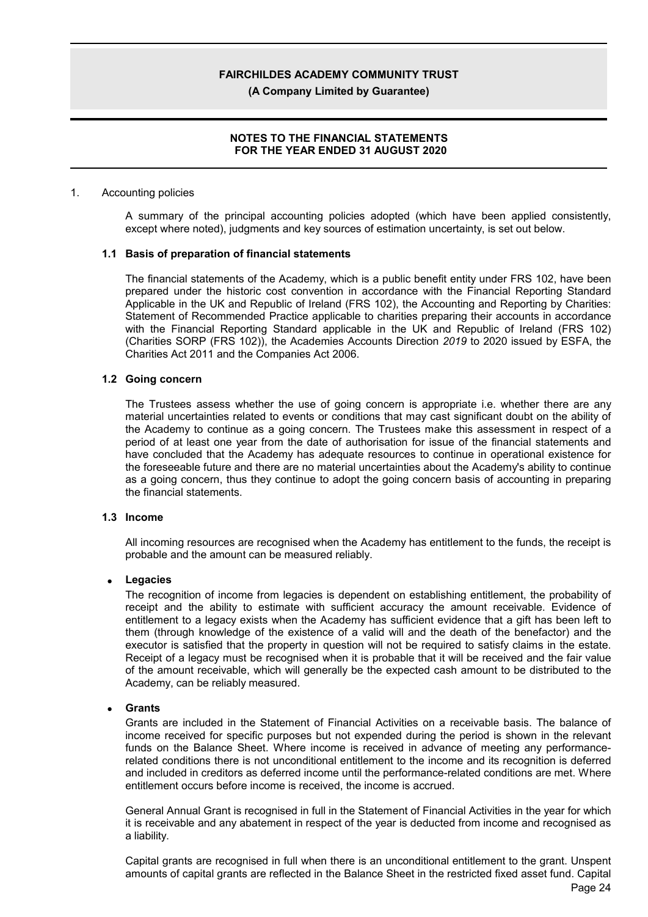# FAIRCHILDES ACADEMY COMMUNITY TRUST

**(A Company Limited by Guarantee)**

**NOTES TO THE FINANCIAL STATEMENTS FOR THE YEAR ENDED 31 AUGUST 2020**

1. Accounting policies

A summary of the principal accounting policies adopted (which have been applied consistently, except where noted), judgments and key sources of estimation uncertainty, is set out below.

### 1.1 Basis of preparation of financial statements

The financial statements of the Academy, which is a public benefit entity under FRS 102, have been prepared under the historic cost convention in accordance with the Financial Reporting Standard Applicable in the UK and Republic of Ireland (FRS 102), the Accounting and Reporting by Charities: Statement of Recommended Practice applicable to charities preparing their accounts in accordance with the Financial Reporting Standard applicable in the UK and Republic of Ireland (FRS 102) (Charities SORP (FRS 102)), the Academies Accounts Direction *2019* to 2020 issued by ESFA, the Charities Act 2011 and the Companies Act 2006.

### 1.2 Going concern

The Trustees assess whether the use of going concern is appropriate i.e. whether there are any material uncertainties related to events or conditions that may cast significant doubt on the ability of the Academy to continue as a going concern. The Trustees make this assessment in respect of a period of at least one year from the date of authorisation for issue of the financial statements and have concluded that the Academy has adequate resources to continue in operational existence for the foreseeable future and there are no material uncertainties about the Academy's ability to continue as a going concern, thus they continue to adopt the going concern basis of accounting in preparing the financial statements.

### 1.3 Income

All incoming resources are recognised when the Academy has entitlement to the funds, the receipt is probable and the amount can be measured reliably.

- **Legacies**

  The recognition of income from legacies is dependent on establishing entitlement, the probability of receipt and the ability to estimate with sufficient accuracy the amount receivable. Evidence of entitlement to a legacy exists when the Academy has sufficient evidence that a gift has been left to them (through knowledge of the existence of a valid will and the death of the benefactor) and the executor is satisfied that the property in question will not be required to satisfy claims in the estate. Receipt of a legacy must be recognised when it is probable that it will be received and the fair value of the amount receivable, which will generally be the expected cash amount to be distributed to the Academy, can be reliably measured.

- **Grants**

  Grants are included in the Statement of Financial Activities on a receivable basis. The balance of income received for specific purposes but not expended during the period is shown in the relevant funds on the Balance Sheet. Where income is received in advance of meeting any performance-related conditions there is not unconditional entitlement to the income and its recognition is deferred and included in creditors as deferred income until the performance-related conditions are met. Where entitlement occurs before income is received, the income is accrued.

  General Annual Grant is recognised in full in the Statement of Financial Activities in the year for which it is receivable and any abatement in respect of the year is deducted from income and recognised as a liability.

  Capital grants are recognised in full when there is an unconditional entitlement to the grant. Unspent amounts of capital grants are reflected in the Balance Sheet in the restricted fixed asset fund. Capital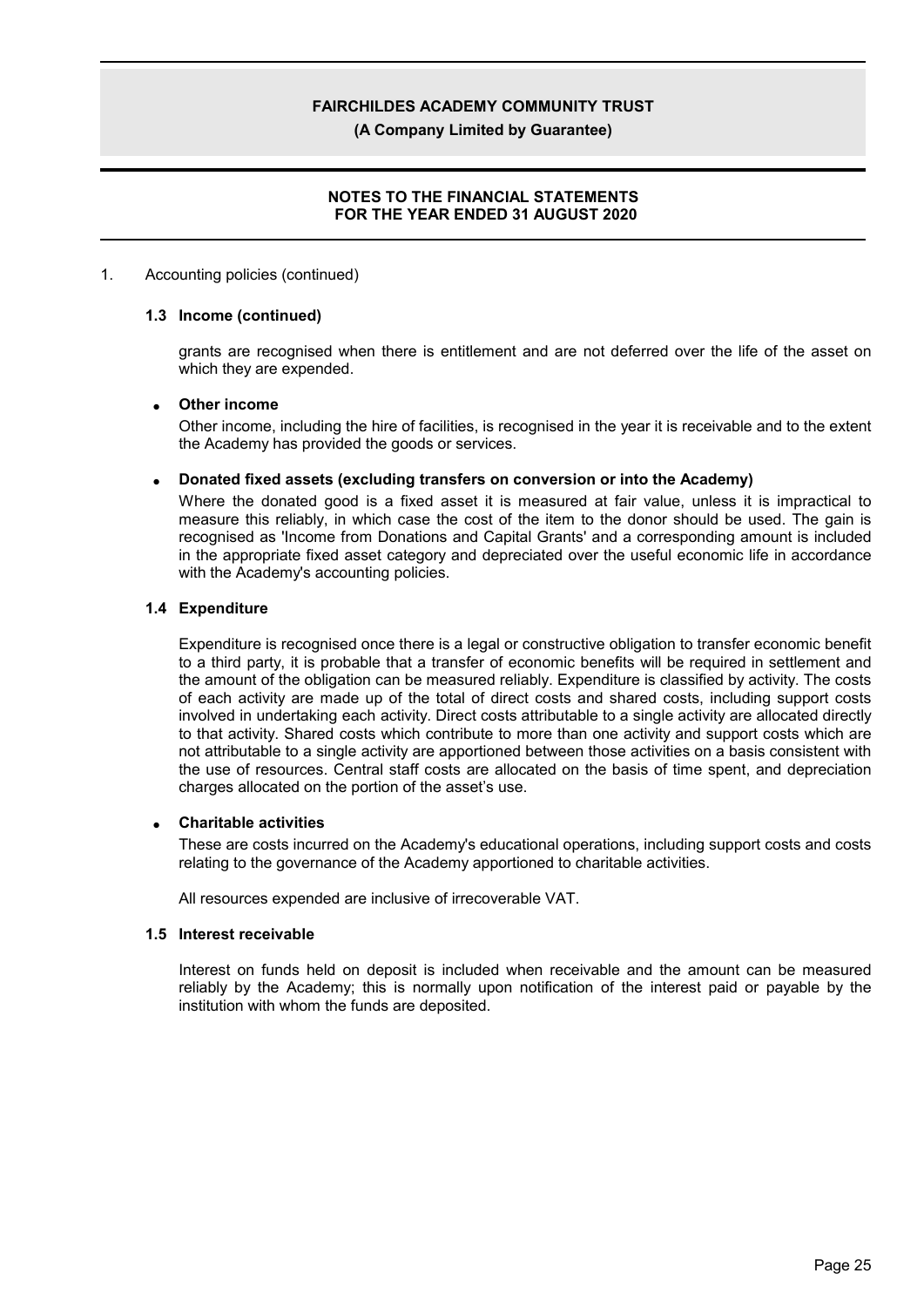1. Accounting policies (continued)

### 1.3 Income (continued)

grants are recognised when there is entitlement and are not deferred over the life of the asset on which they are expended.

- **Other income**

  Other income, including the hire of facilities, is recognised in the year it is receivable and to the extent the Academy has provided the goods or services.

- **Donated fixed assets (excluding transfers on conversion or into the Academy)**

  Where the donated good is a fixed asset it is measured at fair value, unless it is impractical to measure this reliably, in which case the cost of the item to the donor should be used. The gain is recognised as 'Income from Donations and Capital Grants' and a corresponding amount is included in the appropriate fixed asset category and depreciated over the useful economic life in accordance with the Academy's accounting policies.

### 1.4 Expenditure

Expenditure is recognised once there is a legal or constructive obligation to transfer economic benefit to a third party, it is probable that a transfer of economic benefits will be required in settlement and the amount of the obligation can be measured reliably. Expenditure is classified by activity. The costs of each activity are made up of the total of direct costs and shared costs, including support costs involved in undertaking each activity. Direct costs attributable to a single activity are allocated directly to that activity. Shared costs which contribute to more than one activity and support costs which are not attributable to a single activity are apportioned between those activities on a basis consistent with the use of resources. Central staff costs are allocated on the basis of time spent, and depreciation charges allocated on the portion of the asset's use.

- **Charitable activities**

  These are costs incurred on the Academy's educational operations, including support costs and costs relating to the governance of the Academy apportioned to charitable activities.

All resources expended are inclusive of irrecoverable VAT.

### 1.5 Interest receivable

Interest on funds held on deposit is included when receivable and the amount can be measured reliably by the Academy; this is normally upon notification of the interest paid or payable by the institution with whom the funds are deposited.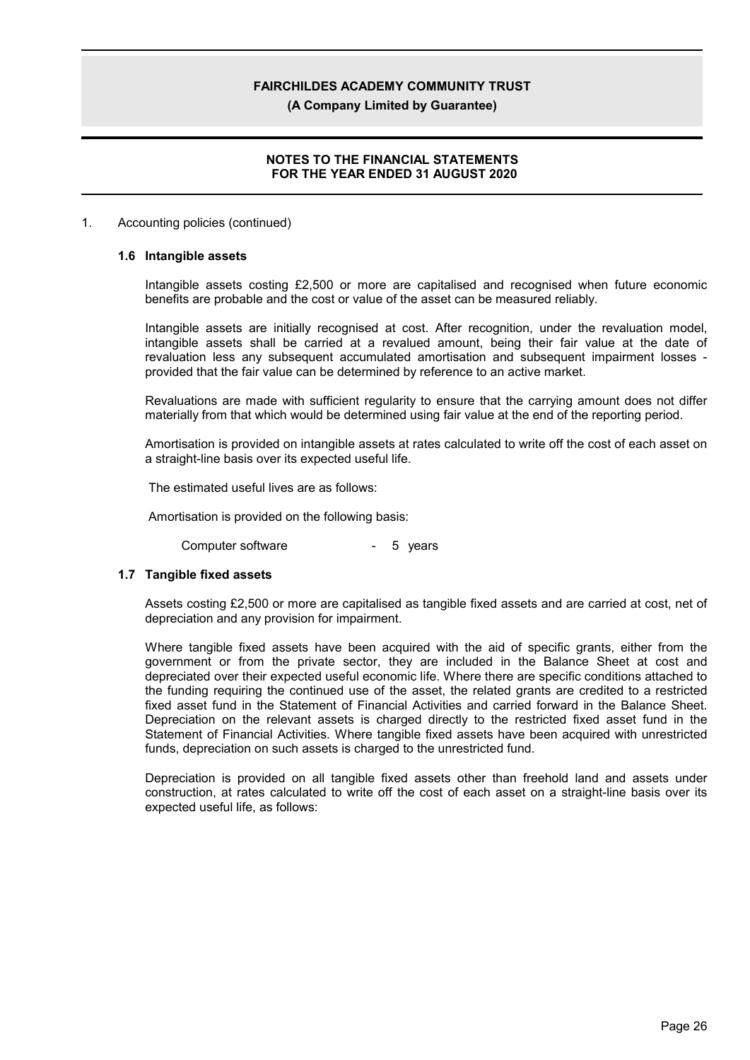1. Accounting policies (continued)

### 1.6 Intangible assets

Intangible assets costing £2,500 or more are capitalised and recognised when future economic benefits are probable and the cost or value of the asset can be measured reliably.

Intangible assets are initially recognised at cost. After recognition, under the revaluation model, intangible assets shall be carried at a revalued amount, being their fair value at the date of revaluation less any subsequent accumulated amortisation and subsequent impairment losses - provided that the fair value can be determined by reference to an active market.

Revaluations are made with sufficient regularity to ensure that the carrying amount does not differ materially from that which would be determined using fair value at the end of the reporting period.

Amortisation is provided on intangible assets at rates calculated to write off the cost of each asset on a straight-line basis over its expected useful life.

The estimated useful lives are as follows:

Amortisation is provided on the following basis:

| | | |
|---|---|---|
| Computer software | - | 5 years |

### 1.7 Tangible fixed assets

Assets costing £2,500 or more are capitalised as tangible fixed assets and are carried at cost, net of depreciation and any provision for impairment.

Where tangible fixed assets have been acquired with the aid of specific grants, either from the government or from the private sector, they are included in the Balance Sheet at cost and depreciated over their expected useful economic life. Where there are specific conditions attached to the funding requiring the continued use of the asset, the related grants are credited to a restricted fixed asset fund in the Statement of Financial Activities and carried forward in the Balance Sheet. Depreciation on the relevant assets is charged directly to the restricted fixed asset fund in the Statement of Financial Activities. Where tangible fixed assets have been acquired with unrestricted funds, depreciation on such assets is charged to the unrestricted fund.

Depreciation is provided on all tangible fixed assets other than freehold land and assets under construction, at rates calculated to write off the cost of each asset on a straight-line basis over its expected useful life, as follows: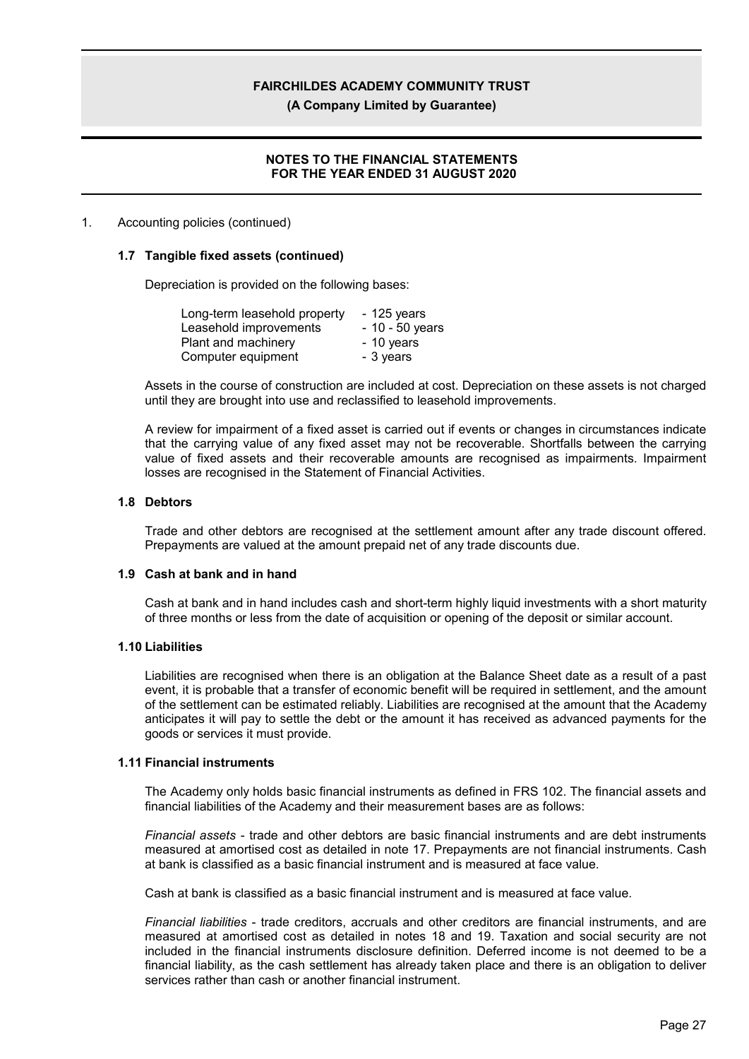1. Accounting policies (continued)

### 1.7 Tangible fixed assets (continued)

Depreciation is provided on the following bases:

| | |
|---|---|
| Long-term leasehold property | - 125 years |
| Leasehold improvements | - 10 - 50 years |
| Plant and machinery | - 10 years |
| Computer equipment | - 3 years |

Assets in the course of construction are included at cost. Depreciation on these assets is not charged until they are brought into use and reclassified to leasehold improvements.

A review for impairment of a fixed asset is carried out if events or changes in circumstances indicate that the carrying value of any fixed asset may not be recoverable. Shortfalls between the carrying value of fixed assets and their recoverable amounts are recognised as impairments. Impairment losses are recognised in the Statement of Financial Activities.

### 1.8 Debtors

Trade and other debtors are recognised at the settlement amount after any trade discount offered. Prepayments are valued at the amount prepaid net of any trade discounts due.

### 1.9 Cash at bank and in hand

Cash at bank and in hand includes cash and short-term highly liquid investments with a short maturity of three months or less from the date of acquisition or opening of the deposit or similar account.

### 1.10 Liabilities

Liabilities are recognised when there is an obligation at the Balance Sheet date as a result of a past event, it is probable that a transfer of economic benefit will be required in settlement, and the amount of the settlement can be estimated reliably. Liabilities are recognised at the amount that the Academy anticipates it will pay to settle the debt or the amount it has received as advanced payments for the goods or services it must provide.

### 1.11 Financial instruments

The Academy only holds basic financial instruments as defined in FRS 102. The financial assets and financial liabilities of the Academy and their measurement bases are as follows:

*Financial assets* - trade and other debtors are basic financial instruments and are debt instruments measured at amortised cost as detailed in note 17. Prepayments are not financial instruments. Cash at bank is classified as a basic financial instrument and is measured at face value.

Cash at bank is classified as a basic financial instrument and is measured at face value.

*Financial liabilities* - trade creditors, accruals and other creditors are financial instruments, and are measured at amortised cost as detailed in notes 18 and 19. Taxation and social security are not included in the financial instruments disclosure definition. Deferred income is not deemed to be a financial liability, as the cash settlement has already taken place and there is an obligation to deliver services rather than cash or another financial instrument.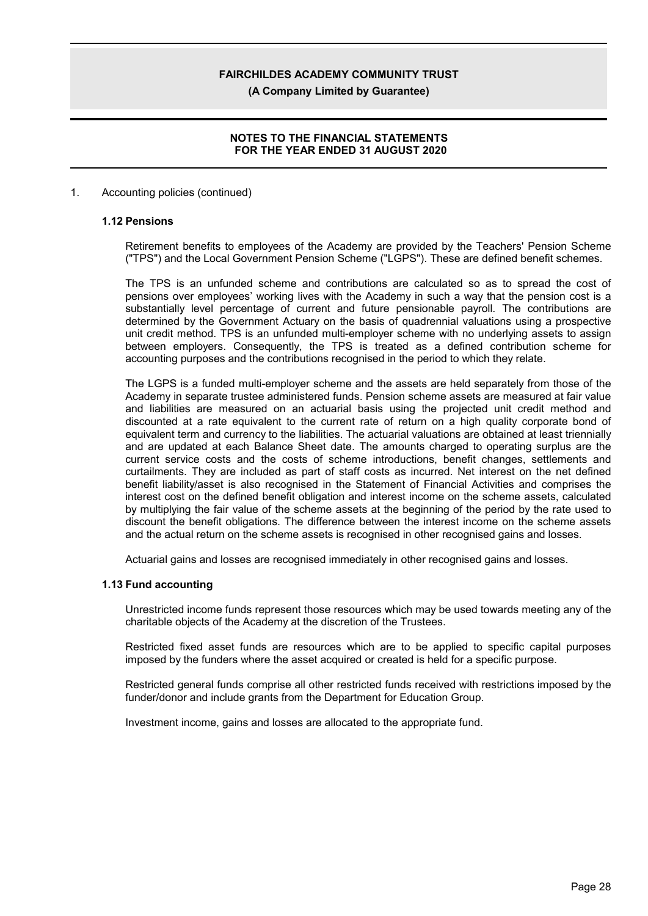1. Accounting policies (continued)

### 1.12 Pensions

Retirement benefits to employees of the Academy are provided by the Teachers' Pension Scheme ("TPS") and the Local Government Pension Scheme ("LGPS"). These are defined benefit schemes.

The TPS is an unfunded scheme and contributions are calculated so as to spread the cost of pensions over employees' working lives with the Academy in such a way that the pension cost is a substantially level percentage of current and future pensionable payroll. The contributions are determined by the Government Actuary on the basis of quadrennial valuations using a prospective unit credit method. TPS is an unfunded multi-employer scheme with no underlying assets to assign between employers. Consequently, the TPS is treated as a defined contribution scheme for accounting purposes and the contributions recognised in the period to which they relate.

The LGPS is a funded multi-employer scheme and the assets are held separately from those of the Academy in separate trustee administered funds. Pension scheme assets are measured at fair value and liabilities are measured on an actuarial basis using the projected unit credit method and discounted at a rate equivalent to the current rate of return on a high quality corporate bond of equivalent term and currency to the liabilities. The actuarial valuations are obtained at least triennially and are updated at each Balance Sheet date. The amounts charged to operating surplus are the current service costs and the costs of scheme introductions, benefit changes, settlements and curtailments. They are included as part of staff costs as incurred. Net interest on the net defined benefit liability/asset is also recognised in the Statement of Financial Activities and comprises the interest cost on the defined benefit obligation and interest income on the scheme assets, calculated by multiplying the fair value of the scheme assets at the beginning of the period by the rate used to discount the benefit obligations. The difference between the interest income on the scheme assets and the actual return on the scheme assets is recognised in other recognised gains and losses.

Actuarial gains and losses are recognised immediately in other recognised gains and losses.

### 1.13 Fund accounting

Unrestricted income funds represent those resources which may be used towards meeting any of the charitable objects of the Academy at the discretion of the Trustees.

Restricted fixed asset funds are resources which are to be applied to specific capital purposes imposed by the funders where the asset acquired or created is held for a specific purpose.

Restricted general funds comprise all other restricted funds received with restrictions imposed by the funder/donor and include grants from the Department for Education Group.

Investment income, gains and losses are allocated to the appropriate fund.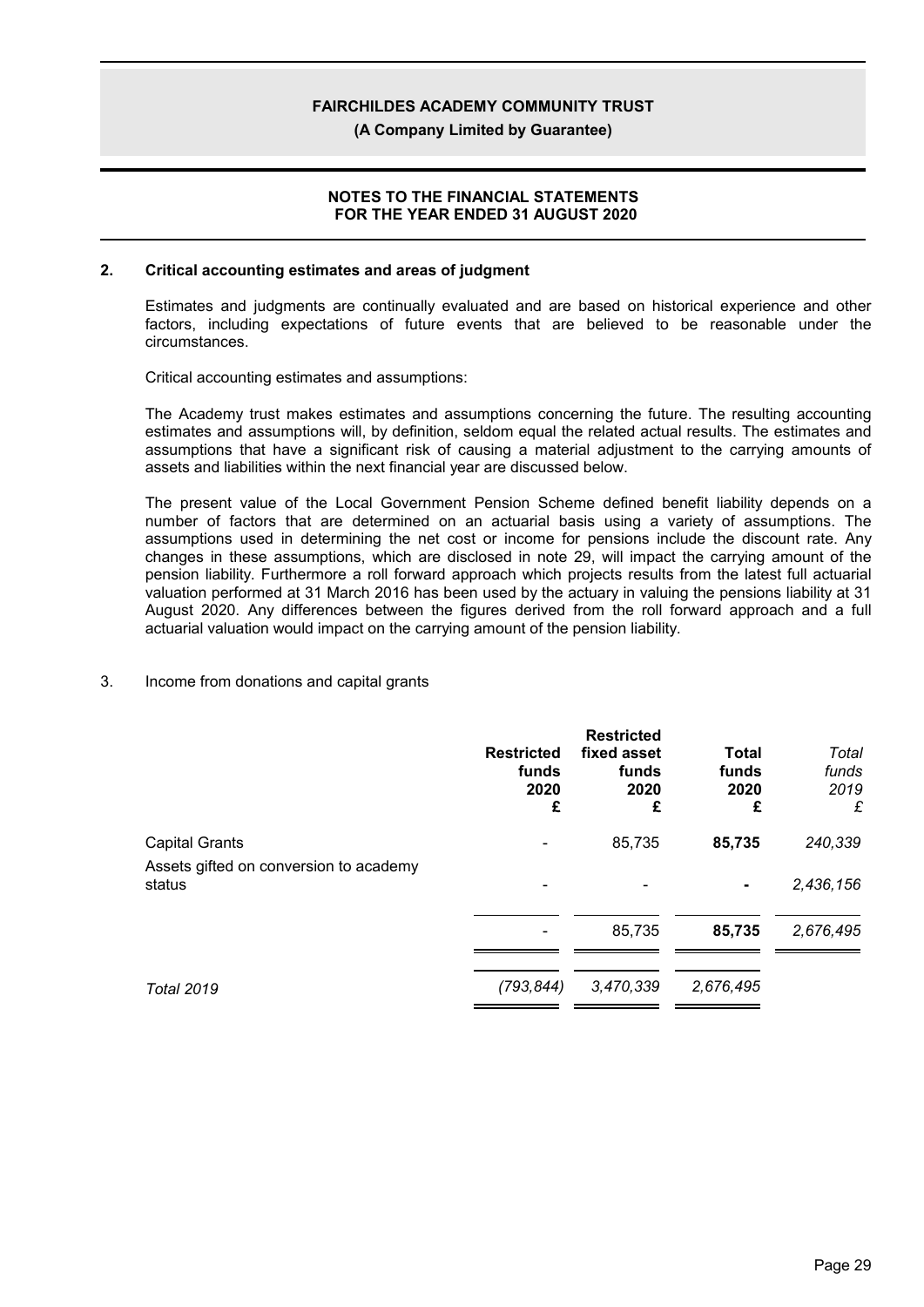## 2. Critical accounting estimates and areas of judgment

Estimates and judgments are continually evaluated and are based on historical experience and other factors, including expectations of future events that are believed to be reasonable under the circumstances.

Critical accounting estimates and assumptions:

The Academy trust makes estimates and assumptions concerning the future. The resulting accounting estimates and assumptions will, by definition, seldom equal the related actual results. The estimates and assumptions that have a significant risk of causing a material adjustment to the carrying amounts of assets and liabilities within the next financial year are discussed below.

The present value of the Local Government Pension Scheme defined benefit liability depends on a number of factors that are determined on an actuarial basis using a variety of assumptions. The assumptions used in determining the net cost or income for pensions include the discount rate. Any changes in these assumptions, which are disclosed in note 29, will impact the carrying amount of the pension liability. Furthermore a roll forward approach which projects results from the latest full actuarial valuation performed at 31 March 2016 has been used by the actuary in valuing the pensions liability at 31 August 2020. Any differences between the figures derived from the roll forward approach and a full actuarial valuation would impact on the carrying amount of the pension liability.

## 3. Income from donations and capital grants

| | **Restricted funds 2020 £** | **Restricted fixed asset funds 2020 £** | **Total funds 2020 £** | *Total funds 2019 £* |
|---|---|---|---|---|
| Capital Grants | - | 85,735 | **85,735** | *240,339* |
| Assets gifted on conversion to academy status | - | - | **-** | *2,436,156* |
| | - | 85,735 | **85,735** | *2,676,495* |
| *Total 2019* | *(793,844)* | *3,470,339* | *2,676,495* | |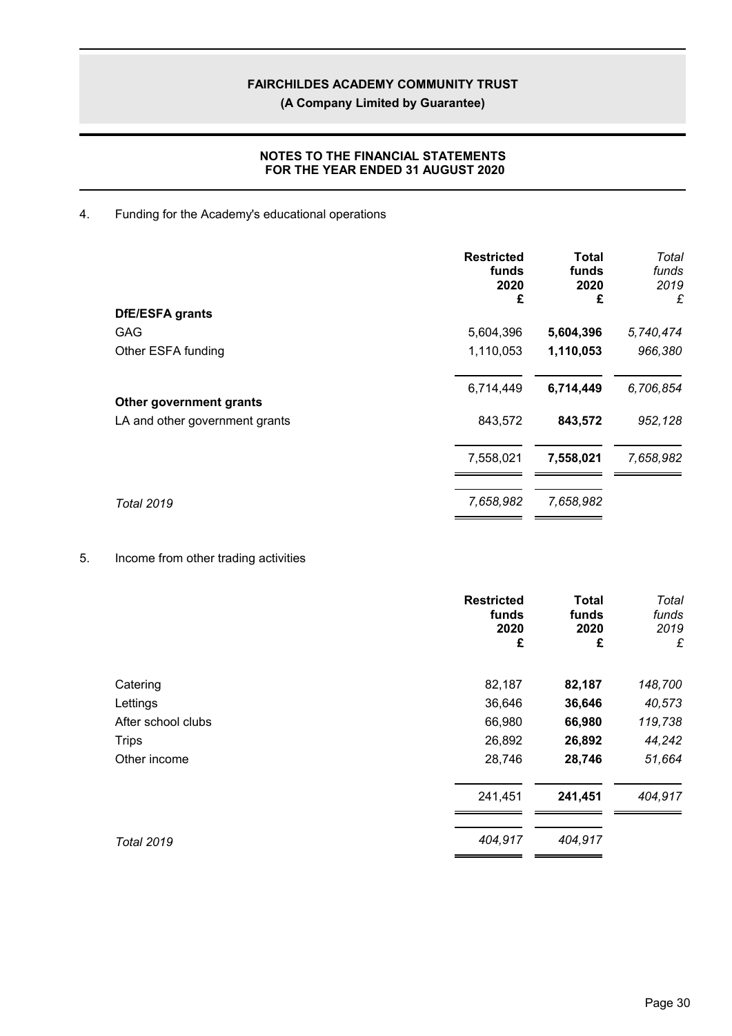## 4. Funding for the Academy's educational operations

| | Restricted funds 2020 £ | Total funds 2020 £ | *Total funds 2019 £* |
|---|---|---|---|
| **DfE/ESFA grants** | | | |
| GAG | 5,604,396 | **5,604,396** | *5,740,474* |
| Other ESFA funding | 1,110,053 | **1,110,053** | *966,380* |
| | 6,714,449 | **6,714,449** | *6,706,854* |
| **Other government grants** | | | |
| LA and other government grants | 843,572 | **843,572** | *952,128* |
| | 7,558,021 | **7,558,021** | *7,658,982* |
| *Total 2019* | *7,658,982* | *7,658,982* | |

## 5. Income from other trading activities

| | Restricted funds 2020 £ | Total funds 2020 £ | *Total funds 2019 £* |
|---|---|---|---|
| Catering | 82,187 | **82,187** | *148,700* |
| Lettings | 36,646 | **36,646** | *40,573* |
| After school clubs | 66,980 | **66,980** | *119,738* |
| Trips | 26,892 | **26,892** | *44,242* |
| Other income | 28,746 | **28,746** | *51,664* |
| | 241,451 | **241,451** | *404,917* |
| *Total 2019* | *404,917* | *404,917* | |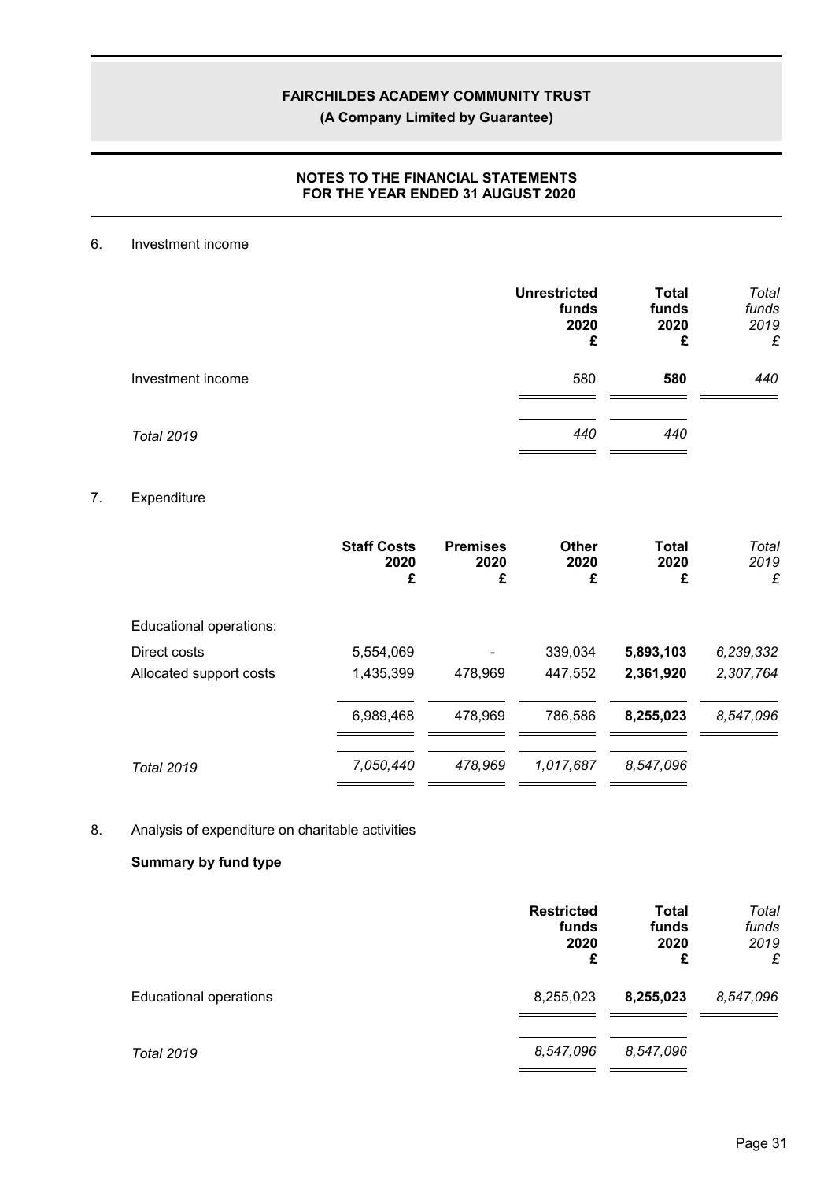## 6. Investment income

| | Unrestricted funds 2020 £ | Total funds 2020 £ | *Total funds 2019 £* |
|---|---|---|---|
| Investment income | 580 | **580** | *440* |
| *Total 2019* | *440* | *440* | |

## 7. Expenditure

| | Staff Costs 2020 £ | Premises 2020 £ | Other 2020 £ | Total 2020 £ | *Total 2019 £* |
|---|---|---|---|---|---|
| Educational operations: | | | | | |
| Direct costs | 5,554,069 | - | 339,034 | **5,893,103** | *6,239,332* |
| Allocated support costs | 1,435,399 | 478,969 | 447,552 | **2,361,920** | *2,307,764* |
| | 6,989,468 | 478,969 | 786,586 | **8,255,023** | *8,547,096* |
| *Total 2019* | *7,050,440* | *478,969* | *1,017,687* | *8,547,096* | |

## 8. Analysis of expenditure on charitable activities

**Summary by fund type**

| | Restricted funds 2020 £ | Total funds 2020 £ | *Total funds 2019 £* |
|---|---|---|---|
| Educational operations | 8,255,023 | **8,255,023** | *8,547,096* |
| *Total 2019* | *8,547,096* | *8,547,096* | |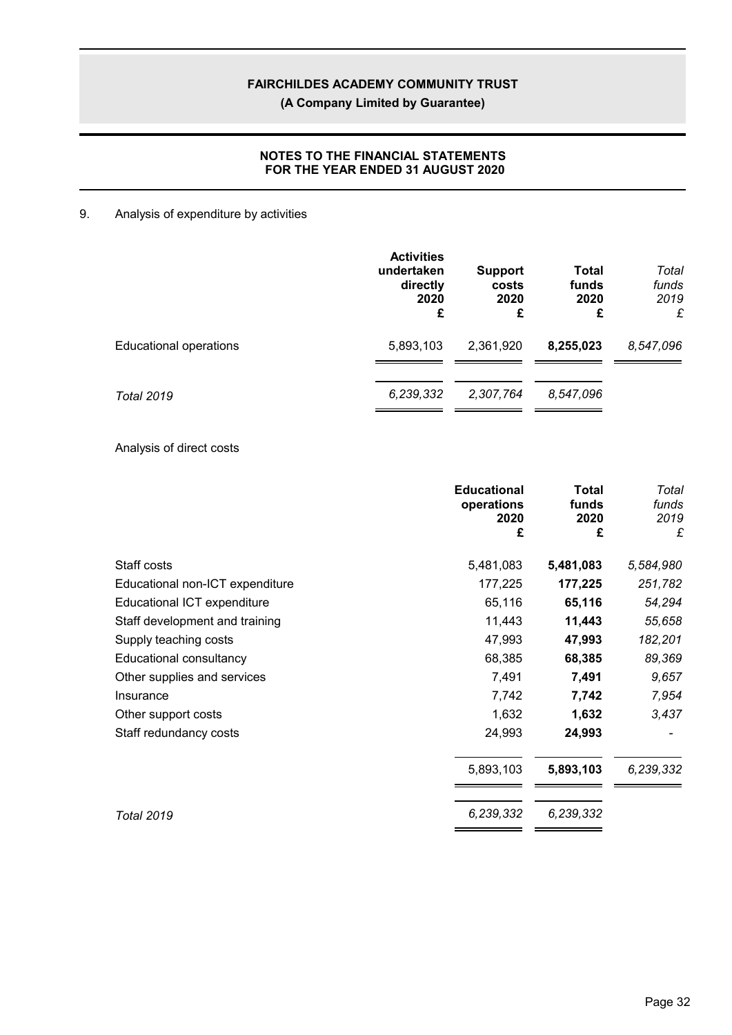## 9. Analysis of expenditure by activities

| | Activities undertaken directly 2020 £ | Support costs 2020 £ | Total funds 2020 £ | *Total funds 2019 £* |
|---|---|---|---|---|
| Educational operations | 5,893,103 | 2,361,920 | **8,255,023** | *8,547,096* |
| *Total 2019* | *6,239,332* | *2,307,764* | *8,547,096* | |

Analysis of direct costs

| | Educational operations 2020 £ | Total funds 2020 £ | *Total funds 2019 £* |
|---|---|---|---|
| Staff costs | 5,481,083 | **5,481,083** | *5,584,980* |
| Educational non-ICT expenditure | 177,225 | **177,225** | *251,782* |
| Educational ICT expenditure | 65,116 | **65,116** | *54,294* |
| Staff development and training | 11,443 | **11,443** | *55,658* |
| Supply teaching costs | 47,993 | **47,993** | *182,201* |
| Educational consultancy | 68,385 | **68,385** | *89,369* |
| Other supplies and services | 7,491 | **7,491** | *9,657* |
| Insurance | 7,742 | **7,742** | *7,954* |
| Other support costs | 1,632 | **1,632** | *3,437* |
| Staff redundancy costs | 24,993 | **24,993** | *-* |
| | 5,893,103 | **5,893,103** | *6,239,332* |
| *Total 2019* | *6,239,332* | *6,239,332* | |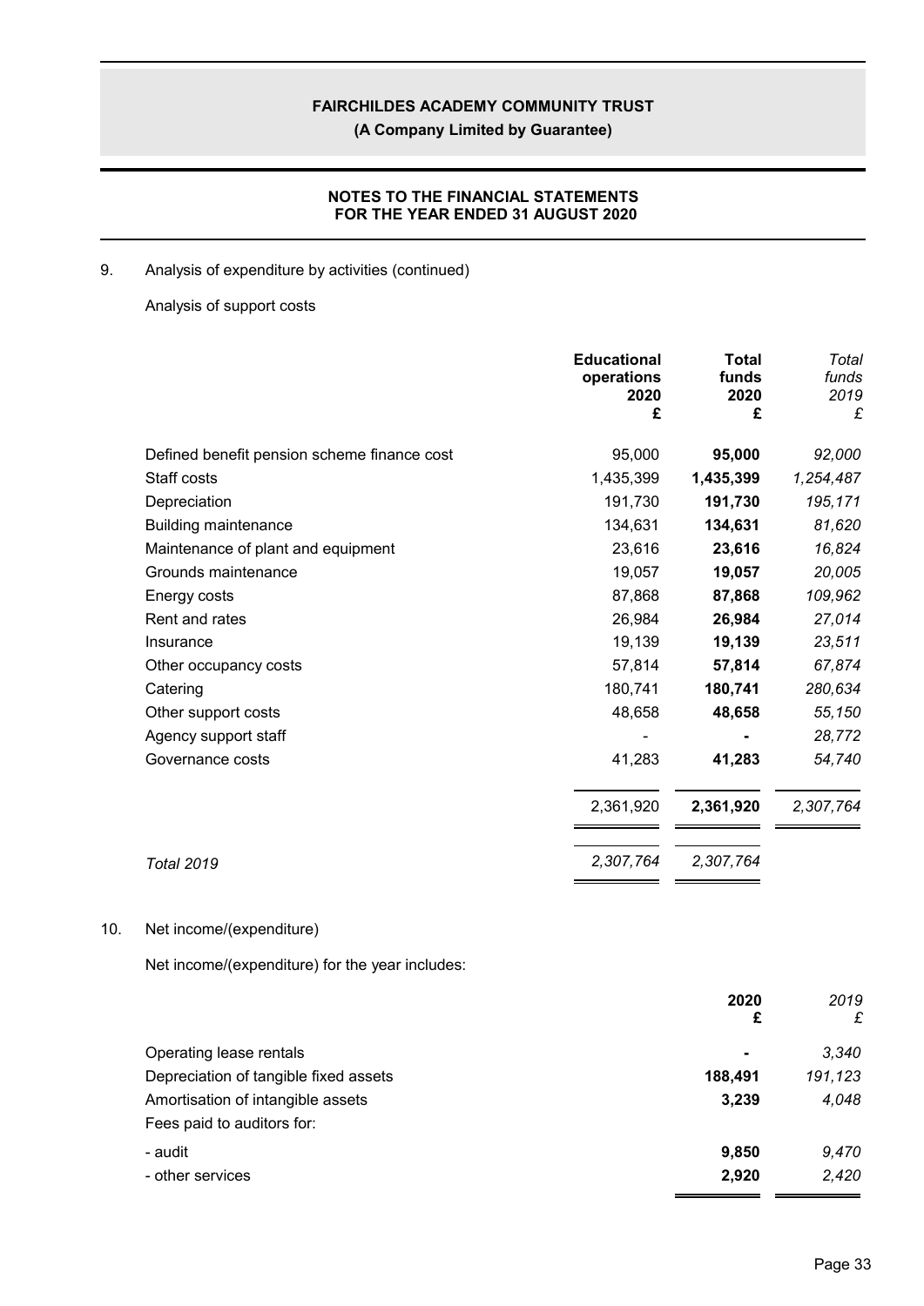## 9. Analysis of expenditure by activities (continued)

Analysis of support costs

| | Educational operations 2020 £ | Total funds 2020 £ | *Total funds 2019 £* |
|---|---|---|---|
| Defined benefit pension scheme finance cost | 95,000 | **95,000** | *92,000* |
| Staff costs | 1,435,399 | **1,435,399** | *1,254,487* |
| Depreciation | 191,730 | **191,730** | *195,171* |
| Building maintenance | 134,631 | **134,631** | *81,620* |
| Maintenance of plant and equipment | 23,616 | **23,616** | *16,824* |
| Grounds maintenance | 19,057 | **19,057** | *20,005* |
| Energy costs | 87,868 | **87,868** | *109,962* |
| Rent and rates | 26,984 | **26,984** | *27,014* |
| Insurance | 19,139 | **19,139** | *23,511* |
| Other occupancy costs | 57,814 | **57,814** | *67,874* |
| Catering | 180,741 | **180,741** | *280,634* |
| Other support costs | 48,658 | **48,658** | *55,150* |
| Agency support staff | - | **-** | *28,772* |
| Governance costs | 41,283 | **41,283** | *54,740* |
| | 2,361,920 | **2,361,920** | *2,307,764* |
| *Total 2019* | *2,307,764* | *2,307,764* | |

## 10. Net income/(expenditure)

Net income/(expenditure) for the year includes:

| | 2020 £ | *2019 £* |
|---|---|---|
| Operating lease rentals | **-** | *3,340* |
| Depreciation of tangible fixed assets | **188,491** | *191,123* |
| Amortisation of intangible assets | **3,239** | *4,048* |
| Fees paid to auditors for: | | |
| - audit | **9,850** | *9,470* |
| - other services | **2,920** | *2,420* |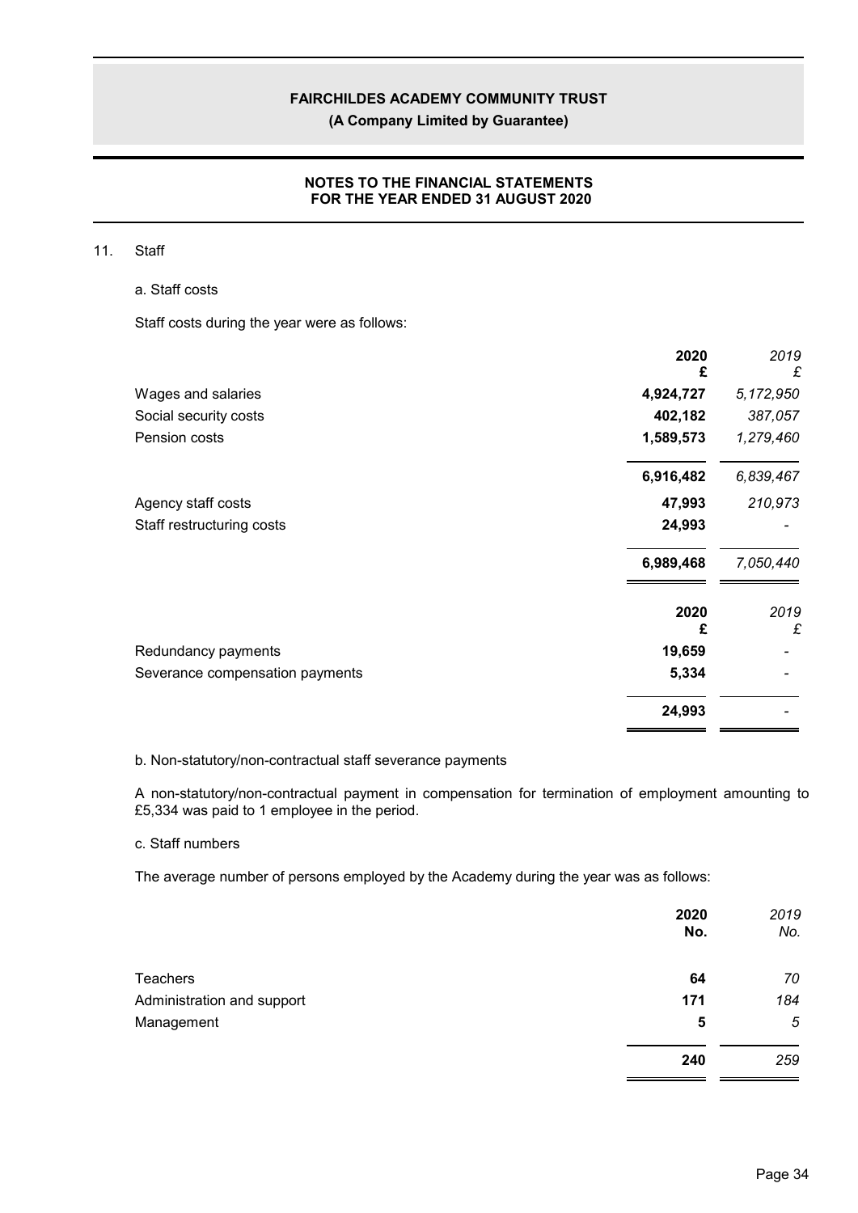## 11. Staff

### a. Staff costs

Staff costs during the year were as follows:

| | 2020 £ | *2019 £* |
|---|---|---|
| Wages and salaries | **4,924,727** | *5,172,950* |
| Social security costs | **402,182** | *387,057* |
| Pension costs | **1,589,573** | *1,279,460* |
| | **6,916,482** | *6,839,467* |
| Agency staff costs | **47,993** | *210,973* |
| Staff restructuring costs | **24,993** | *-* |
| | **6,989,468** | *7,050,440* |

| | 2020 £ | *2019 £* |
|---|---|---|
| Redundancy payments | **19,659** | *-* |
| Severance compensation payments | **5,334** | *-* |
| | **24,993** | *-* |

### b. Non-statutory/non-contractual staff severance payments

A non-statutory/non-contractual payment in compensation for termination of employment amounting to £5,334 was paid to 1 employee in the period.

### c. Staff numbers

The average number of persons employed by the Academy during the year was as follows:

| | 2020 No. | *2019 No.* |
|---|---|---|
| Teachers | **64** | *70* |
| Administration and support | **171** | *184* |
| Management | **5** | *5* |
| | **240** | *259* |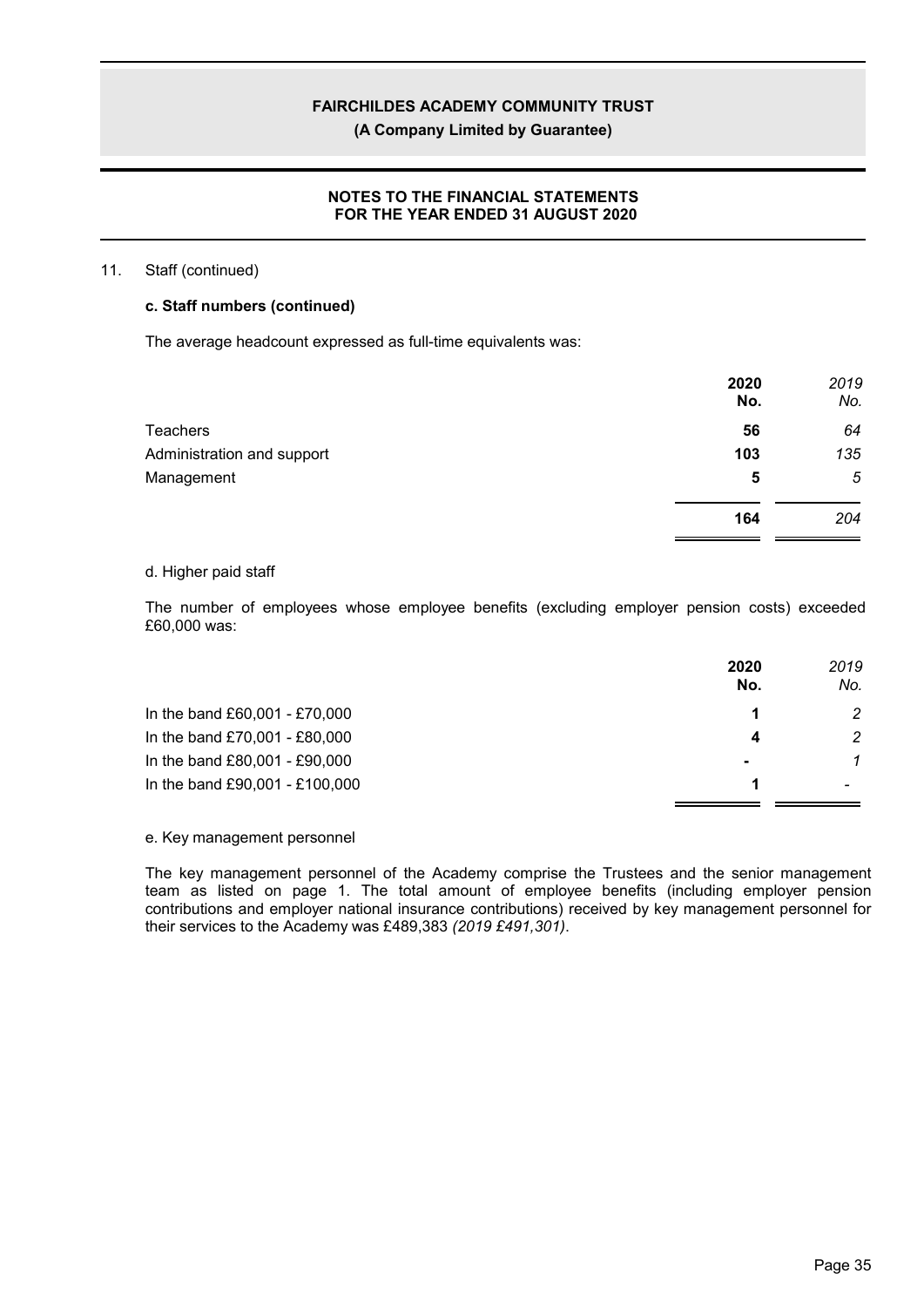## 11. Staff (continued)

### c. Staff numbers (continued)

The average headcount expressed as full-time equivalents was:

| | 2020 No. | 2019 No. |
|---|---|---|
| Teachers | 56 | 64 |
| Administration and support | 103 | 135 |
| Management | 5 | 5 |
| | 164 | 204 |

### d. Higher paid staff

The number of employees whose employee benefits (excluding employer pension costs) exceeded £60,000 was:

| | 2020 No. | 2019 No. |
|---|---|---|
| In the band £60,001 - £70,000 | 1 | 2 |
| In the band £70,001 - £80,000 | 4 | 2 |
| In the band £80,001 - £90,000 | - | 1 |
| In the band £90,001 - £100,000 | 1 | - |

### e. Key management personnel

The key management personnel of the Academy comprise the Trustees and the senior management team as listed on page 1. The total amount of employee benefits (including employer pension contributions and employer national insurance contributions) received by key management personnel for their services to the Academy was £489,383 *(2019 £491,301)*.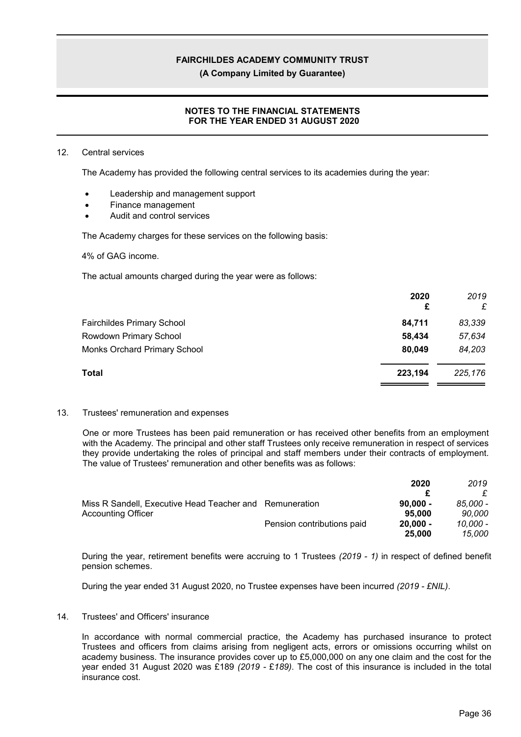## 12. Central services

The Academy has provided the following central services to its academies during the year:

- Leadership and management support
- Finance management
- Audit and control services

The Academy charges for these services on the following basis:

4% of GAG income.

The actual amounts charged during the year were as follows:

| | **2020** | *2019* |
|---|---|---|
| | **£** | *£* |
| Fairchildes Primary School | **84,711** | *83,339* |
| Rowdown Primary School | **58,434** | *57,634* |
| Monks Orchard Primary School | **80,049** | *84,203* |
| **Total** | **223,194** | *225,176* |

## 13. Trustees' remuneration and expenses

One or more Trustees has been paid remuneration or has received other benefits from an employment with the Academy. The principal and other staff Trustees only receive remuneration in respect of services they provide undertaking the roles of principal and staff members under their contracts of employment. The value of Trustees' remuneration and other benefits was as follows:

| | | **2020** | *2019* |
|---|---|---|---|
| | | **£** | *£* |
| Miss R Sandell, Executive Head Teacher and Accounting Officer | Remuneration | **90,000 - 95,000** | *85,000 - 90,000* |
| | Pension contributions paid | **20,000 - 25,000** | *10,000 - 15,000* |

During the year, retirement benefits were accruing to 1 Trustees *(2019 - 1)* in respect of defined benefit pension schemes.

During the year ended 31 August 2020, no Trustee expenses have been incurred *(2019 - £NIL)*.

## 14. Trustees' and Officers' insurance

In accordance with normal commercial practice, the Academy has purchased insurance to protect Trustees and officers from claims arising from negligent acts, errors or omissions occurring whilst on academy business. The insurance provides cover up to £5,000,000 on any one claim and the cost for the year ended 31 August 2020 was £189 *(2019 - £189)*. The cost of this insurance is included in the total insurance cost.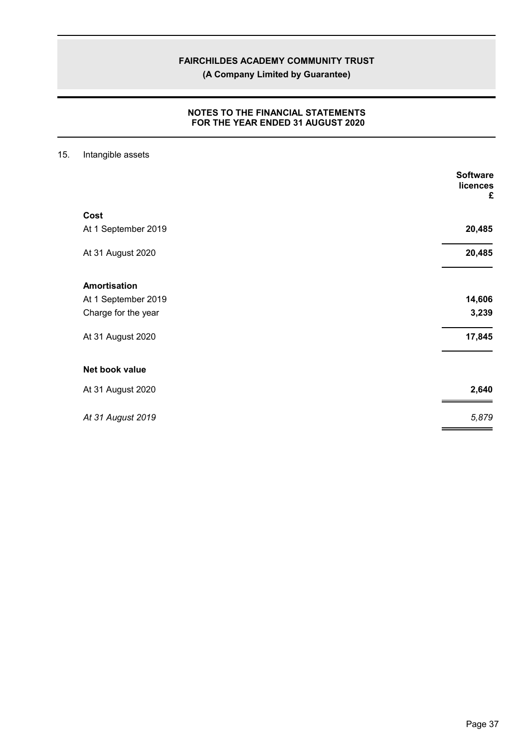## 15. Intangible assets

| | Software licences £ |
|---|---|
| **Cost** | |
| At 1 September 2019 | **20,485** |
| At 31 August 2020 | **20,485** |
| **Amortisation** | |
| At 1 September 2019 | **14,606** |
| Charge for the year | **3,239** |
| At 31 August 2020 | **17,845** |
| **Net book value** | |
| At 31 August 2020 | **2,640** |
| *At 31 August 2019* | *5,879* |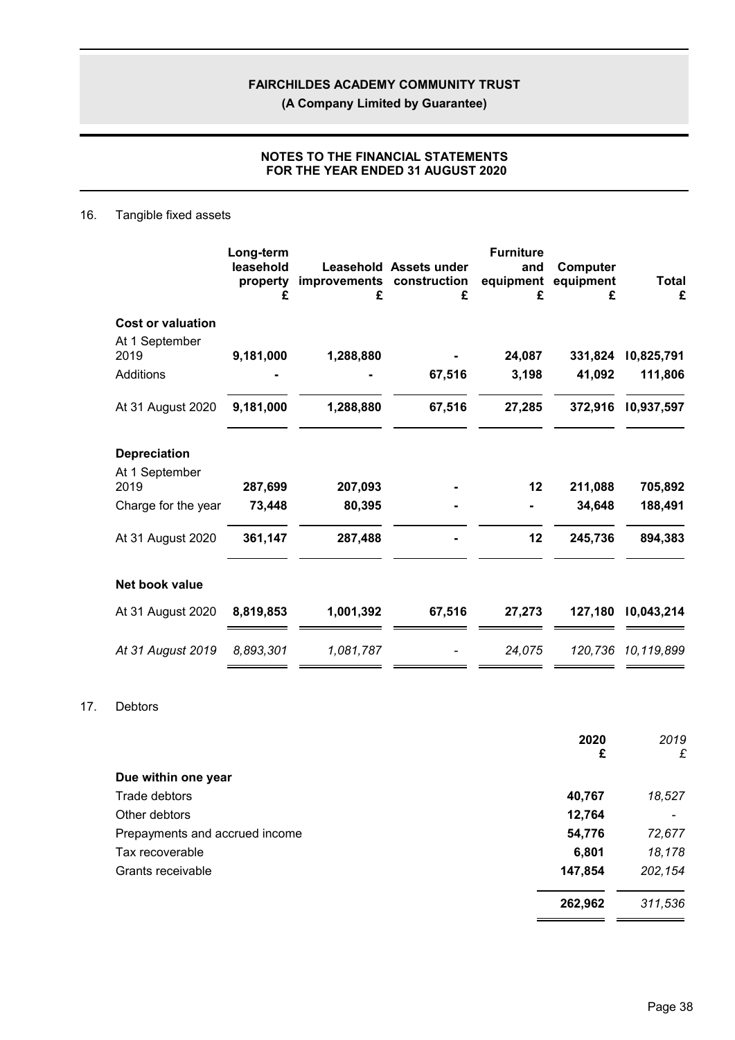## 16. Tangible fixed assets

| | Long-term leasehold property £ | Leasehold improvements £ | Assets under construction £ | Furniture and equipment £ | Computer equipment £ | Total £ |
|---|---|---|---|---|---|---|
| **Cost or valuation** | | | | | | |
| At 1 September 2019 | **9,181,000** | **1,288,880** | **-** | **24,087** | **331,824** | **10,825,791** |
| Additions | **-** | **-** | **67,516** | **3,198** | **41,092** | **111,806** |
| At 31 August 2020 | **9,181,000** | **1,288,880** | **67,516** | **27,285** | **372,916** | **10,937,597** |
| **Depreciation** | | | | | | |
| At 1 September 2019 | **287,699** | **207,093** | **-** | **12** | **211,088** | **705,892** |
| Charge for the year | **73,448** | **80,395** | **-** | **-** | **34,648** | **188,491** |
| At 31 August 2020 | **361,147** | **287,488** | **-** | **12** | **245,736** | **894,383** |
| **Net book value** | | | | | | |
| At 31 August 2020 | **8,819,853** | **1,001,392** | **67,516** | **27,273** | **127,180** | **10,043,214** |
| *At 31 August 2019* | *8,893,301* | *1,081,787* | *-* | *24,075* | *120,736* | *10,119,899* |

## 17. Debtors

| | 2020 £ | *2019 £* |
|---|---|---|
| **Due within one year** | | |
| Trade debtors | **40,767** | *18,527* |
| Other debtors | **12,764** | *-* |
| Prepayments and accrued income | **54,776** | *72,677* |
| Tax recoverable | **6,801** | *18,178* |
| Grants receivable | **147,854** | *202,154* |
| | **262,962** | *311,536* |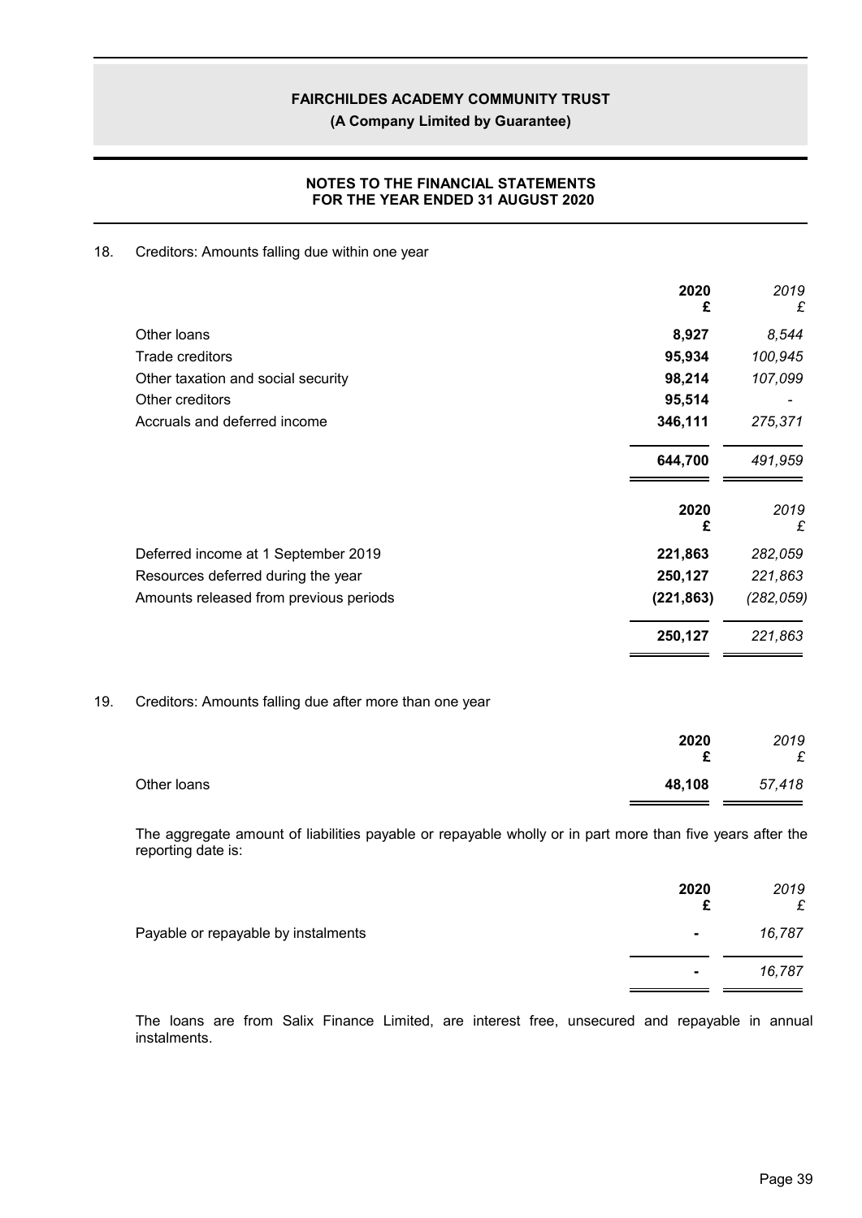## 18. Creditors: Amounts falling due within one year

| | 2020 £ | 2019 £ |
|---|---|---|
| Other loans | **8,927** | *8,544* |
| Trade creditors | **95,934** | *100,945* |
| Other taxation and social security | **98,214** | *107,099* |
| Other creditors | **95,514** | *-* |
| Accruals and deferred income | **346,111** | *275,371* |
| | **644,700** | *491,959* |

| | 2020 £ | 2019 £ |
|---|---|---|
| Deferred income at 1 September 2019 | **221,863** | *282,059* |
| Resources deferred during the year | **250,127** | *221,863* |
| Amounts released from previous periods | **(221,863)** | *(282,059)* |
| | **250,127** | *221,863* |

## 19. Creditors: Amounts falling due after more than one year

| | 2020 £ | 2019 £ |
|---|---|---|
| Other loans | **48,108** | *57,418* |

The aggregate amount of liabilities payable or repayable wholly or in part more than five years after the reporting date is:

| | 2020 £ | 2019 £ |
|---|---|---|
| Payable or repayable by instalments | **-** | *16,787* |
| | **-** | *16,787* |

The loans are from Salix Finance Limited, are interest free, unsecured and repayable in annual instalments.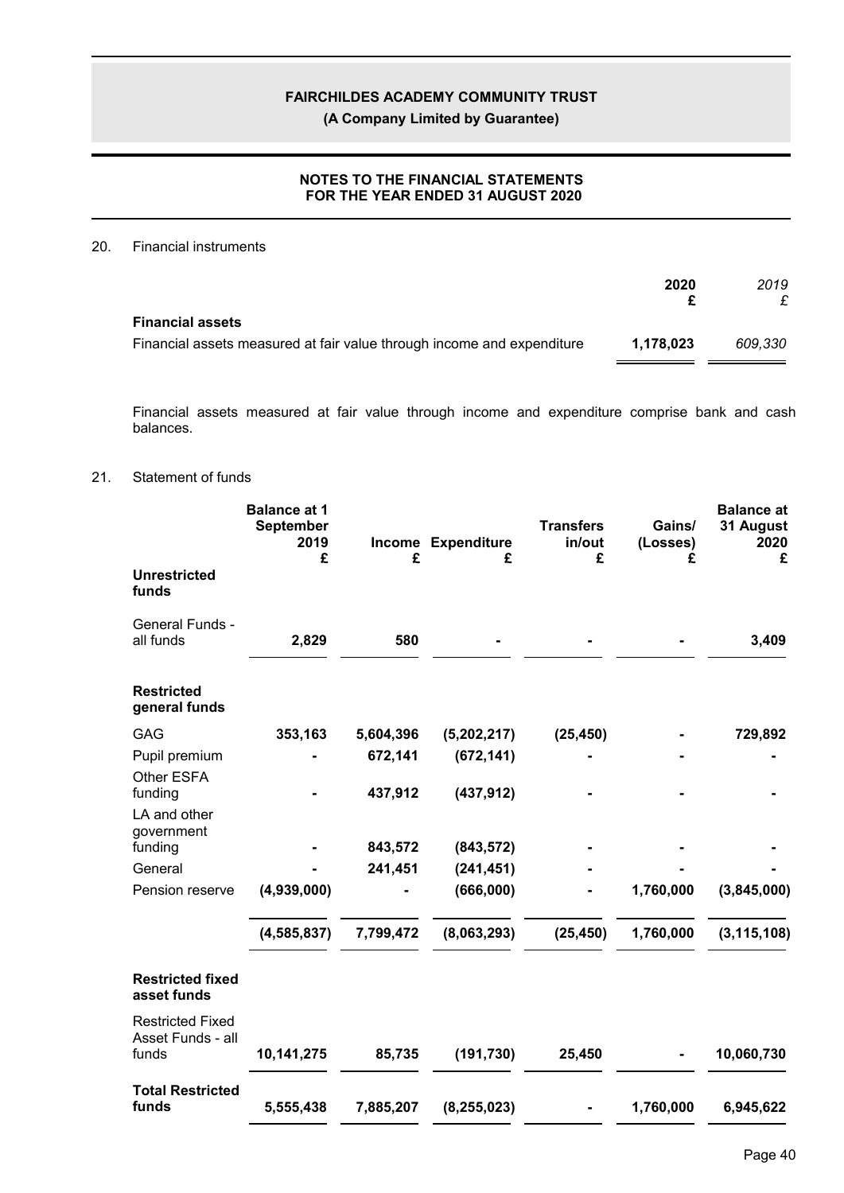## 20. Financial instruments

| | 2020 £ | *2019 £* |
|---|---|---|
| **Financial assets** | | |
| Financial assets measured at fair value through income and expenditure | **1,178,023** | *609,330* |

Financial assets measured at fair value through income and expenditure comprise bank and cash balances.

## 21. Statement of funds

| | Balance at 1 September 2019 £ | Income £ | Expenditure £ | Transfers in/out £ | Gains/ (Losses) £ | Balance at 31 August 2020 £ |
|---|---|---|---|---|---|---|
| **Unrestricted funds** | | | | | | |
| General Funds - all funds | **2,829** | **580** | **-** | **-** | **-** | **3,409** |
| **Restricted general funds** | | | | | | |
| GAG | **353,163** | **5,604,396** | **(5,202,217)** | **(25,450)** | **-** | **729,892** |
| Pupil premium | **-** | **672,141** | **(672,141)** | **-** | **-** | **-** |
| Other ESFA funding | **-** | **437,912** | **(437,912)** | **-** | **-** | **-** |
| LA and other government funding | **-** | **843,572** | **(843,572)** | **-** | **-** | **-** |
| General | **-** | **241,451** | **(241,451)** | **-** | **-** | **-** |
| Pension reserve | **(4,939,000)** | **-** | **(666,000)** | **-** | **1,760,000** | **(3,845,000)** |
| | **(4,585,837)** | **7,799,472** | **(8,063,293)** | **(25,450)** | **1,760,000** | **(3,115,108)** |
| **Restricted fixed asset funds** | | | | | | |
| Restricted Fixed Asset Funds - all funds | **10,141,275** | **85,735** | **(191,730)** | **25,450** | **-** | **10,060,730** |
| **Total Restricted funds** | **5,555,438** | **7,885,207** | **(8,255,023)** | **-** | **1,760,000** | **6,945,622** |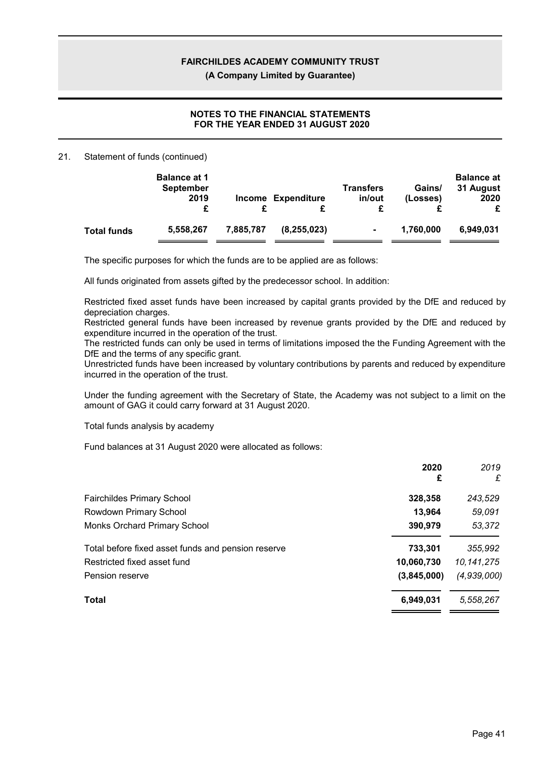21. Statement of funds (continued)

| | Balance at 1 September 2019 £ | Income £ | Expenditure £ | Transfers in/out £ | Gains/ (Losses) £ | Balance at 31 August 2020 £ |
|---|---|---|---|---|---|---|
| **Total funds** | **5,558,267** | **7,885,787** | **(8,255,023)** | **-** | **1,760,000** | **6,949,031** |

The specific purposes for which the funds are to be applied are as follows:

All funds originated from assets gifted by the predecessor school. In addition:

Restricted fixed asset funds have been increased by capital grants provided by the DfE and reduced by depreciation charges.
Restricted general funds have been increased by revenue grants provided by the DfE and reduced by expenditure incurred in the operation of the trust.
The restricted funds can only be used in terms of limitations imposed the the Funding Agreement with the DfE and the terms of any specific grant.
Unrestricted funds have been increased by voluntary contributions by parents and reduced by expenditure incurred in the operation of the trust.

Under the funding agreement with the Secretary of State, the Academy was not subject to a limit on the amount of GAG it could carry forward at 31 August 2020.

Total funds analysis by academy

Fund balances at 31 August 2020 were allocated as follows:

| | 2020 £ | *2019 £* |
|---|---|---|
| Fairchildes Primary School | **328,358** | *243,529* |
| Rowdown Primary School | **13,964** | *59,091* |
| Monks Orchard Primary School | **390,979** | *53,372* |
| Total before fixed asset funds and pension reserve | **733,301** | *355,992* |
| Restricted fixed asset fund | **10,060,730** | *10,141,275* |
| Pension reserve | **(3,845,000)** | *(4,939,000)* |
| **Total** | **6,949,031** | *5,558,267* |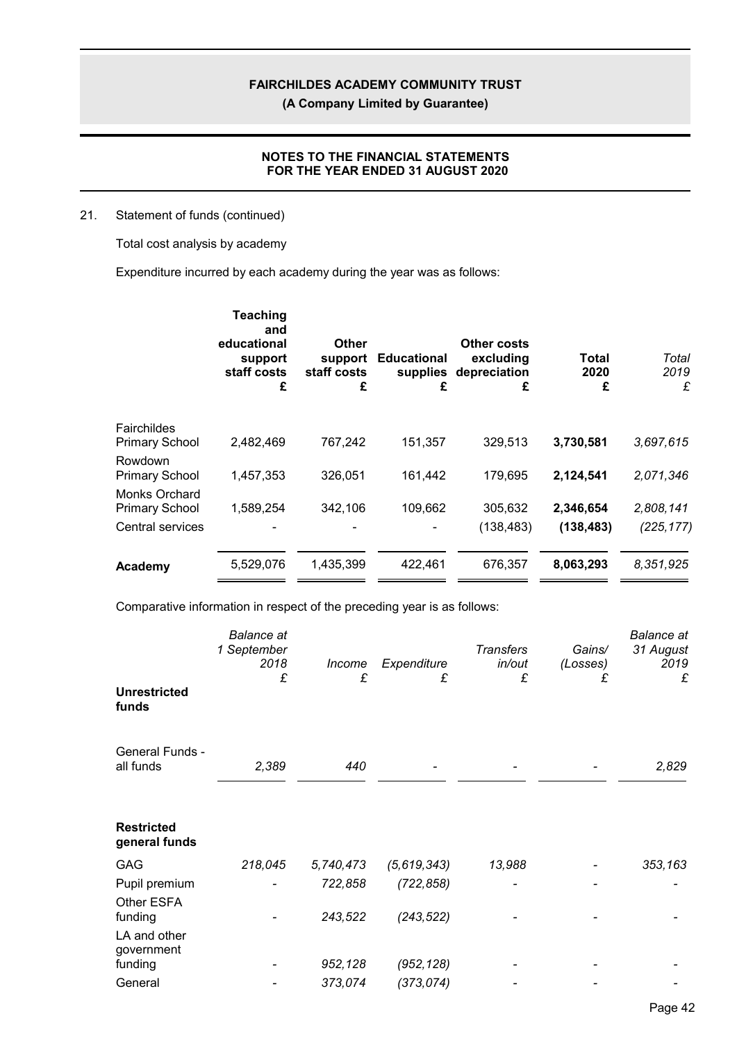# FAIRCHILDES ACADEMY COMMUNITY TRUST

**(A Company Limited by Guarantee)**

**NOTES TO THE FINANCIAL STATEMENTS FOR THE YEAR ENDED 31 AUGUST 2020**

21. Statement of funds (continued)

Total cost analysis by academy

Expenditure incurred by each academy during the year was as follows:

| | Teaching and educational support staff costs £ | Other support staff costs £ | Educational supplies £ | Other costs excluding depreciation £ | Total 2020 £ | *Total 2019 £* |
|---|---|---|---|---|---|---|
| Fairchildes Primary School | 2,482,469 | 767,242 | 151,357 | 329,513 | **3,730,581** | *3,697,615* |
| Rowdown Primary School | 1,457,353 | 326,051 | 161,442 | 179,695 | **2,124,541** | *2,071,346* |
| Monks Orchard Primary School | 1,589,254 | 342,106 | 109,662 | 305,632 | **2,346,654** | *2,808,141* |
| Central services | - | - | - | (138,483) | **(138,483)** | *(225,177)* |
| **Academy** | 5,529,076 | 1,435,399 | 422,461 | 676,357 | **8,063,293** | *8,351,925* |

Comparative information in respect of the preceding year is as follows:

| | *Balance at 1 September 2018 £* | *Income £* | *Expenditure £* | *Transfers in/out £* | *Gains/ (Losses) £* | *Balance at 31 August 2019 £* |
|---|---|---|---|---|---|---|
| **Unrestricted funds** | | | | | | |
| General Funds - all funds | *2,389* | *440* | - | - | - | *2,829* |
| **Restricted general funds** | | | | | | |
| GAG | *218,045* | *5,740,473* | *(5,619,343)* | *13,988* | - | *353,163* |
| Pupil premium | - | *722,858* | *(722,858)* | - | - | - |
| Other ESFA funding | - | *243,522* | *(243,522)* | - | - | - |
| LA and other government funding | - | *952,128* | *(952,128)* | - | - | - |
| General | - | *373,074* | *(373,074)* | - | - | - |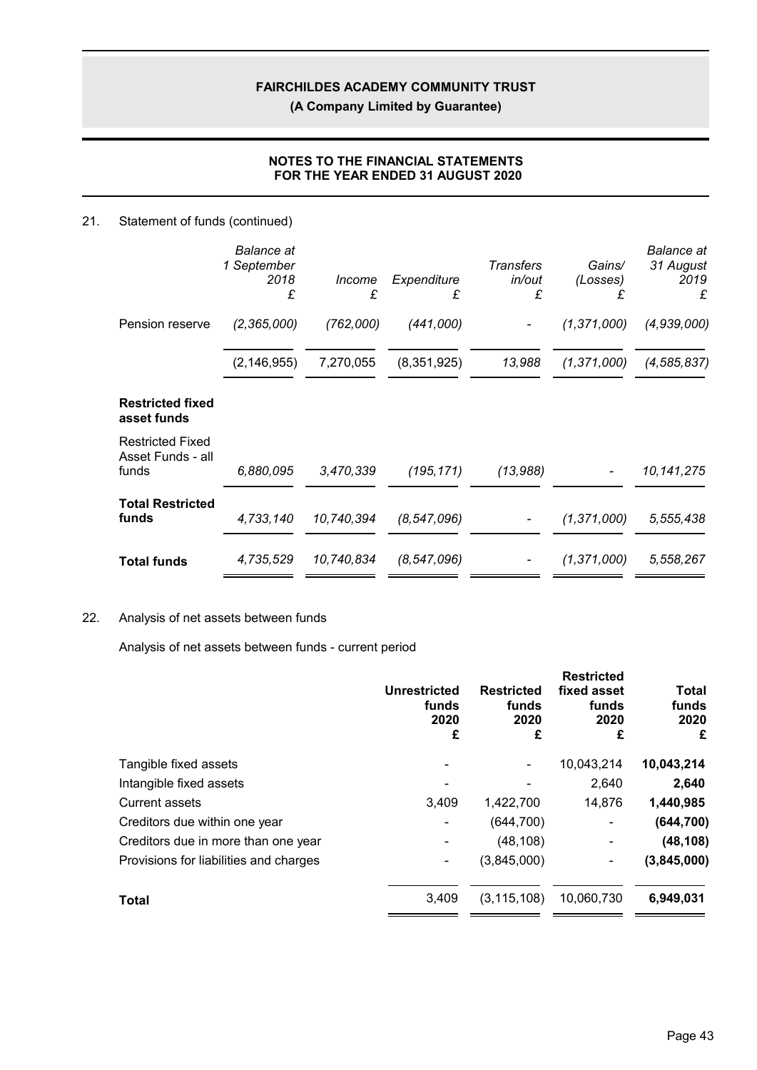21. Statement of funds (continued)

| | *Balance at 1 September 2018* £ | *Income* £ | *Expenditure* £ | *Transfers in/out* £ | *Gains/ (Losses)* £ | *Balance at 31 August 2019* £ |
|---|---|---|---|---|---|---|
| Pension reserve | *(2,365,000)* | *(762,000)* | *(441,000)* | - | *(1,371,000)* | *(4,939,000)* |
| | (2,146,955) | 7,270,055 | (8,351,925) | *13,988* | *(1,371,000)* | *(4,585,837)* |
| **Restricted fixed asset funds** | | | | | | |
| Restricted Fixed Asset Funds - all funds | *6,880,095* | *3,470,339* | *(195,171)* | *(13,988)* | - | *10,141,275* |
| **Total Restricted funds** | *4,733,140* | *10,740,394* | *(8,547,096)* | - | *(1,371,000)* | *5,555,438* |
| **Total funds** | *4,735,529* | *10,740,834* | *(8,547,096)* | - | *(1,371,000)* | *5,558,267* |

22. Analysis of net assets between funds

Analysis of net assets between funds - current period

| | **Unrestricted funds 2020 £** | **Restricted funds 2020 £** | **Restricted fixed asset funds 2020 £** | **Total funds 2020 £** |
|---|---|---|---|---|
| Tangible fixed assets | - | - | 10,043,214 | **10,043,214** |
| Intangible fixed assets | - | - | 2,640 | **2,640** |
| Current assets | 3,409 | 1,422,700 | 14,876 | **1,440,985** |
| Creditors due within one year | - | (644,700) | - | **(644,700)** |
| Creditors due in more than one year | - | (48,108) | - | **(48,108)** |
| Provisions for liabilities and charges | - | (3,845,000) | - | **(3,845,000)** |
| **Total** | 3,409 | (3,115,108) | 10,060,730 | **6,949,031** |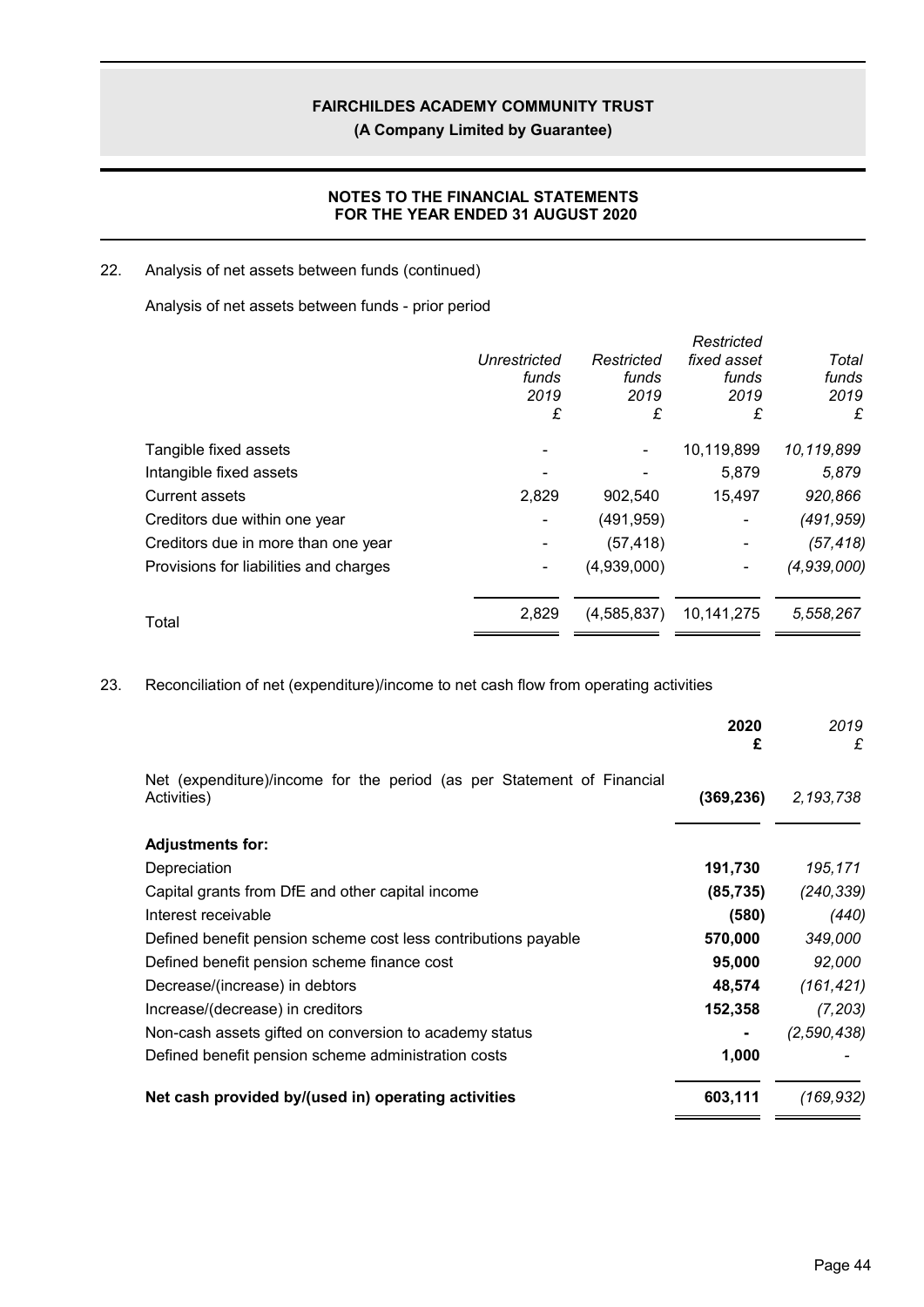## 22. Analysis of net assets between funds (continued)

Analysis of net assets between funds - prior period

| | *Unrestricted funds 2019 £* | *Restricted funds 2019 £* | *Restricted fixed asset funds 2019 £* | *Total funds 2019 £* |
|---|---|---|---|---|
| Tangible fixed assets | - | - | 10,119,899 | *10,119,899* |
| Intangible fixed assets | - | - | 5,879 | *5,879* |
| Current assets | 2,829 | 902,540 | 15,497 | *920,866* |
| Creditors due within one year | - | (491,959) | - | *(491,959)* |
| Creditors due in more than one year | - | (57,418) | - | *(57,418)* |
| Provisions for liabilities and charges | - | (4,939,000) | - | *(4,939,000)* |
| Total | 2,829 | (4,585,837) | 10,141,275 | *5,558,267* |

## 23. Reconciliation of net (expenditure)/income to net cash flow from operating activities

| | **2020 £** | *2019 £* |
|---|---|---|
| Net (expenditure)/income for the period (as per Statement of Financial Activities) | **(369,236)** | *2,193,738* |
| **Adjustments for:** | | |
| Depreciation | **191,730** | *195,171* |
| Capital grants from DfE and other capital income | **(85,735)** | *(240,339)* |
| Interest receivable | **(580)** | *(440)* |
| Defined benefit pension scheme cost less contributions payable | **570,000** | *349,000* |
| Defined benefit pension scheme finance cost | **95,000** | *92,000* |
| Decrease/(increase) in debtors | **48,574** | *(161,421)* |
| Increase/(decrease) in creditors | **152,358** | *(7,203)* |
| Non-cash assets gifted on conversion to academy status | **-** | *(2,590,438)* |
| Defined benefit pension scheme administration costs | **1,000** | - |
| **Net cash provided by/(used in) operating activities** | **603,111** | *(169,932)* |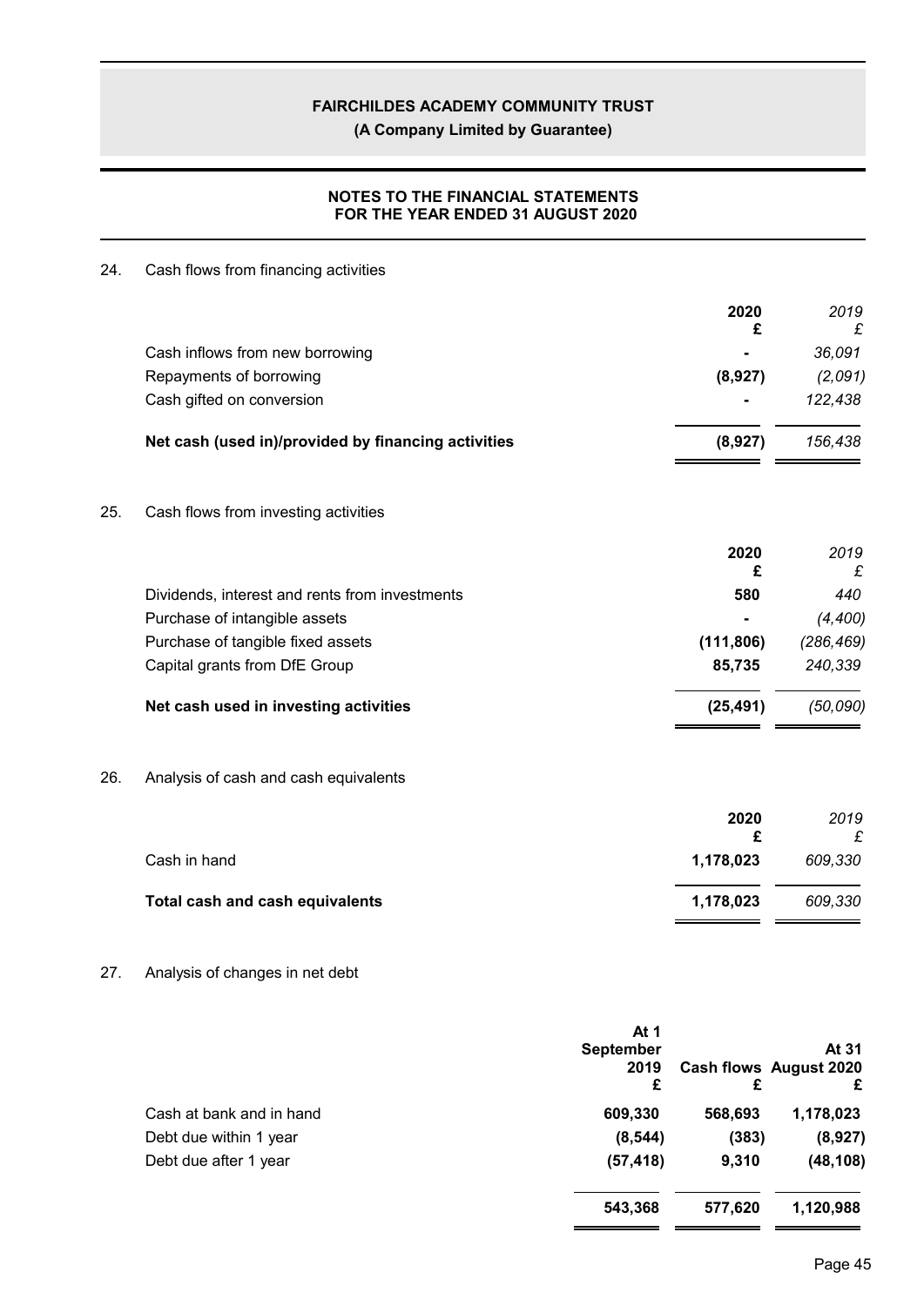## NOTES TO THE FINANCIAL STATEMENTS FOR THE YEAR ENDED 31 AUGUST 2020

### 24. Cash flows from financing activities

| | 2020 £ | *2019 £* |
|---|---|---|
| Cash inflows from new borrowing | - | *36,091* |
| Repayments of borrowing | **(8,927)** | *(2,091)* |
| Cash gifted on conversion | - | *122,438* |
| **Net cash (used in)/provided by financing activities** | **(8,927)** | *156,438* |

### 25. Cash flows from investing activities

| | 2020 £ | *2019 £* |
|---|---|---|
| Dividends, interest and rents from investments | **580** | *440* |
| Purchase of intangible assets | - | *(4,400)* |
| Purchase of tangible fixed assets | **(111,806)** | *(286,469)* |
| Capital grants from DfE Group | **85,735** | *240,339* |
| **Net cash used in investing activities** | **(25,491)** | *(50,090)* |

### 26. Analysis of cash and cash equivalents

| | 2020 £ | *2019 £* |
|---|---|---|
| Cash in hand | **1,178,023** | *609,330* |
| **Total cash and cash equivalents** | **1,178,023** | *609,330* |

### 27. Analysis of changes in net debt

| | At 1 September 2019 £ | Cash flows £ | At 31 August 2020 £ |
|---|---|---|---|
| Cash at bank and in hand | 609,330 | 568,693 | 1,178,023 |
| Debt due within 1 year | (8,544) | (383) | (8,927) |
| Debt due after 1 year | (57,418) | 9,310 | (48,108) |
| | 543,368 | 577,620 | 1,120,988 |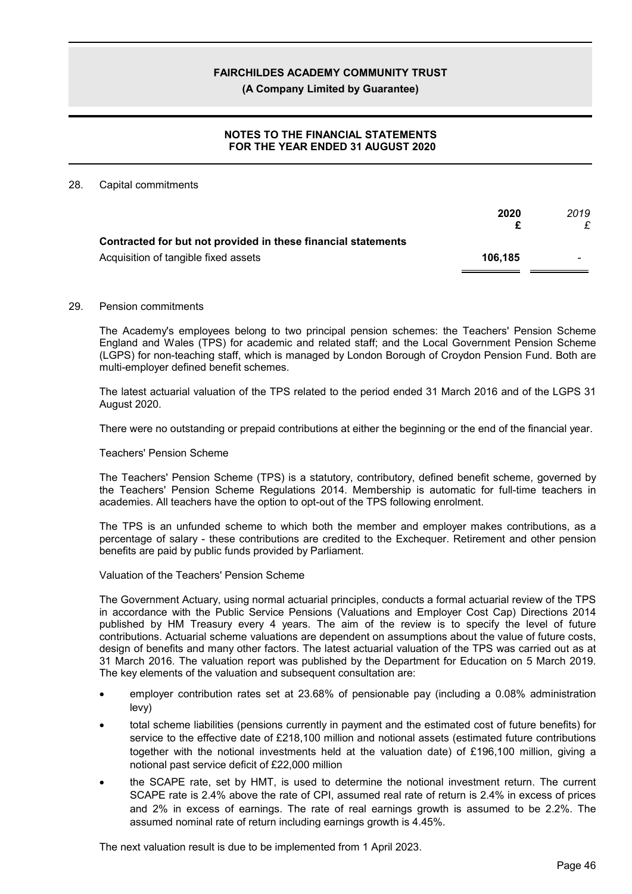## 28. Capital commitments

| | 2020 £ | 2019 £ |
|---|---|---|
| **Contracted for but not provided in these financial statements** | | |
| Acquisition of tangible fixed assets | **106,185** | - |

## 29. Pension commitments

The Academy's employees belong to two principal pension schemes: the Teachers' Pension Scheme England and Wales (TPS) for academic and related staff; and the Local Government Pension Scheme (LGPS) for non-teaching staff, which is managed by London Borough of Croydon Pension Fund. Both are multi-employer defined benefit schemes.

The latest actuarial valuation of the TPS related to the period ended 31 March 2016 and of the LGPS 31 August 2020.

There were no outstanding or prepaid contributions at either the beginning or the end of the financial year.

Teachers' Pension Scheme

The Teachers' Pension Scheme (TPS) is a statutory, contributory, defined benefit scheme, governed by the Teachers' Pension Scheme Regulations 2014. Membership is automatic for full-time teachers in academies. All teachers have the option to opt-out of the TPS following enrolment.

The TPS is an unfunded scheme to which both the member and employer makes contributions, as a percentage of salary - these contributions are credited to the Exchequer. Retirement and other pension benefits are paid by public funds provided by Parliament.

Valuation of the Teachers' Pension Scheme

The Government Actuary, using normal actuarial principles, conducts a formal actuarial review of the TPS in accordance with the Public Service Pensions (Valuations and Employer Cost Cap) Directions 2014 published by HM Treasury every 4 years. The aim of the review is to specify the level of future contributions. Actuarial scheme valuations are dependent on assumptions about the value of future costs, design of benefits and many other factors. The latest actuarial valuation of the TPS was carried out as at 31 March 2016. The valuation report was published by the Department for Education on 5 March 2019. The key elements of the valuation and subsequent consultation are:

- employer contribution rates set at 23.68% of pensionable pay (including a 0.08% administration levy)
- total scheme liabilities (pensions currently in payment and the estimated cost of future benefits) for service to the effective date of £218,100 million and notional assets (estimated future contributions together with the notional investments held at the valuation date) of £196,100 million, giving a notional past service deficit of £22,000 million
- the SCAPE rate, set by HMT, is used to determine the notional investment return. The current SCAPE rate is 2.4% above the rate of CPI, assumed real rate of return is 2.4% in excess of prices and 2% in excess of earnings. The rate of real earnings growth is assumed to be 2.2%. The assumed nominal rate of return including earnings growth is 4.45%.

The next valuation result is due to be implemented from 1 April 2023.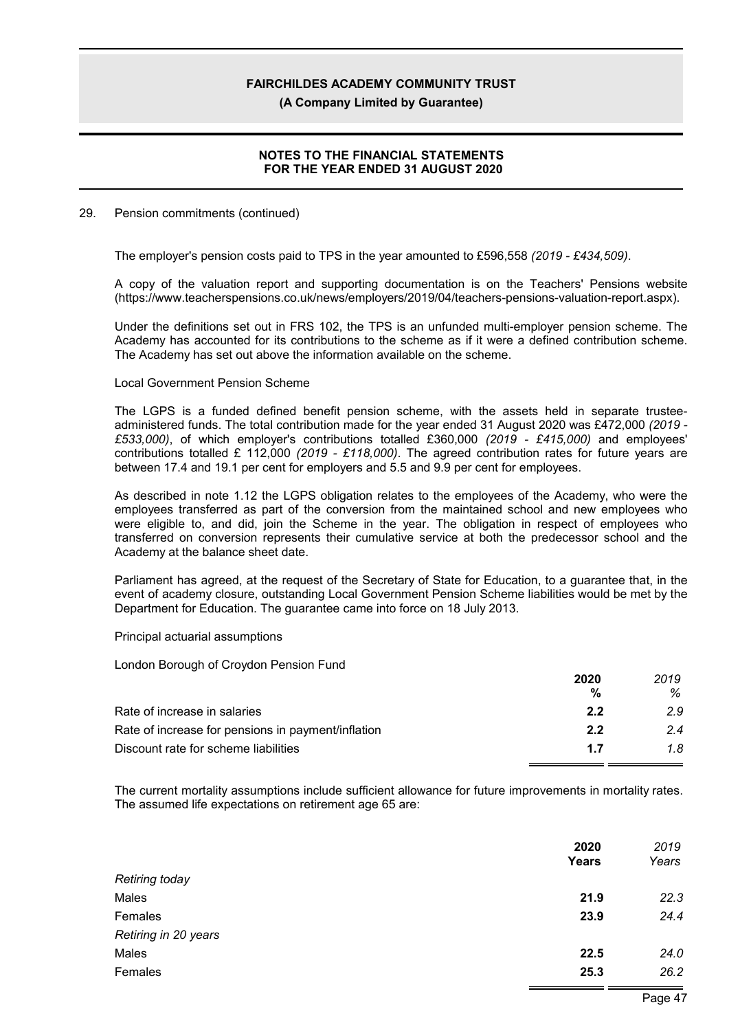29. Pension commitments (continued)

The employer's pension costs paid to TPS in the year amounted to £596,558 *(2019 - £434,509)*.

A copy of the valuation report and supporting documentation is on the Teachers' Pensions website (https://www.teacherspensions.co.uk/news/employers/2019/04/teachers-pensions-valuation-report.aspx).

Under the definitions set out in FRS 102, the TPS is an unfunded multi-employer pension scheme. The Academy has accounted for its contributions to the scheme as if it were a defined contribution scheme. The Academy has set out above the information available on the scheme.

Local Government Pension Scheme

The LGPS is a funded defined benefit pension scheme, with the assets held in separate trustee-administered funds. The total contribution made for the year ended 31 August 2020 was £472,000 *(2019 - £533,000)*, of which employer's contributions totalled £360,000 *(2019 - £415,000)* and employees' contributions totalled £ 112,000 *(2019 - £118,000)*. The agreed contribution rates for future years are between 17.4 and 19.1 per cent for employers and 5.5 and 9.9 per cent for employees.

As described in note 1.12 the LGPS obligation relates to the employees of the Academy, who were the employees transferred as part of the conversion from the maintained school and new employees who were eligible to, and did, join the Scheme in the year. The obligation in respect of employees who transferred on conversion represents their cumulative service at both the predecessor school and the Academy at the balance sheet date.

Parliament has agreed, at the request of the Secretary of State for Education, to a guarantee that, in the event of academy closure, outstanding Local Government Pension Scheme liabilities would be met by the Department for Education. The guarantee came into force on 18 July 2013.

Principal actuarial assumptions

London Borough of Croydon Pension Fund

| | **2020** | *2019* |
|---|---|---|
| | **%** | *%* |
| Rate of increase in salaries | **2.2** | *2.9* |
| Rate of increase for pensions in payment/inflation | **2.2** | *2.4* |
| Discount rate for scheme liabilities | **1.7** | *1.8* |

The current mortality assumptions include sufficient allowance for future improvements in mortality rates. The assumed life expectations on retirement age 65 are:

| | **2020** | *2019* |
|---|---|---|
| | **Years** | *Years* |
| *Retiring today* | | |
| Males | **21.9** | *22.3* |
| Females | **23.9** | *24.4* |
| *Retiring in 20 years* | | |
| Males | **22.5** | *24.0* |
| Females | **25.3** | *26.2* |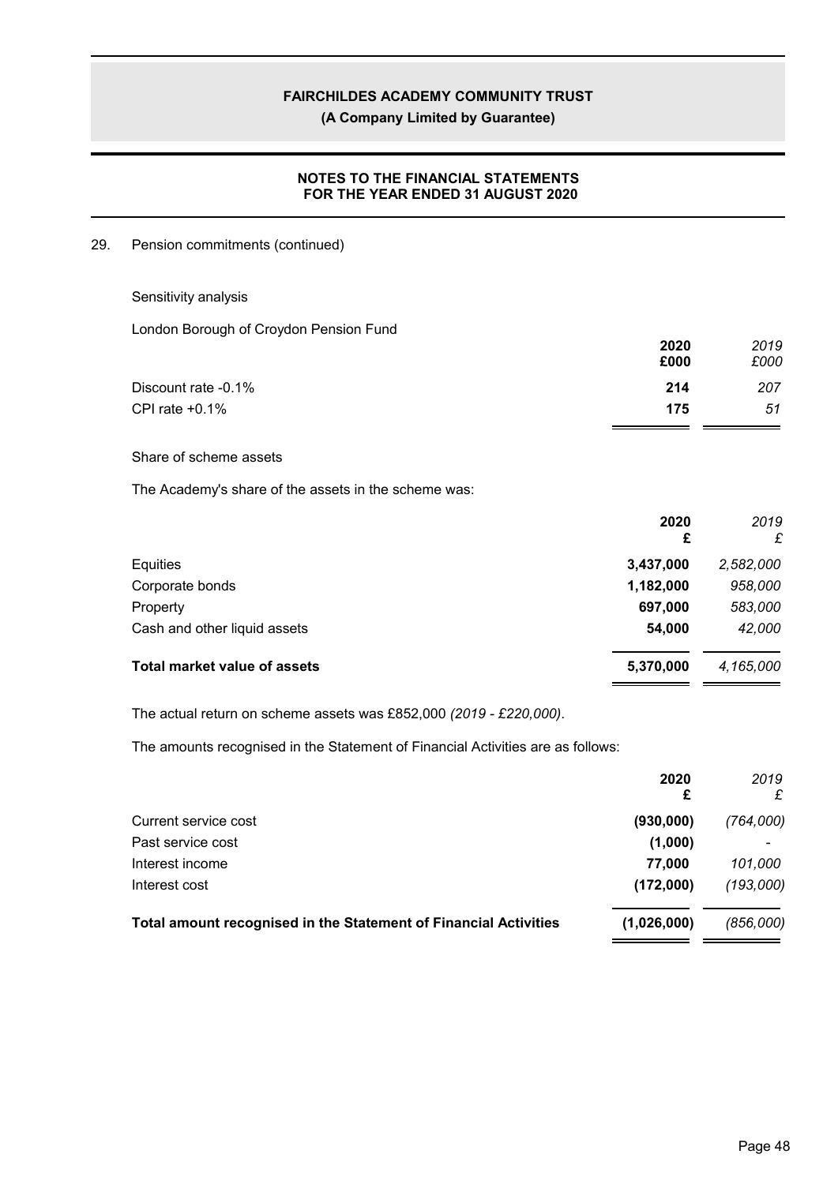## 29. Pension commitments (continued)

### Sensitivity analysis

London Borough of Croydon Pension Fund

| | 2020 £000 | *2019 £000* |
|---|---|---|
| Discount rate -0.1% | **214** | *207* |
| CPI rate +0.1% | **175** | *51* |

### Share of scheme assets

The Academy's share of the assets in the scheme was:

| | 2020 £ | *2019 £* |
|---|---|---|
| Equities | **3,437,000** | *2,582,000* |
| Corporate bonds | **1,182,000** | *958,000* |
| Property | **697,000** | *583,000* |
| Cash and other liquid assets | **54,000** | *42,000* |
| **Total market value of assets** | **5,370,000** | *4,165,000* |

The actual return on scheme assets was £852,000 *(2019 - £220,000)*.

The amounts recognised in the Statement of Financial Activities are as follows:

| | 2020 £ | *2019 £* |
|---|---|---|
| Current service cost | **(930,000)** | *(764,000)* |
| Past service cost | **(1,000)** | *-* |
| Interest income | **77,000** | *101,000* |
| Interest cost | **(172,000)** | *(193,000)* |
| **Total amount recognised in the Statement of Financial Activities** | **(1,026,000)** | *(856,000)* |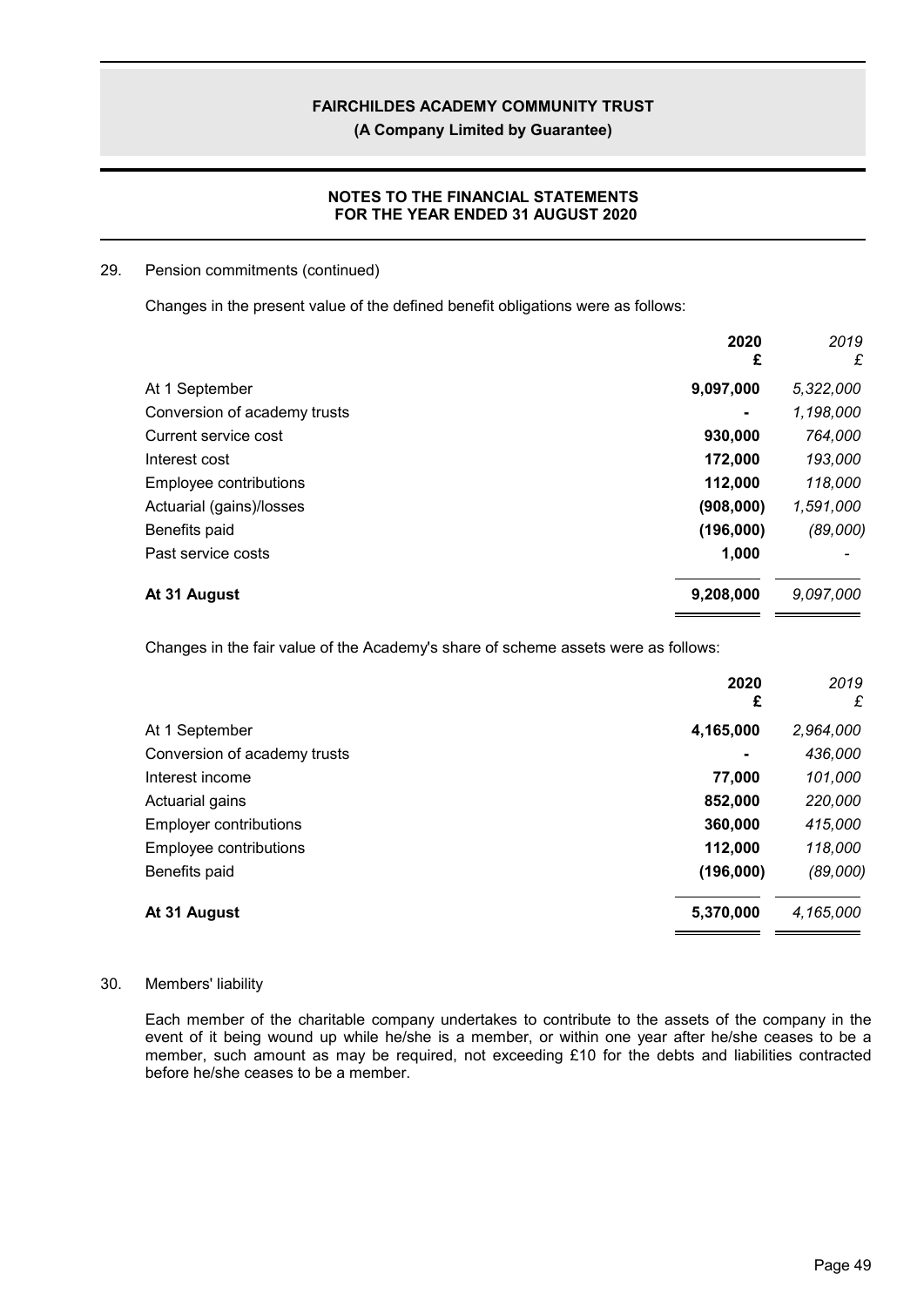## 29. Pension commitments (continued)

Changes in the present value of the defined benefit obligations were as follows:

| | 2020 £ | 2019 £ |
|---|---|---|
| At 1 September | 9,097,000 | 5,322,000 |
| Conversion of academy trusts | - | 1,198,000 |
| Current service cost | 930,000 | 764,000 |
| Interest cost | 172,000 | 193,000 |
| Employee contributions | 112,000 | 118,000 |
| Actuarial (gains)/losses | (908,000) | 1,591,000 |
| Benefits paid | (196,000) | (89,000) |
| Past service costs | 1,000 | - |
| **At 31 August** | **9,208,000** | 9,097,000 |

Changes in the fair value of the Academy's share of scheme assets were as follows:

| | 2020 £ | 2019 £ |
|---|---|---|
| At 1 September | 4,165,000 | 2,964,000 |
| Conversion of academy trusts | - | 436,000 |
| Interest income | 77,000 | 101,000 |
| Actuarial gains | 852,000 | 220,000 |
| Employer contributions | 360,000 | 415,000 |
| Employee contributions | 112,000 | 118,000 |
| Benefits paid | (196,000) | (89,000) |
| **At 31 August** | **5,370,000** | 4,165,000 |

## 30. Members' liability

Each member of the charitable company undertakes to contribute to the assets of the company in the event of it being wound up while he/she is a member, or within one year after he/she ceases to be a member, such amount as may be required, not exceeding £10 for the debts and liabilities contracted before he/she ceases to be a member.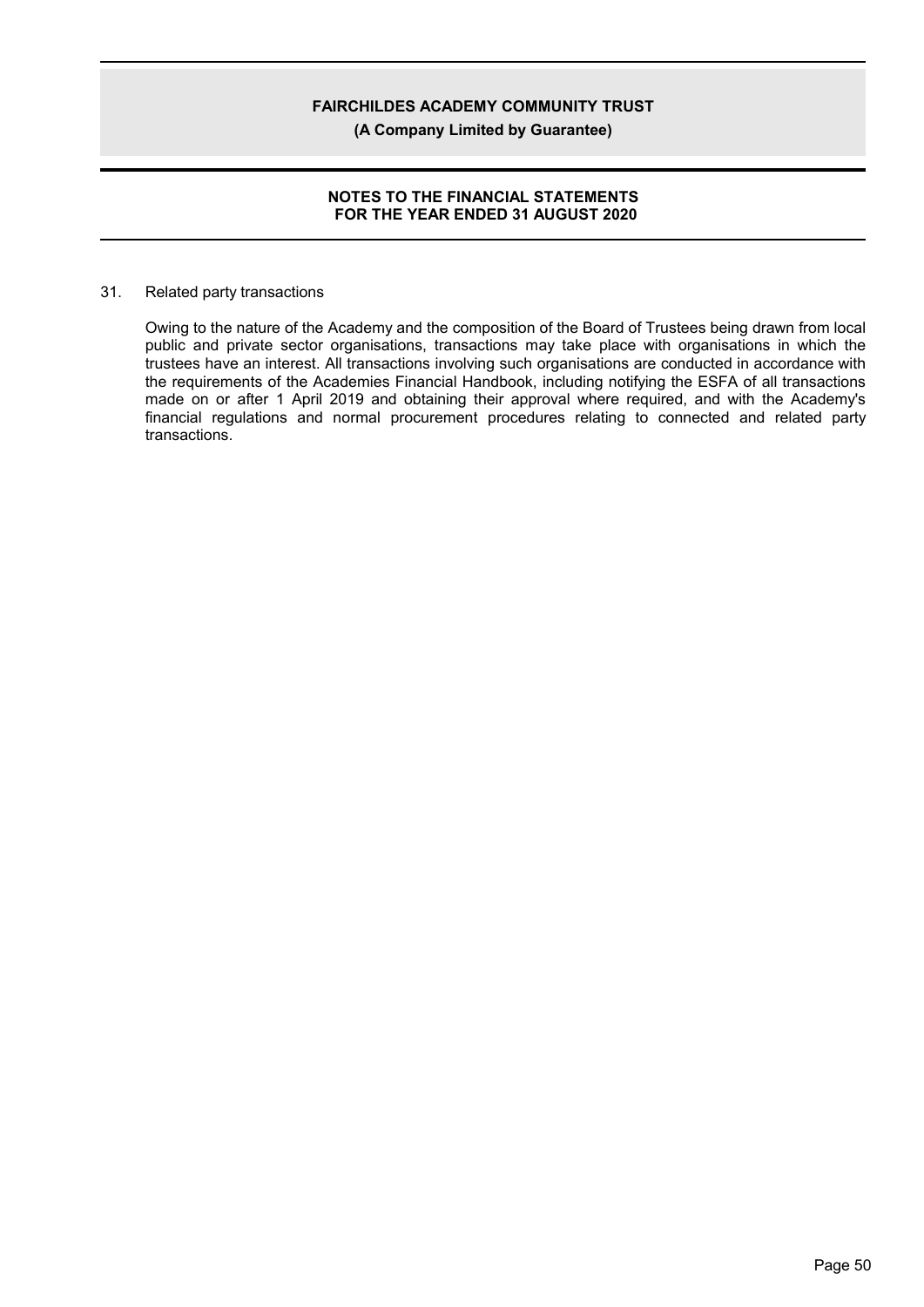## 31. Related party transactions

Owing to the nature of the Academy and the composition of the Board of Trustees being drawn from local public and private sector organisations, transactions may take place with organisations in which the trustees have an interest. All transactions involving such organisations are conducted in accordance with the requirements of the Academies Financial Handbook, including notifying the ESFA of all transactions made on or after 1 April 2019 and obtaining their approval where required, and with the Academy's financial regulations and normal procurement procedures relating to connected and related party transactions.